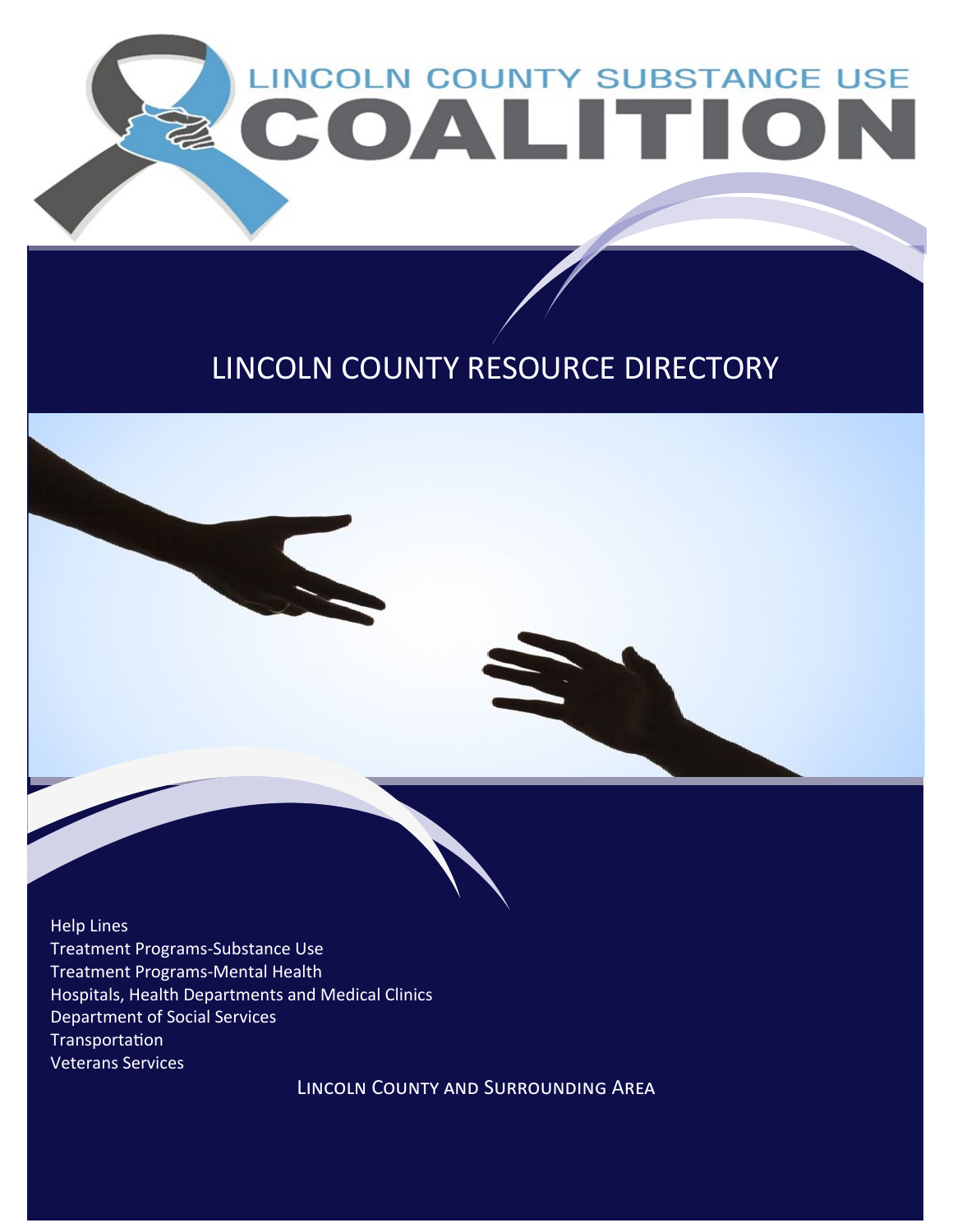# LINCOLN COUNTY SUBSTANCE USE COALITION

## LINCOLN COUNTY RESOURCE DIRECTORY

Help Lines
Treatment Programs-Substance Use
Treatment Programs-Mental Health
Hospitals, Health Departments and Medical Clinics
Department of Social Services
Transportation
Veterans Services

LINCOLN COUNTY AND SURROUNDING AREA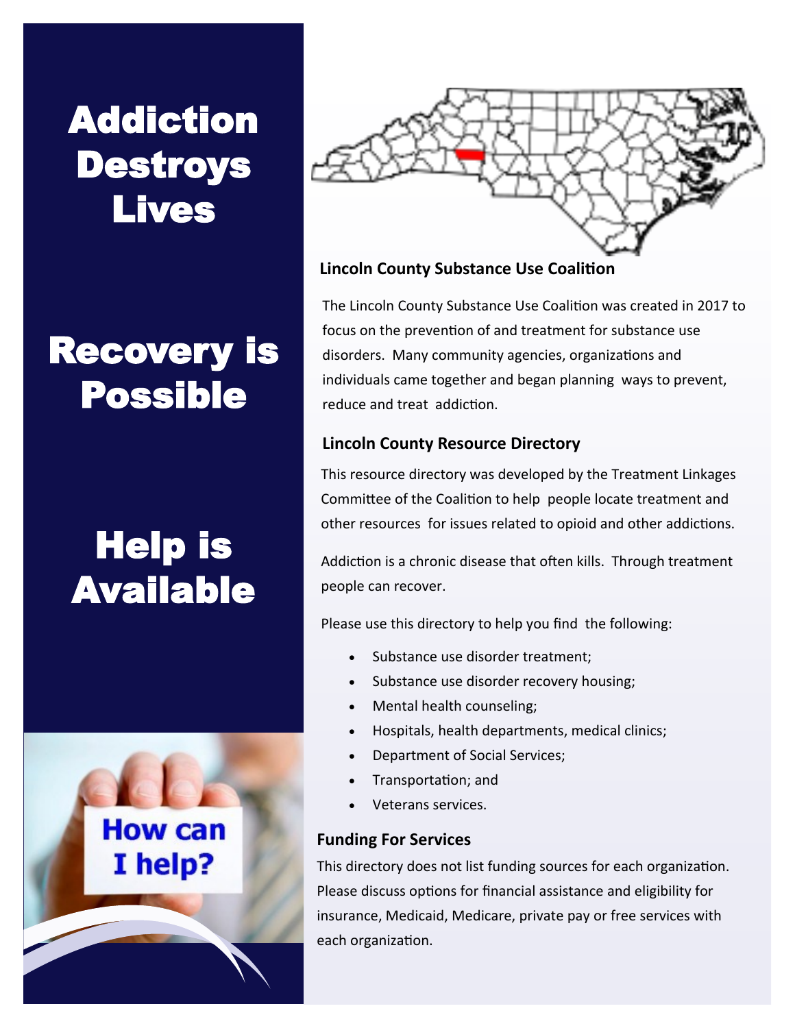# Addiction Destroys Lives

# Recovery is Possible

# Help is Available

How can I help?

**Lincoln County Substance Use Coalition**

The Lincoln County Substance Use Coalition was created in 2017 to focus on the prevention of and treatment for substance use disorders. Many community agencies, organizations and individuals came together and began planning ways to prevent, reduce and treat addiction.

**Lincoln County Resource Directory**

This resource directory was developed by the Treatment Linkages Committee of the Coalition to help people locate treatment and other resources for issues related to opioid and other addictions.

Addiction is a chronic disease that often kills. Through treatment people can recover.

Please use this directory to help you find the following:

- Substance use disorder treatment;
- Substance use disorder recovery housing;
- Mental health counseling;
- Hospitals, health departments, medical clinics;
- Department of Social Services;
- Transportation; and
- Veterans services.

**Funding For Services**

This directory does not list funding sources for each organization. Please discuss options for financial assistance and eligibility for insurance, Medicaid, Medicare, private pay or free services with each organization.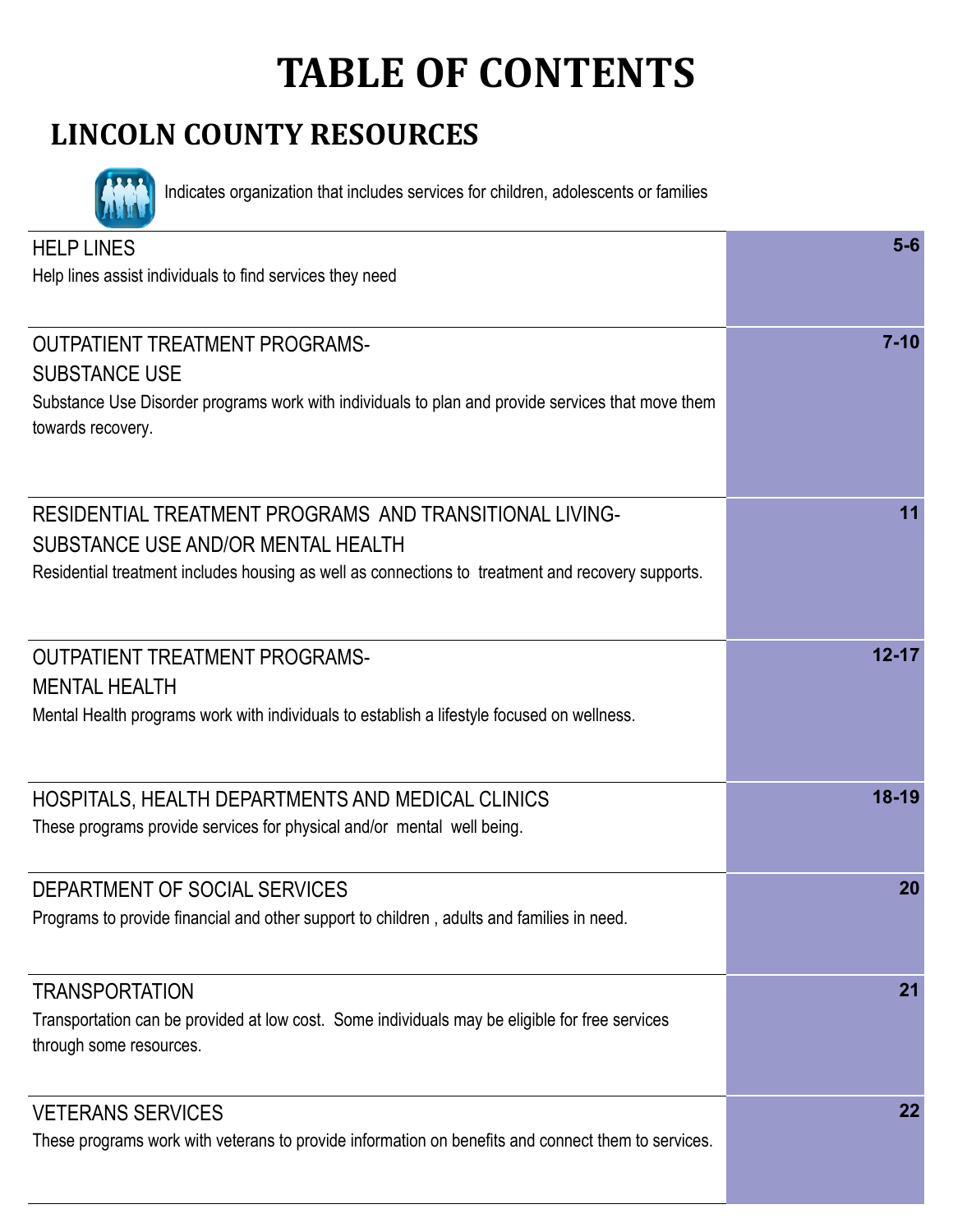# TABLE OF CONTENTS

## LINCOLN COUNTY RESOURCES

Indicates organization that includes services for children, adolescents or families

| Section | Pages |
|---|---|
| HELP LINES<br>Help lines assist individuals to find services they need | 5-6 |
| OUTPATIENT TREATMENT PROGRAMS-<br>SUBSTANCE USE<br>Substance Use Disorder programs work with individuals to plan and provide services that move them towards recovery. | 7-10 |
| RESIDENTIAL TREATMENT PROGRAMS AND TRANSITIONAL LIVING-<br>SUBSTANCE USE AND/OR MENTAL HEALTH<br>Residential treatment includes housing as well as connections to treatment and recovery supports. | 11 |
| OUTPATIENT TREATMENT PROGRAMS-<br>MENTAL HEALTH<br>Mental Health programs work with individuals to establish a lifestyle focused on wellness. | 12-17 |
| HOSPITALS, HEALTH DEPARTMENTS AND MEDICAL CLINICS<br>These programs provide services for physical and/or mental well being. | 18-19 |
| DEPARTMENT OF SOCIAL SERVICES<br>Programs to provide financial and other support to children , adults and families in need. | 20 |
| TRANSPORTATION<br>Transportation can be provided at low cost. Some individuals may be eligible for free services through some resources. | 21 |
| VETERANS SERVICES<br>These programs work with veterans to provide information on benefits and connect them to services. | 22 |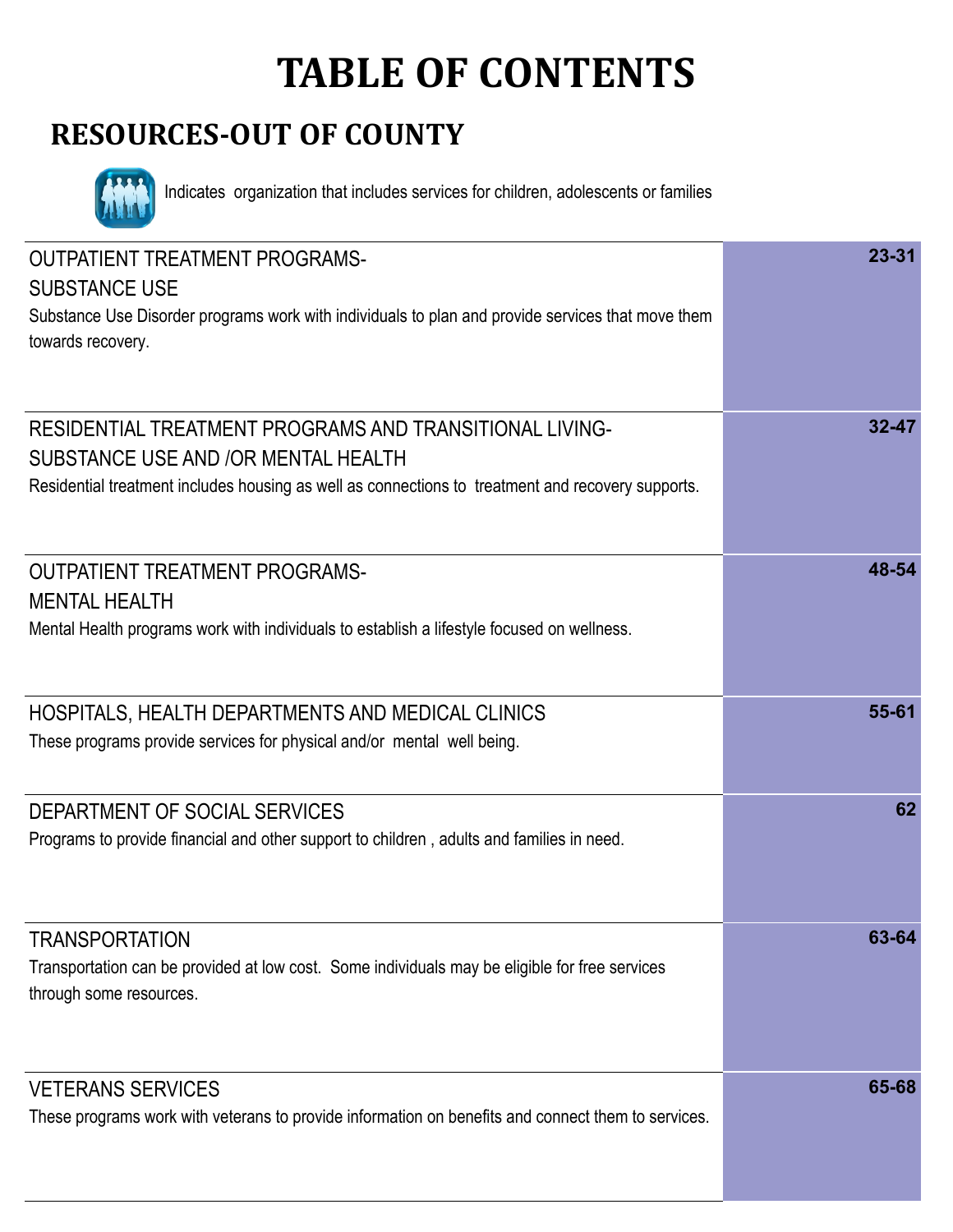# TABLE OF CONTENTS

## RESOURCES-OUT OF COUNTY

Indicates organization that includes services for children, adolescents or families

| Section | Pages |
|---|---|
| OUTPATIENT TREATMENT PROGRAMS-<br>SUBSTANCE USE<br>Substance Use Disorder programs work with individuals to plan and provide services that move them towards recovery. | **23-31** |
| RESIDENTIAL TREATMENT PROGRAMS AND TRANSITIONAL LIVING-<br>SUBSTANCE USE AND /OR MENTAL HEALTH<br>Residential treatment includes housing as well as connections to treatment and recovery supports. | **32-47** |
| OUTPATIENT TREATMENT PROGRAMS-<br>MENTAL HEALTH<br>Mental Health programs work with individuals to establish a lifestyle focused on wellness. | **48-54** |
| HOSPITALS, HEALTH DEPARTMENTS AND MEDICAL CLINICS<br>These programs provide services for physical and/or mental well being. | **55-61** |
| DEPARTMENT OF SOCIAL SERVICES<br>Programs to provide financial and other support to children , adults and families in need. | **62** |
| TRANSPORTATION<br>Transportation can be provided at low cost. Some individuals may be eligible for free services through some resources. | **63-64** |
| VETERANS SERVICES<br>These programs work with veterans to provide information on benefits and connect them to services. | **65-68** |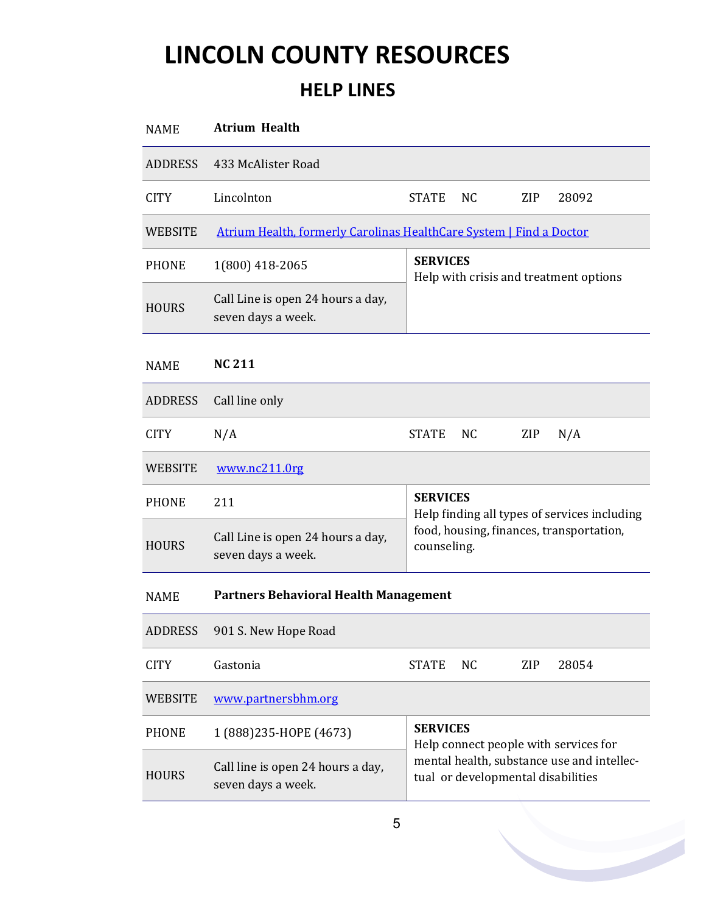# LINCOLN COUNTY RESOURCES

## HELP LINES

| NAME | **Atrium Health** | | | | |
|---|---|---|---|---|---|
| ADDRESS | 433 McAlister Road | | | | |
| CITY | Lincolnton | STATE | NC | ZIP | 28092 |
| WEBSITE | [Atrium Health, formerly Carolinas HealthCare System \| Find a Doctor]() | | | | |
| PHONE | 1(800) 418-2065 | **SERVICES** Help with crisis and treatment options | | | |
| HOURS | Call Line is open 24 hours a day, seven days a week. | | | | |

| NAME | **NC 211** | | | | |
|---|---|---|---|---|---|
| ADDRESS | Call line only | | | | |
| CITY | N/A | STATE | NC | ZIP | N/A |
| WEBSITE | [www.nc211.0rg]() | | | | |
| PHONE | 211 | **SERVICES** Help finding all types of services including food, housing, finances, transportation, counseling. | | | |
| HOURS | Call Line is open 24 hours a day, seven days a week. | | | | |

| NAME | **Partners Behavioral Health Management** | | | | |
|---|---|---|---|---|---|
| ADDRESS | 901 S. New Hope Road | | | | |
| CITY | Gastonia | STATE | NC | ZIP | 28054 |
| WEBSITE | [www.partnersbhm.org]() | | | | |
| PHONE | 1 (888)235-HOPE (4673) | **SERVICES** Help connect people with services for mental health, substance use and intellectual or developmental disabilities | | | |
| HOURS | Call line is open 24 hours a day, seven days a week. | | | | |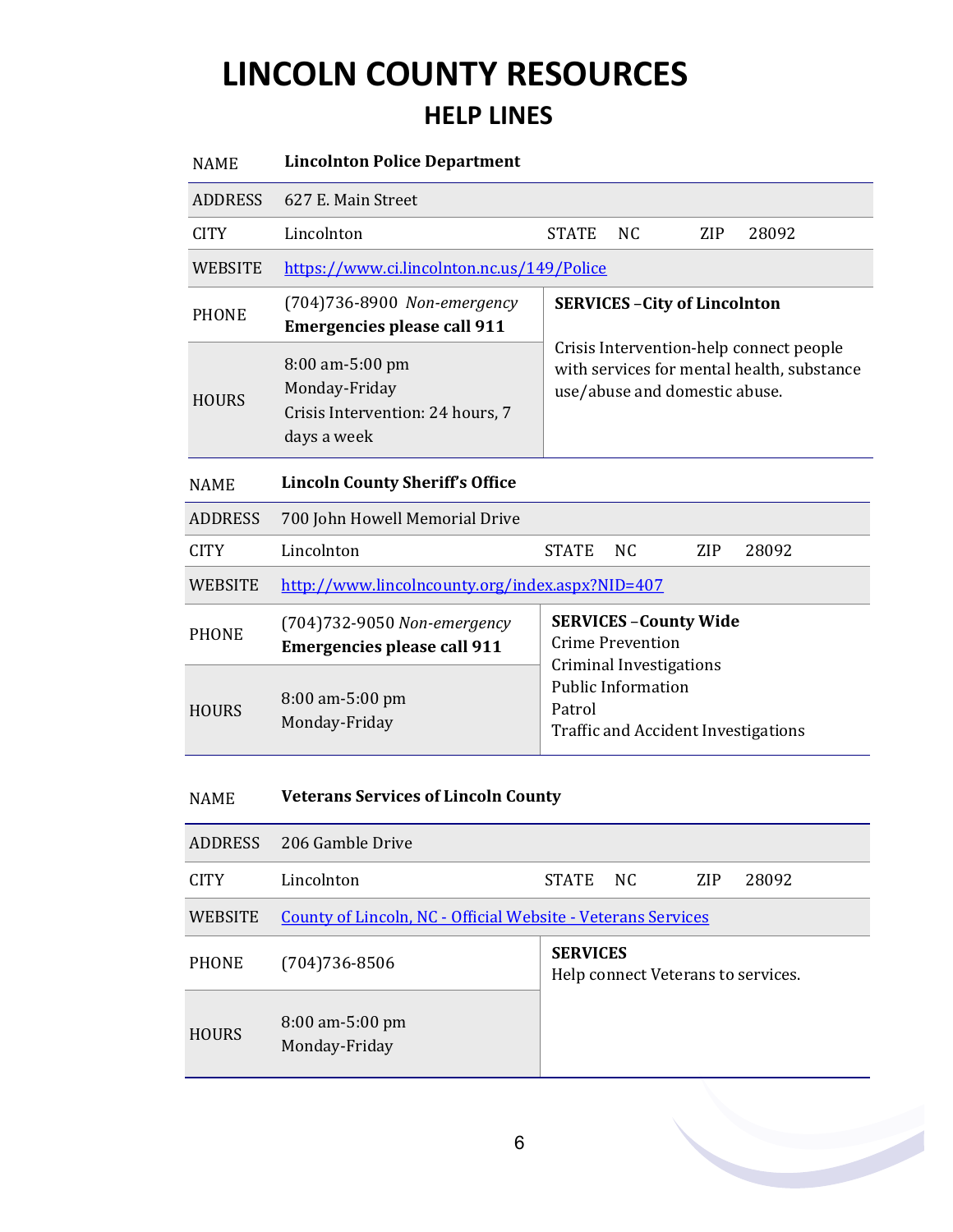# LINCOLN COUNTY RESOURCES

## HELP LINES

| NAME | **Lincolnton Police Department** | | | | |
|---|---|---|---|---|---|
| ADDRESS | 627 E. Main Street | | | | |
| CITY | Lincolnton | STATE | NC | ZIP | 28092 |
| WEBSITE | https://www.ci.lincolnton.nc.us/149/Police | | | | |
| PHONE | (704)736-8900 *Non-emergency* **Emergencies please call 911** | **SERVICES –City of Lincolnton** Crisis Intervention-help connect people with services for mental health, substance use/abuse and domestic abuse. | | | |
| HOURS | 8:00 am-5:00 pm Monday-Friday Crisis Intervention: 24 hours, 7 days a week | | | | |

| NAME | **Lincoln County Sheriff's Office** | | | | |
|---|---|---|---|---|---|
| ADDRESS | 700 John Howell Memorial Drive | | | | |
| CITY | Lincolnton | STATE | NC | ZIP | 28092 |
| WEBSITE | http://www.lincolncounty.org/index.aspx?NID=407 | | | | |
| PHONE | (704)732-9050 *Non-emergency* **Emergencies please call 911** | **SERVICES –County Wide** Crime Prevention Criminal Investigations Public Information Patrol Traffic and Accident Investigations | | | |
| HOURS | 8:00 am-5:00 pm Monday-Friday | | | | |

| NAME | **Veterans Services of Lincoln County** | | | | |
|---|---|---|---|---|---|
| ADDRESS | 206 Gamble Drive | | | | |
| CITY | Lincolnton | STATE | NC | ZIP | 28092 |
| WEBSITE | County of Lincoln, NC - Official Website - Veterans Services | | | | |
| PHONE | (704)736-8506 | **SERVICES** Help connect Veterans to services. | | | |
| HOURS | 8:00 am-5:00 pm Monday-Friday | | | | |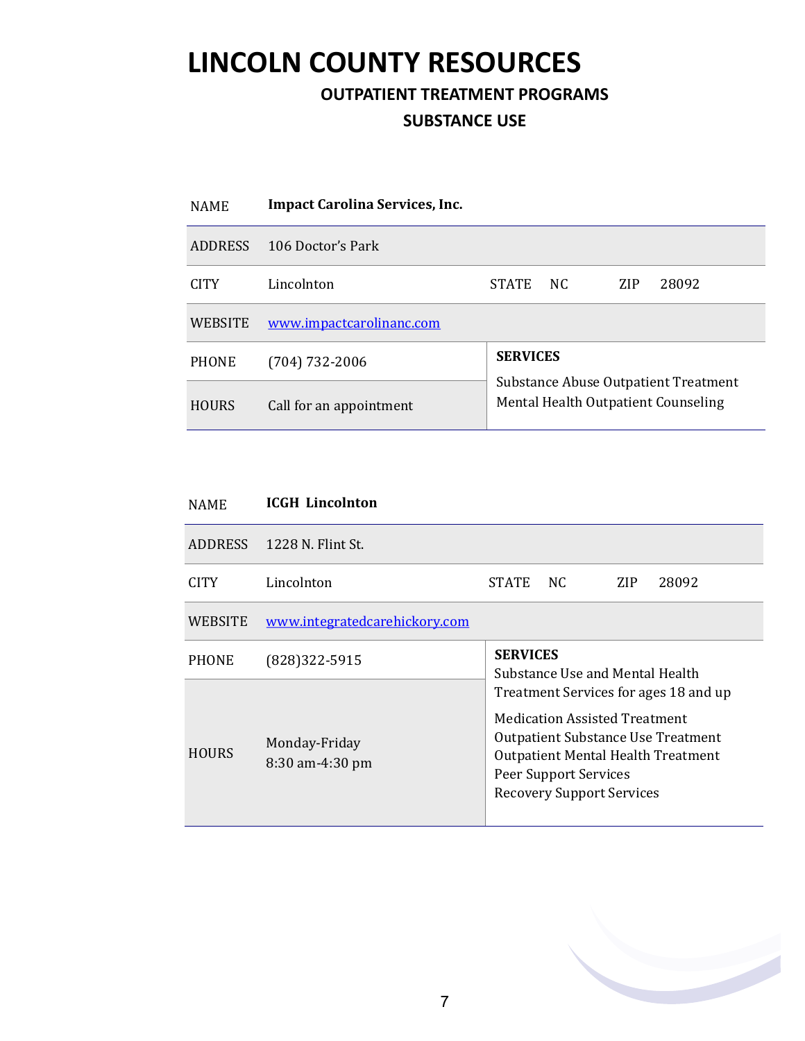# LINCOLN COUNTY RESOURCES

## OUTPATIENT TREATMENT PROGRAMS

## SUBSTANCE USE

| NAME | **Impact Carolina Services, Inc.** | | | | |
|---|---|---|---|---|---|
| ADDRESS | 106 Doctor's Park | | | | |
| CITY | Lincolnton | STATE | NC | ZIP | 28092 |
| WEBSITE | www.impactcarolinanc.com | | | | |
| PHONE | (704) 732-2006 | **SERVICES**<br>Substance Abuse Outpatient Treatment<br>Mental Health Outpatient Counseling | | | |
| HOURS | Call for an appointment | | | | |

| NAME | **ICGH Lincolnton** | | | | |
|---|---|---|---|---|---|
| ADDRESS | 1228 N. Flint St. | | | | |
| CITY | Lincolnton | STATE | NC | ZIP | 28092 |
| WEBSITE | www.integratedcarehickory.com | | | | |
| PHONE | (828)322-5915 | **SERVICES**<br>Substance Use and Mental Health Treatment Services for ages 18 and up<br>Medication Assisted Treatment<br>Outpatient Substance Use Treatment<br>Outpatient Mental Health Treatment<br>Peer Support Services<br>Recovery Support Services | | | |
| HOURS | Monday-Friday<br>8:30 am-4:30 pm | | | | |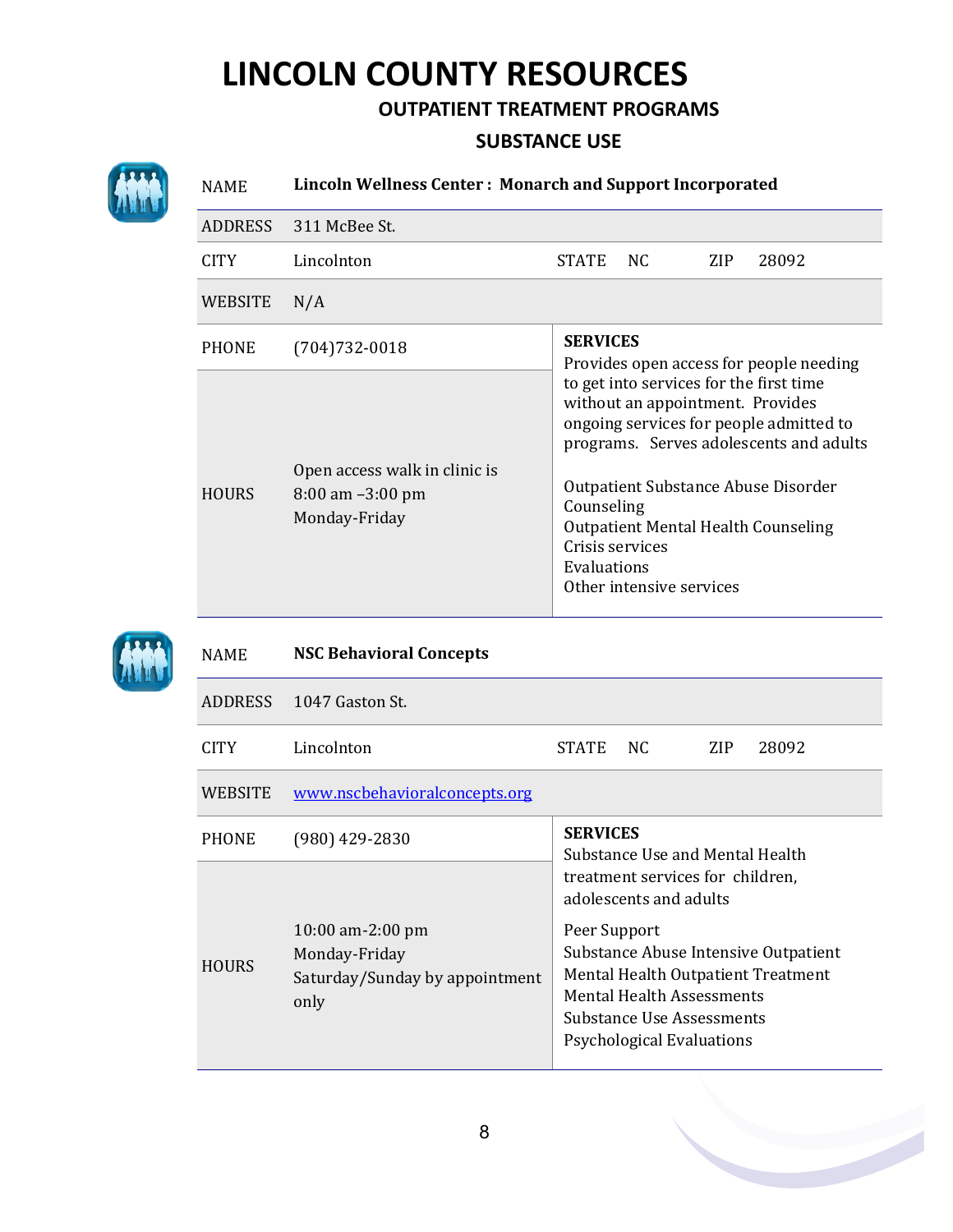# LINCOLN COUNTY RESOURCES

## OUTPATIENT TREATMENT PROGRAMS

## SUBSTANCE USE

| NAME | **Lincoln Wellness Center : Monarch and Support Incorporated** | | | | |
|---|---|---|---|---|---|
| ADDRESS | 311 McBee St. | | | | |
| CITY | Lincolnton | STATE | NC | ZIP | 28092 |
| WEBSITE | N/A | | | | |
| PHONE | (704)732-0018 | **SERVICES** Provides open access for people needing to get into services for the first time without an appointment. Provides ongoing services for people admitted to programs. Serves adolescents and adults<br><br>Outpatient Substance Abuse Disorder Counseling<br>Outpatient Mental Health Counseling<br>Crisis services<br>Evaluations<br>Other intensive services | | | |
| HOURS | Open access walk in clinic is 8:00 am –3:00 pm Monday-Friday | | | | |

| NAME | **NSC Behavioral Concepts** | | | | |
|---|---|---|---|---|---|
| ADDRESS | 1047 Gaston St. | | | | |
| CITY | Lincolnton | STATE | NC | ZIP | 28092 |
| WEBSITE | www.nscbehavioralconcepts.org | | | | |
| PHONE | (980) 429-2830 | **SERVICES** Substance Use and Mental Health treatment services for children, adolescents and adults<br><br>Peer Support<br>Substance Abuse Intensive Outpatient<br>Mental Health Outpatient Treatment<br>Mental Health Assessments<br>Substance Use Assessments<br>Psychological Evaluations | | | |
| HOURS | 10:00 am-2:00 pm Monday-Friday Saturday/Sunday by appointment only | | | | |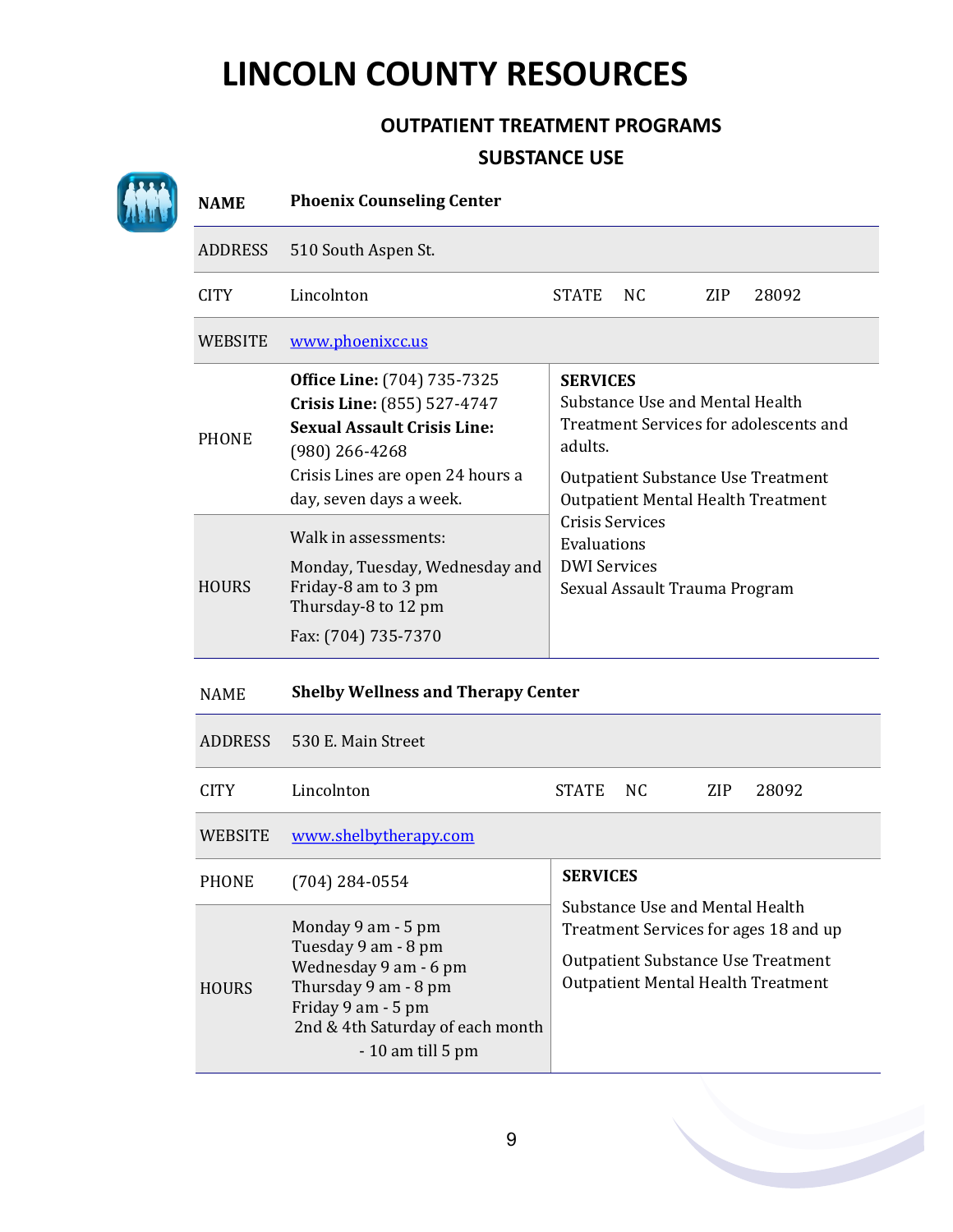# LINCOLN COUNTY RESOURCES

## OUTPATIENT TREATMENT PROGRAMS

## SUBSTANCE USE

| NAME | **Phoenix Counseling Center** | | | | |
|---|---|---|---|---|---|
| ADDRESS | 510 South Aspen St. | | | | |
| CITY | Lincolnton | STATE | NC | ZIP | 28092 |
| WEBSITE | www.phoenixcc.us | | | | |
| PHONE | **Office Line:** (704) 735-7325<br>**Crisis Line:** (855) 527-4747<br>**Sexual Assault Crisis Line:** (980) 266-4268<br>Crisis Lines are open 24 hours a day, seven days a week. | **SERVICES**<br>Substance Use and Mental Health Treatment Services for adolescents and adults.<br>Outpatient Substance Use Treatment<br>Outpatient Mental Health Treatment<br>Crisis Services<br>Evaluations<br>DWI Services<br>Sexual Assault Trauma Program | | | |
| HOURS | Walk in assessments:<br>Monday, Tuesday, Wednesday and Friday-8 am to 3 pm<br>Thursday-8 to 12 pm<br>Fax: (704) 735-7370 | | | | |

| NAME | **Shelby Wellness and Therapy Center** | | | | |
|---|---|---|---|---|---|
| ADDRESS | 530 E. Main Street | | | | |
| CITY | Lincolnton | STATE | NC | ZIP | 28092 |
| WEBSITE | www.shelbytherapy.com | | | | |
| PHONE | (704) 284-0554 | **SERVICES**<br>Substance Use and Mental Health Treatment Services for ages 18 and up<br>Outpatient Substance Use Treatment<br>Outpatient Mental Health Treatment | | | |
| HOURS | Monday 9 am - 5 pm<br>Tuesday 9 am - 8 pm<br>Wednesday 9 am - 6 pm<br>Thursday 9 am - 8 pm<br>Friday 9 am - 5 pm<br>2nd & 4th Saturday of each month - 10 am till 5 pm | | | | |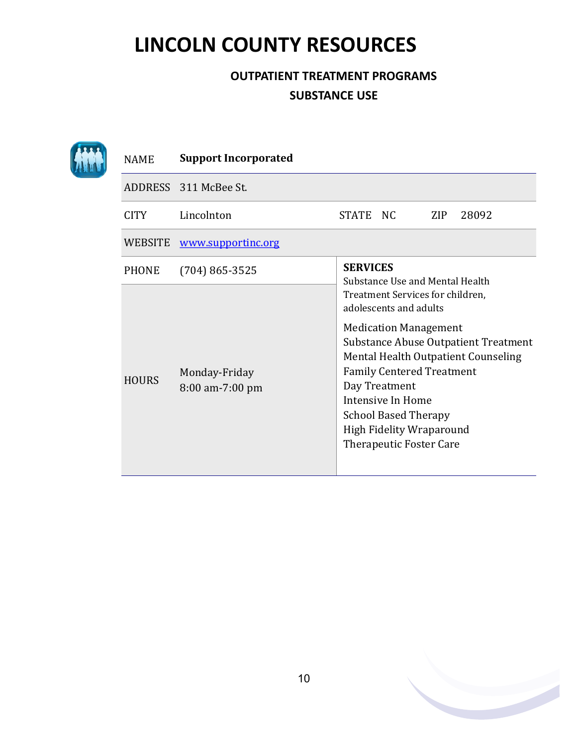# LINCOLN COUNTY RESOURCES

## OUTPATIENT TREATMENT PROGRAMS

## SUBSTANCE USE

| NAME | **Support Incorporated** | | | | |
|---|---|---|---|---|---|
| ADDRESS | 311 McBee St. | | | | |
| CITY | Lincolnton | STATE | NC | ZIP | 28092 |
| WEBSITE | [www.supportinc.org](http://www.supportinc.org) | | | | |
| PHONE | (704) 865-3525 | **SERVICES**<br>Substance Use and Mental Health Treatment Services for children, adolescents and adults<br><br>Medication Management<br>Substance Abuse Outpatient Treatment<br>Mental Health Outpatient Counseling<br>Family Centered Treatment<br>Day Treatment<br>Intensive In Home<br>School Based Therapy<br>High Fidelity Wraparound<br>Therapeutic Foster Care | | | |
| HOURS | Monday-Friday<br>8:00 am-7:00 pm | | | | |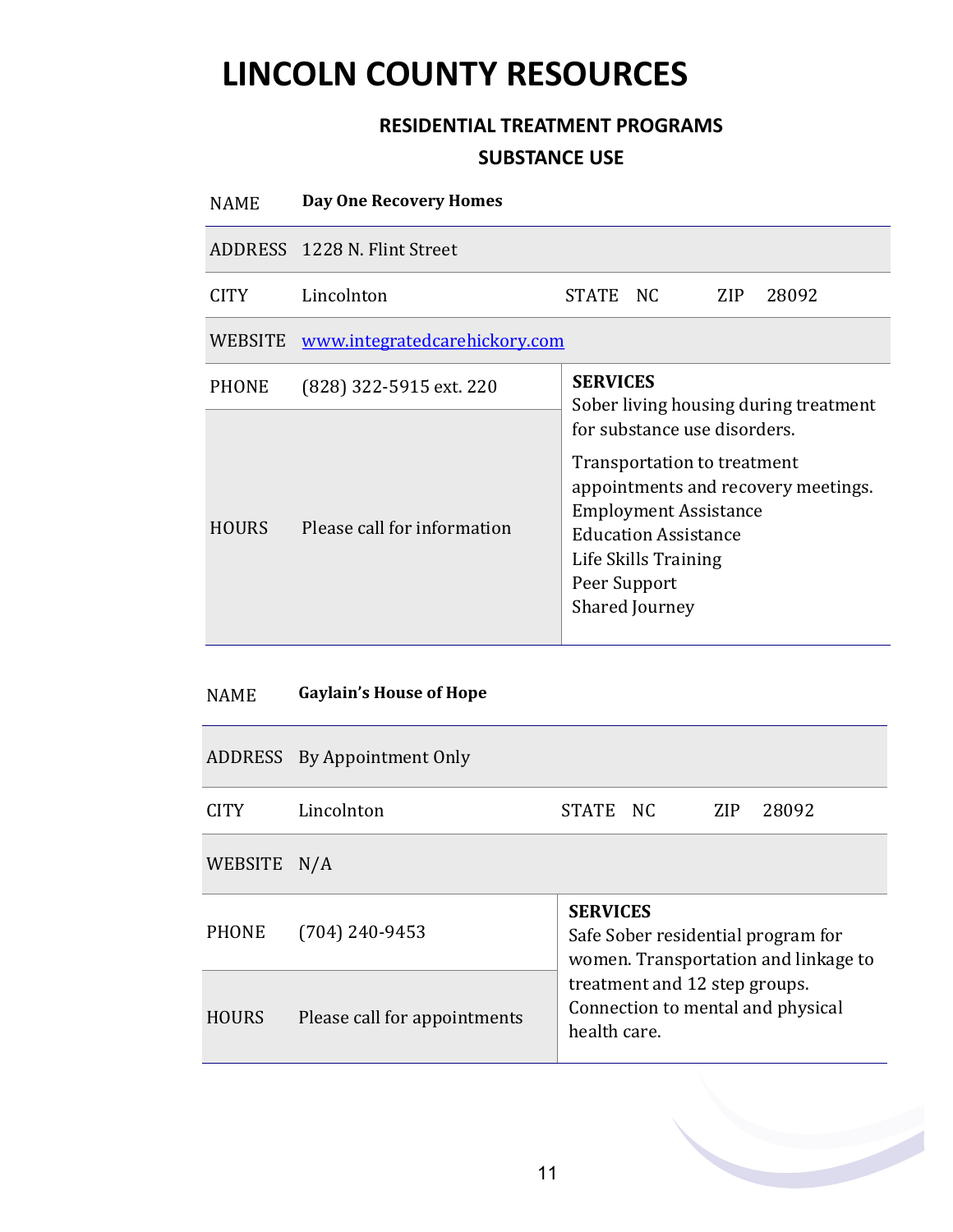# LINCOLN COUNTY RESOURCES

## RESIDENTIAL TREATMENT PROGRAMS

## SUBSTANCE USE

| NAME | **Day One Recovery Homes** | | | | |
|---|---|---|---|---|---|
| ADDRESS | 1228 N. Flint Street | | | | |
| CITY | Lincolnton | STATE | NC | ZIP | 28092 |
| WEBSITE | www.integratedcarehickory.com | | | | |
| PHONE | (828) 322-5915 ext. 220 | **SERVICES**<br>Sober living housing during treatment for substance use disorders.<br>Transportation to treatment appointments and recovery meetings.<br>Employment Assistance<br>Education Assistance<br>Life Skills Training<br>Peer Support<br>Shared Journey | | | |
| HOURS | Please call for information | | | | |

| NAME | **Gaylain's House of Hope** | | | | |
|---|---|---|---|---|---|
| ADDRESS | By Appointment Only | | | | |
| CITY | Lincolnton | STATE | NC | ZIP | 28092 |
| WEBSITE | N/A | | | | |
| PHONE | (704) 240-9453 | **SERVICES**<br>Safe Sober residential program for women. Transportation and linkage to treatment and 12 step groups. Connection to mental and physical health care. | | | |
| HOURS | Please call for appointments | | | | |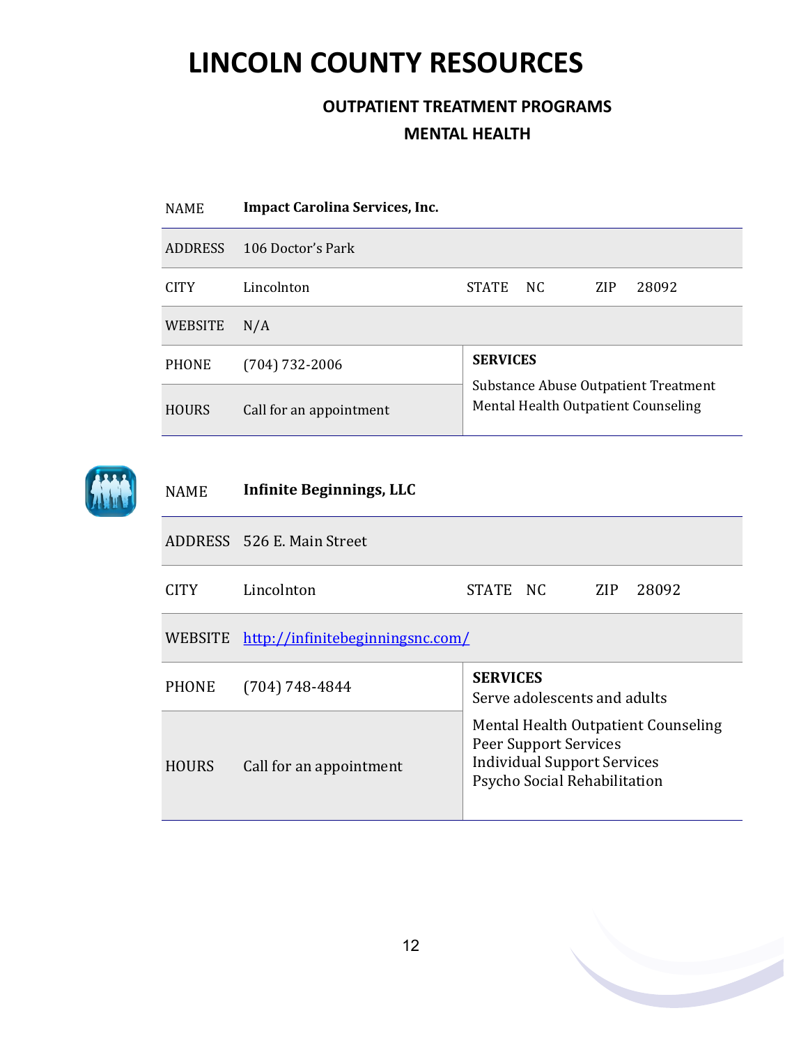# LINCOLN COUNTY RESOURCES

## OUTPATIENT TREATMENT PROGRAMS

## MENTAL HEALTH

| NAME | **Impact Carolina Services, Inc.** | | | | |
|---|---|---|---|---|---|
| ADDRESS | 106 Doctor's Park | | | | |
| CITY | Lincolnton | STATE | NC | ZIP | 28092 |
| WEBSITE | N/A | | | | |
| PHONE | (704) 732-2006 | **SERVICES** | | | |
| HOURS | Call for an appointment | Substance Abuse Outpatient Treatment<br>Mental Health Outpatient Counseling | | | |

| NAME | **Infinite Beginnings, LLC** | | | | |
|---|---|---|---|---|---|
| ADDRESS | 526 E. Main Street | | | | |
| CITY | Lincolnton | STATE | NC | ZIP | 28092 |
| WEBSITE | [http://infinitebeginningsnc.com/](http://infinitebeginningsnc.com/) | | | | |
| PHONE | (704) 748-4844 | **SERVICES**<br>Serve adolescents and adults | | | |
| HOURS | Call for an appointment | Mental Health Outpatient Counseling<br>Peer Support Services<br>Individual Support Services<br>Psycho Social Rehabilitation | | | |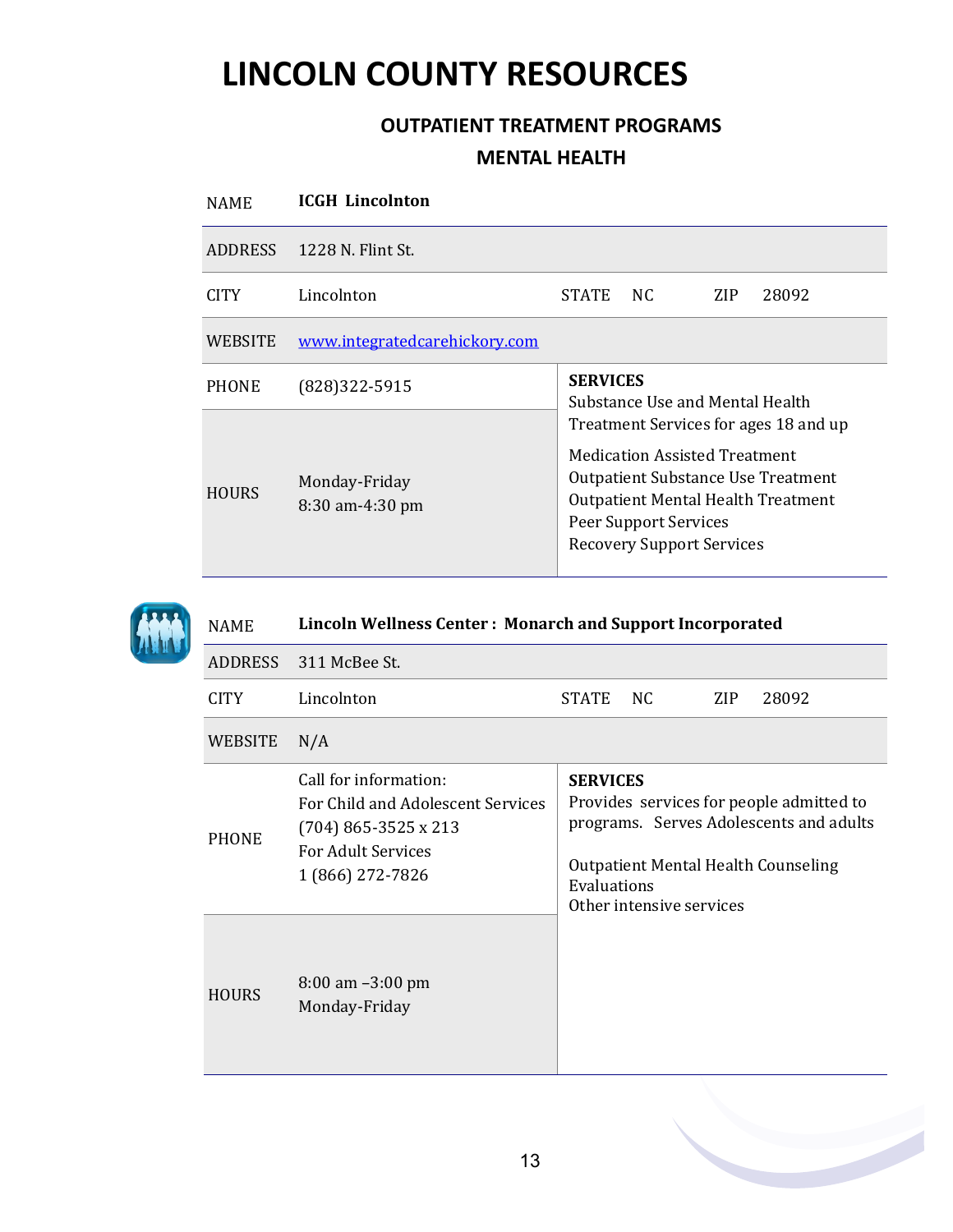# LINCOLN COUNTY RESOURCES

## OUTPATIENT TREATMENT PROGRAMS

## MENTAL HEALTH

| NAME | **ICGH Lincolnton** | | | | |
|---|---|---|---|---|---|
| ADDRESS | 1228 N. Flint St. | | | | |
| CITY | Lincolnton | STATE | NC | ZIP | 28092 |
| WEBSITE | www.integratedcarehickory.com | | | | |
| PHONE | (828)322-5915 | **SERVICES** Substance Use and Mental Health Treatment Services for ages 18 and up<br><br>Medication Assisted Treatment<br>Outpatient Substance Use Treatment<br>Outpatient Mental Health Treatment<br>Peer Support Services<br>Recovery Support Services | | | |
| HOURS | Monday-Friday<br>8:30 am-4:30 pm | | | | |

| NAME | **Lincoln Wellness Center : Monarch and Support Incorporated** | | | | |
|---|---|---|---|---|---|
| ADDRESS | 311 McBee St. | | | | |
| CITY | Lincolnton | STATE | NC | ZIP | 28092 |
| WEBSITE | N/A | | | | |
| PHONE | Call for information:<br>For Child and Adolescent Services<br>(704) 865-3525 x 213<br>For Adult Services<br>1 (866) 272-7826 | **SERVICES** Provides services for people admitted to programs. Serves Adolescents and adults<br><br>Outpatient Mental Health Counseling<br>Evaluations<br>Other intensive services | | | |
| HOURS | 8:00 am –3:00 pm<br>Monday-Friday | | | | |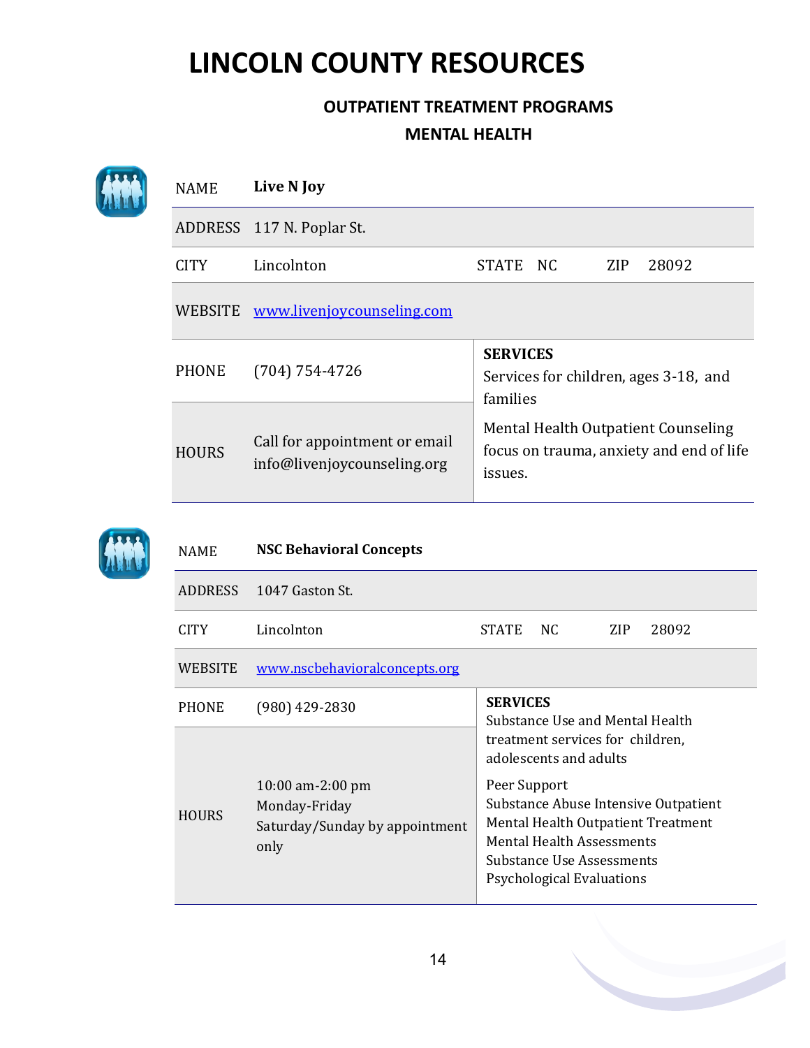# LINCOLN COUNTY RESOURCES

## OUTPATIENT TREATMENT PROGRAMS

### MENTAL HEALTH

| NAME | **Live N Joy** | | |
|---|---|---|---|
| ADDRESS | 117 N. Poplar St. | | |
| CITY | Lincolnton | STATE NC | ZIP 28092 |
| WEBSITE | www.livenjoycounseling.com | | |
| PHONE | (704) 754-4726 | **SERVICES** Services for children, ages 3-18, and families<br>Mental Health Outpatient Counseling focus on trauma, anxiety and end of life issues. | |
| HOURS | Call for appointment or email info@livenjoycounseling.org | | |

| NAME | **NSC Behavioral Concepts** | | |
|---|---|---|---|
| ADDRESS | 1047 Gaston St. | | |
| CITY | Lincolnton | STATE NC | ZIP 28092 |
| WEBSITE | www.nscbehavioralconcepts.org | | |
| PHONE | (980) 429-2830 | **SERVICES** Substance Use and Mental Health treatment services for children, adolescents and adults<br>Peer Support<br>Substance Abuse Intensive Outpatient<br>Mental Health Outpatient Treatment<br>Mental Health Assessments<br>Substance Use Assessments<br>Psychological Evaluations | |
| HOURS | 10:00 am-2:00 pm<br>Monday-Friday<br>Saturday/Sunday by appointment only | | |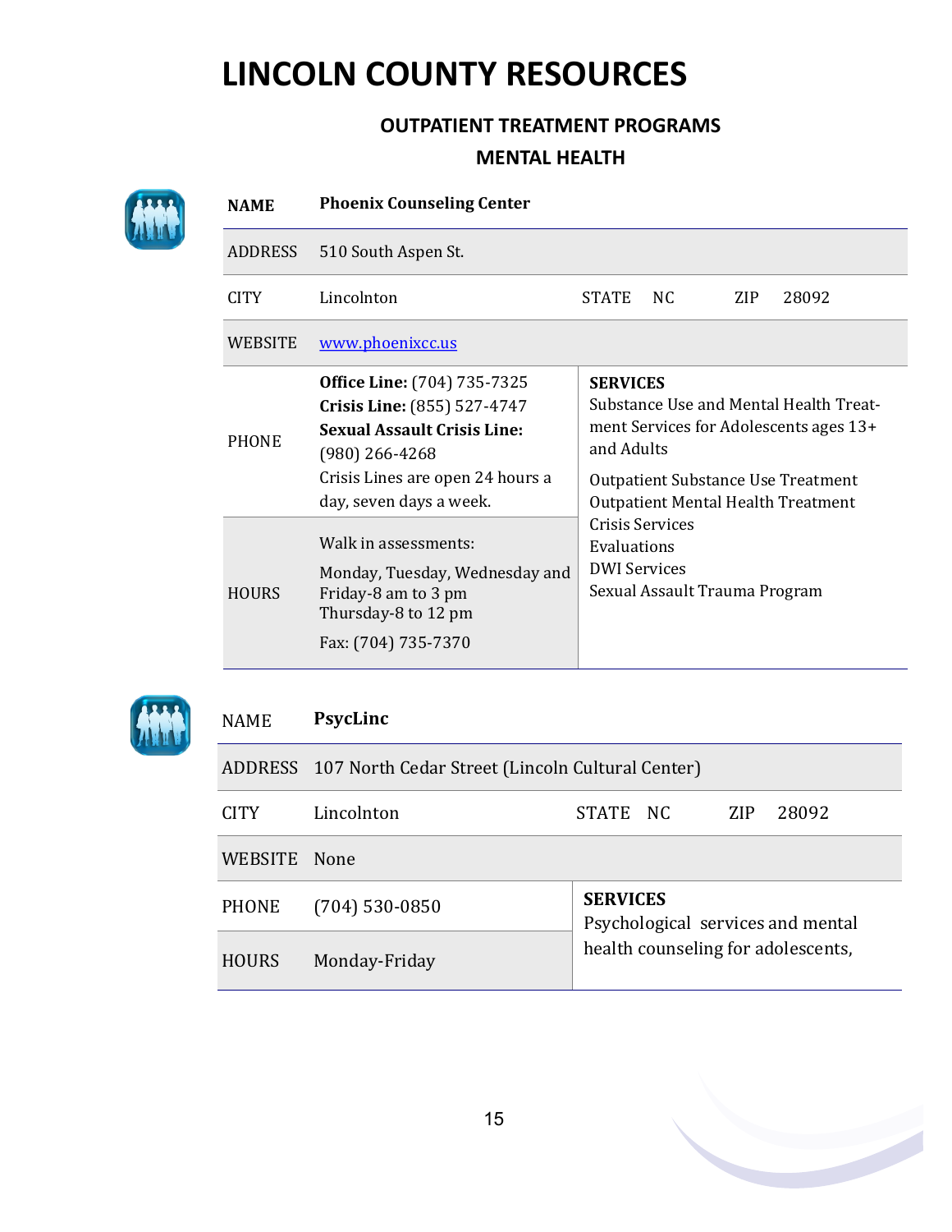# LINCOLN COUNTY RESOURCES

## OUTPATIENT TREATMENT PROGRAMS

## MENTAL HEALTH

| NAME | **Phoenix Counseling Center** | | |
|---|---|---|---|
| ADDRESS | 510 South Aspen St. | | |
| CITY | Lincolnton | STATE NC | ZIP 28092 |
| WEBSITE | www.phoenixcc.us | | |
| PHONE | **Office Line:** (704) 735-7325<br>**Crisis Line:** (855) 527-4747<br>**Sexual Assault Crisis Line:** (980) 266-4268<br>Crisis Lines are open 24 hours a day, seven days a week. | **SERVICES**<br>Substance Use and Mental Health Treatment Services for Adolescents ages 13+ and Adults<br>Outpatient Substance Use Treatment<br>Outpatient Mental Health Treatment<br>Crisis Services<br>Evaluations<br>DWI Services<br>Sexual Assault Trauma Program | |
| HOURS | Walk in assessments:<br>Monday, Tuesday, Wednesday and Friday-8 am to 3 pm<br>Thursday-8 to 12 pm<br>Fax: (704) 735-7370 | | |

| NAME | **PsycLinc** | | |
|---|---|---|---|
| ADDRESS | 107 North Cedar Street (Lincoln Cultural Center) | | |
| CITY | Lincolnton | STATE NC | ZIP 28092 |
| WEBSITE | None | | |
| PHONE | (704) 530-0850 | **SERVICES**<br>Psychological services and mental health counseling for adolescents, | |
| HOURS | Monday-Friday | | |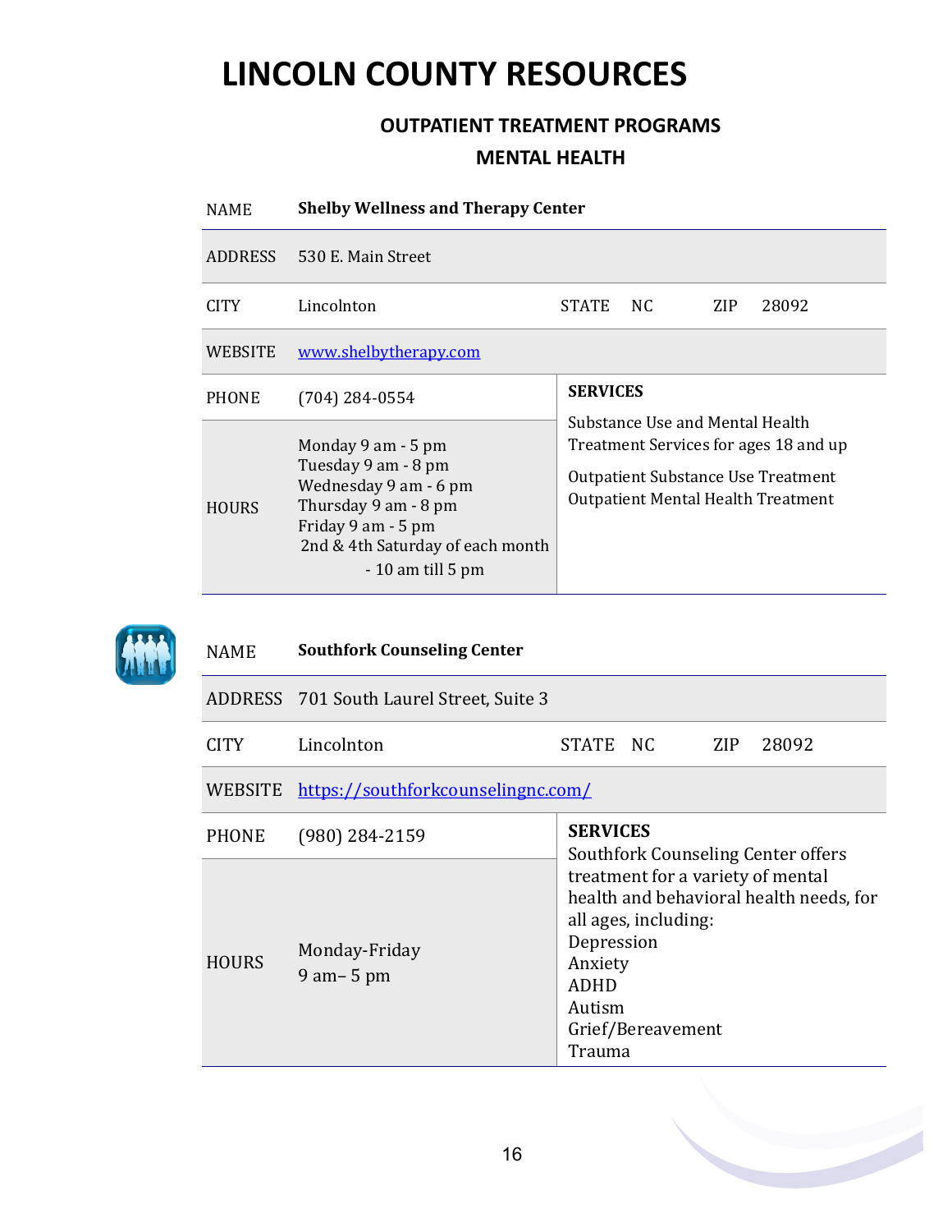# LINCOLN COUNTY RESOURCES

## OUTPATIENT TREATMENT PROGRAMS

## MENTAL HEALTH

| NAME | **Shelby Wellness and Therapy Center** | | | | |
|---|---|---|---|---|---|
| ADDRESS | 530 E. Main Street | | | | |
| CITY | Lincolnton | STATE | NC | ZIP | 28092 |
| WEBSITE | www.shelbytherapy.com | | | | |
| PHONE | (704) 284-0554 | **SERVICES**<br>Substance Use and Mental Health Treatment Services for ages 18 and up<br>Outpatient Substance Use Treatment<br>Outpatient Mental Health Treatment | | | |
| HOURS | Monday 9 am - 5 pm<br>Tuesday 9 am - 8 pm<br>Wednesday 9 am - 6 pm<br>Thursday 9 am - 8 pm<br>Friday 9 am - 5 pm<br>2nd & 4th Saturday of each month - 10 am till 5 pm | | | | |

| NAME | **Southfork Counseling Center** | | | | |
|---|---|---|---|---|---|
| ADDRESS | 701 South Laurel Street, Suite 3 | | | | |
| CITY | Lincolnton | STATE | NC | ZIP | 28092 |
| WEBSITE | https://southforkcounselingnc.com/ | | | | |
| PHONE | (980) 284-2159 | **SERVICES**<br>Southfork Counseling Center offers treatment for a variety of mental health and behavioral health needs, for all ages, including:<br>Depression<br>Anxiety<br>ADHD<br>Autism<br>Grief/Bereavement<br>Trauma | | | |
| HOURS | Monday-Friday<br>9 am– 5 pm | | | | |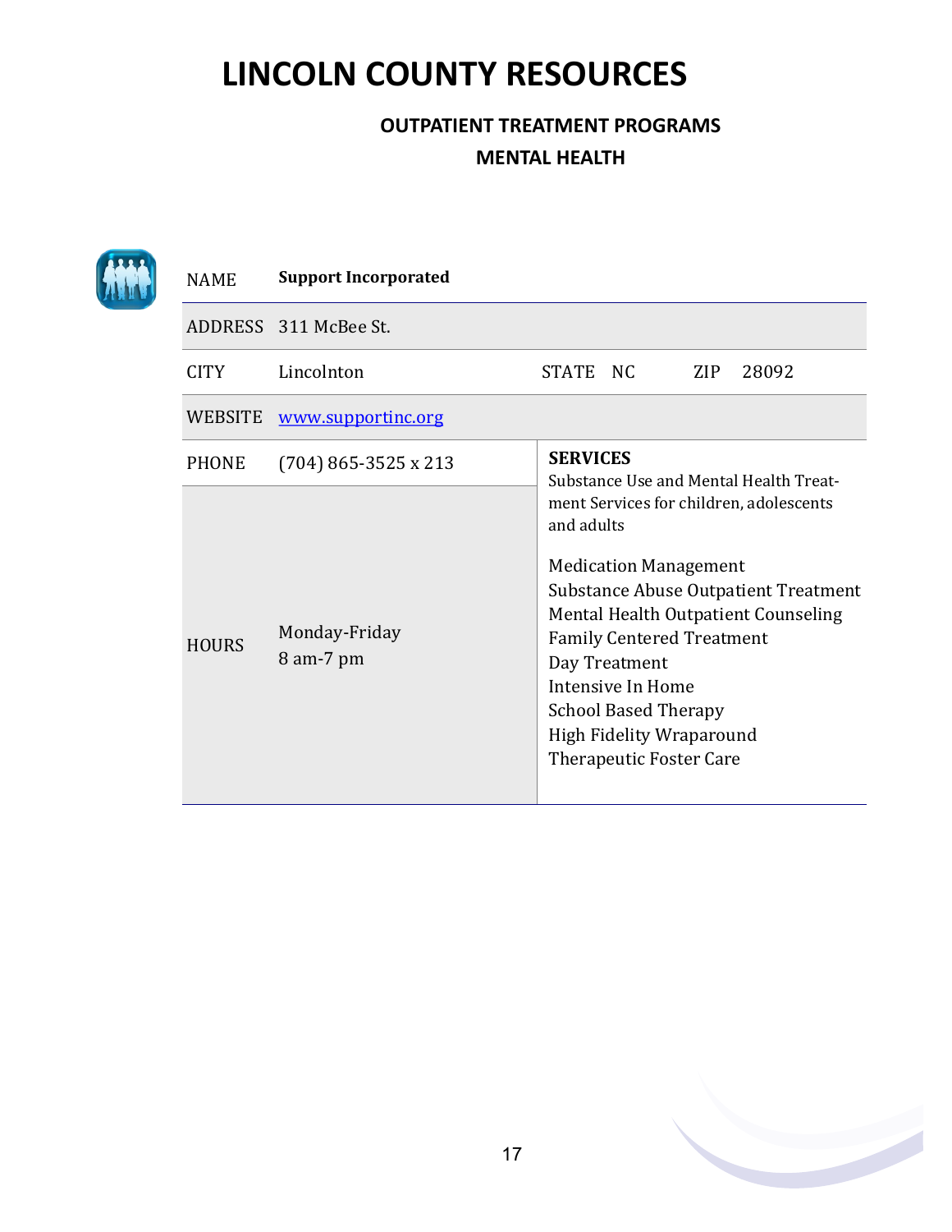# LINCOLN COUNTY RESOURCES

## OUTPATIENT TREATMENT PROGRAMS

## MENTAL HEALTH

| | | | |
|---|---|---|---|
| NAME | **Support Incorporated** | | |
| ADDRESS | 311 McBee St. | | |
| CITY | Lincolnton | STATE NC | ZIP 28092 |
| WEBSITE | [www.supportinc.org](http://www.supportinc.org) | | |
| PHONE | (704) 865-3525 x 213 | **SERVICES** | |
| HOURS | Monday-Friday<br>8 am-7 pm | Substance Use and Mental Health Treatment Services for children, adolescents and adults<br><br>Medication Management<br>Substance Abuse Outpatient Treatment<br>Mental Health Outpatient Counseling<br>Family Centered Treatment<br>Day Treatment<br>Intensive In Home<br>School Based Therapy<br>High Fidelity Wraparound<br>Therapeutic Foster Care | |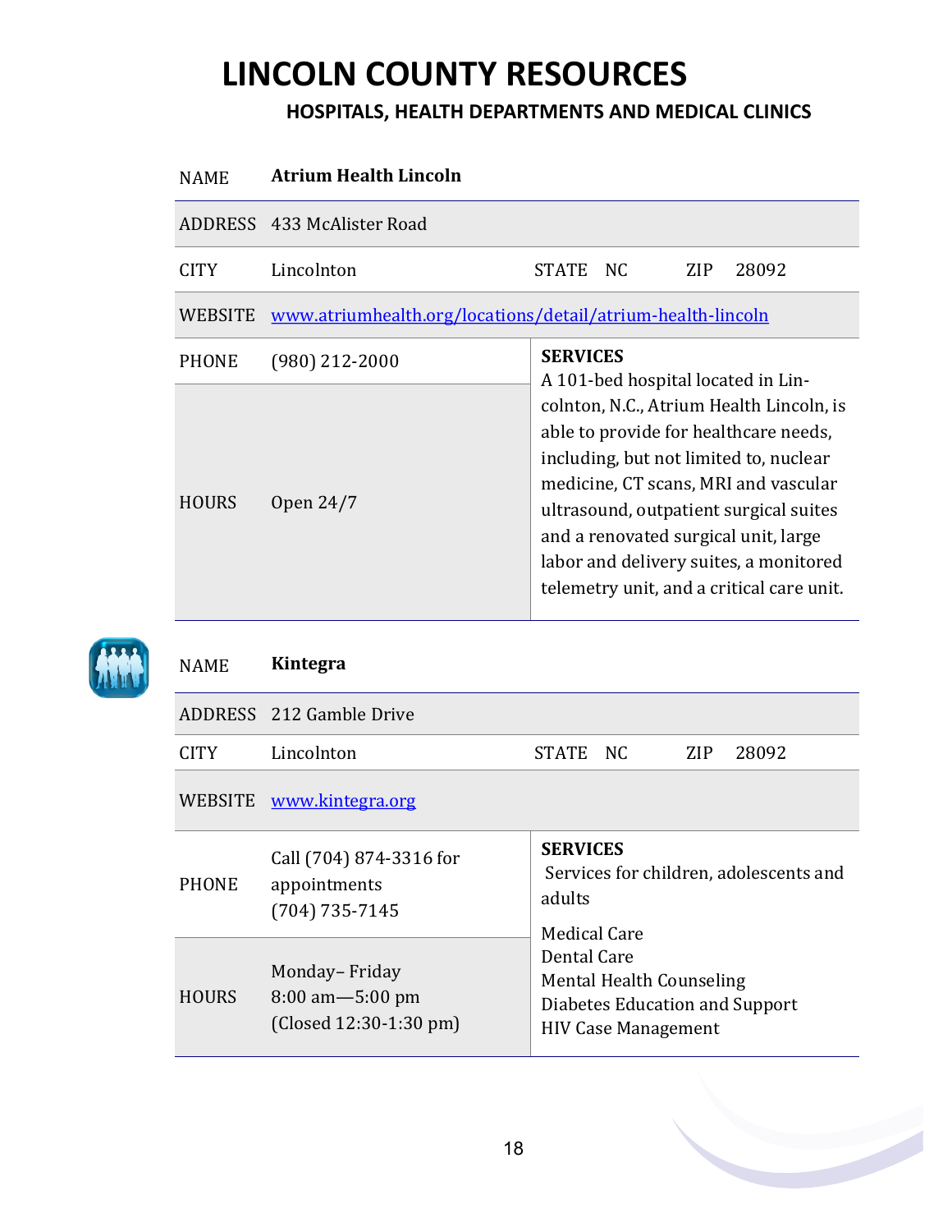# LINCOLN COUNTY RESOURCES

## HOSPITALS, HEALTH DEPARTMENTS AND MEDICAL CLINICS

| NAME | **Atrium Health Lincoln** | | | | |
|---|---|---|---|---|---|
| ADDRESS | 433 McAlister Road | | | | |
| CITY | Lincolnton | STATE | NC | ZIP | 28092 |
| WEBSITE | [www.atriumhealth.org/locations/detail/atrium-health-lincoln](www.atriumhealth.org/locations/detail/atrium-health-lincoln) | | | | |
| PHONE | (980) 212-2000 | **SERVICES** A 101-bed hospital located in Lincolnton, N.C., Atrium Health Lincoln, is able to provide for healthcare needs, including, but not limited to, nuclear medicine, CT scans, MRI and vascular ultrasound, outpatient surgical suites and a renovated surgical unit, large labor and delivery suites, a monitored telemetry unit, and a critical care unit. | | | |
| HOURS | Open 24/7 | | | | |

| NAME | **Kintegra** | | | | |
|---|---|---|---|---|---|
| ADDRESS | 212 Gamble Drive | | | | |
| CITY | Lincolnton | STATE | NC | ZIP | 28092 |
| WEBSITE | [www.kintegra.org](www.kintegra.org) | | | | |
| PHONE | Call (704) 874-3316 for appointments (704) 735-7145 | **SERVICES** Services for children, adolescents and adults<br>Medical Care<br>Dental Care<br>Mental Health Counseling<br>Diabetes Education and Support<br>HIV Case Management | | | |
| HOURS | Monday– Friday 8:00 am—5:00 pm (Closed 12:30-1:30 pm) | | | | |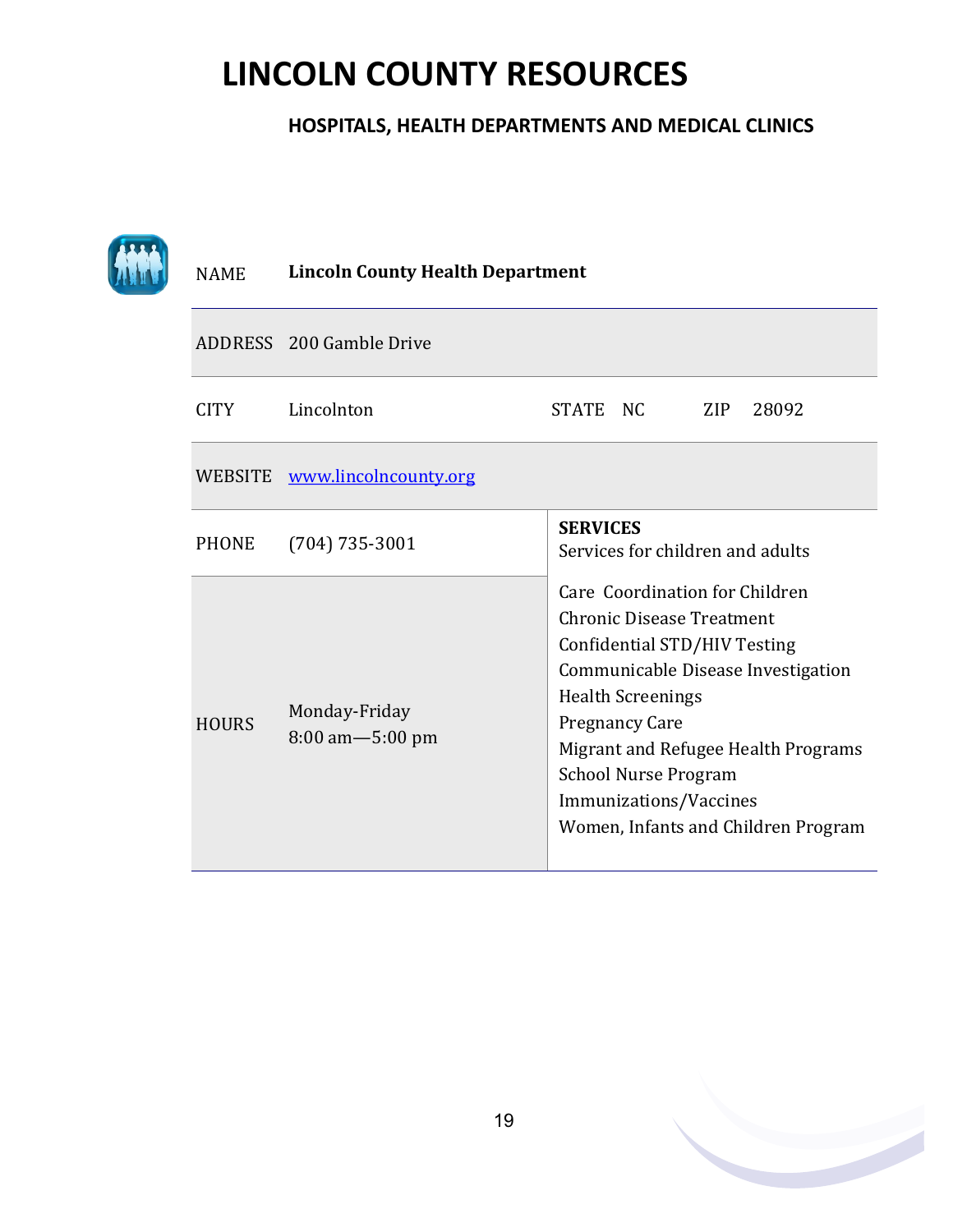# LINCOLN COUNTY RESOURCES

## HOSPITALS, HEALTH DEPARTMENTS AND MEDICAL CLINICS

| NAME | **Lincoln County Health Department** | | |
|---|---|---|---|
| ADDRESS | 200 Gamble Drive | | |
| CITY | Lincolnton | STATE NC | ZIP 28092 |
| WEBSITE | [www.lincolncounty.org](http://www.lincolncounty.org) | | |
| PHONE | (704) 735-3001 | **SERVICES**<br>Services for children and adults | |
| HOURS | Monday-Friday<br>8:00 am—5:00 pm | Care Coordination for Children<br>Chronic Disease Treatment<br>Confidential STD/HIV Testing<br>Communicable Disease Investigation<br>Health Screenings<br>Pregnancy Care<br>Migrant and Refugee Health Programs<br>School Nurse Program<br>Immunizations/Vaccines<br>Women, Infants and Children Program | |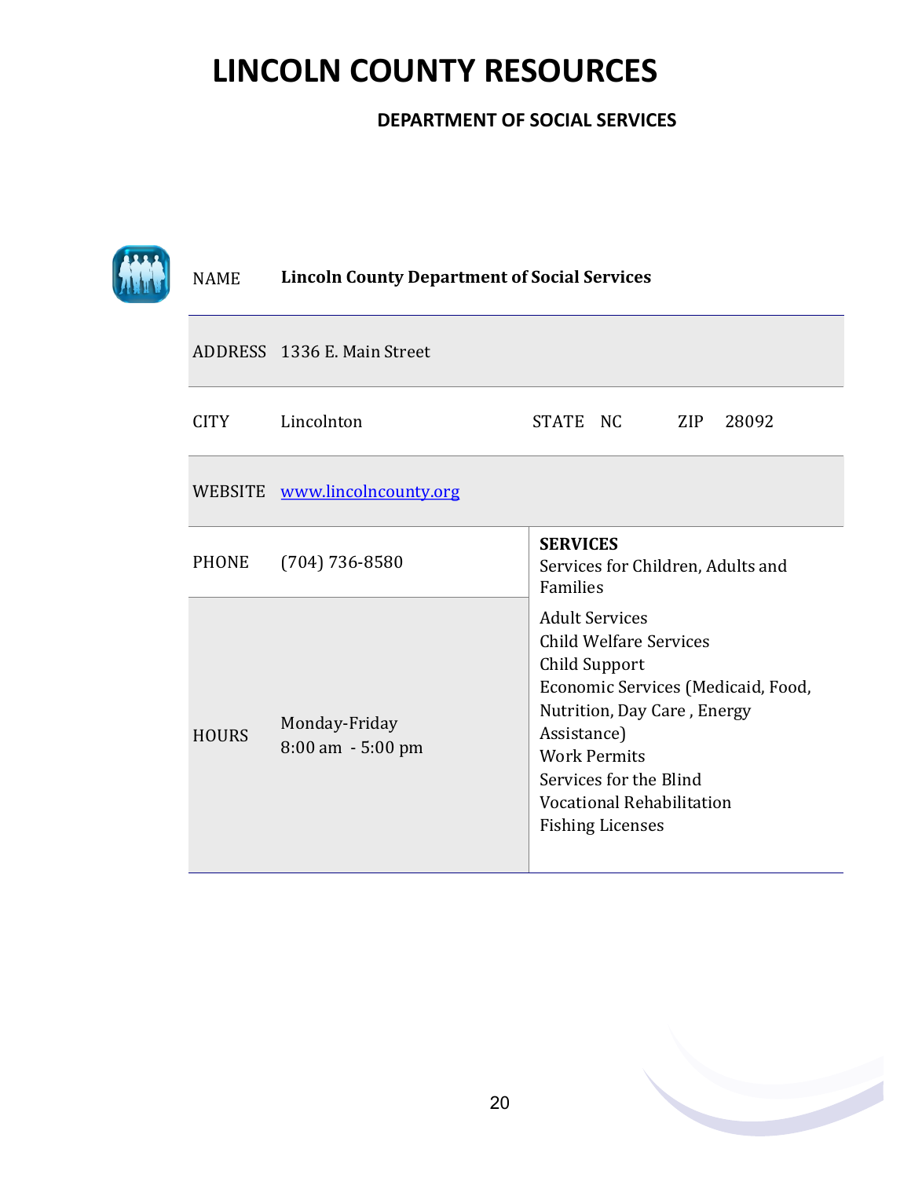# LINCOLN COUNTY RESOURCES

## DEPARTMENT OF SOCIAL SERVICES

| | | | |
|---|---|---|---|
| NAME | **Lincoln County Department of Social Services** | | |
| ADDRESS | 1336 E. Main Street | | |
| CITY | Lincolnton | STATE NC | ZIP 28092 |
| WEBSITE | [www.lincolncounty.org](http://www.lincolncounty.org) | | |
| PHONE | (704) 736-8580 | **SERVICES**<br>Services for Children, Adults and Families | |
| HOURS | Monday-Friday<br>8:00 am - 5:00 pm | Adult Services<br>Child Welfare Services<br>Child Support<br>Economic Services (Medicaid, Food, Nutrition, Day Care , Energy Assistance)<br>Work Permits<br>Services for the Blind<br>Vocational Rehabilitation<br>Fishing Licenses | |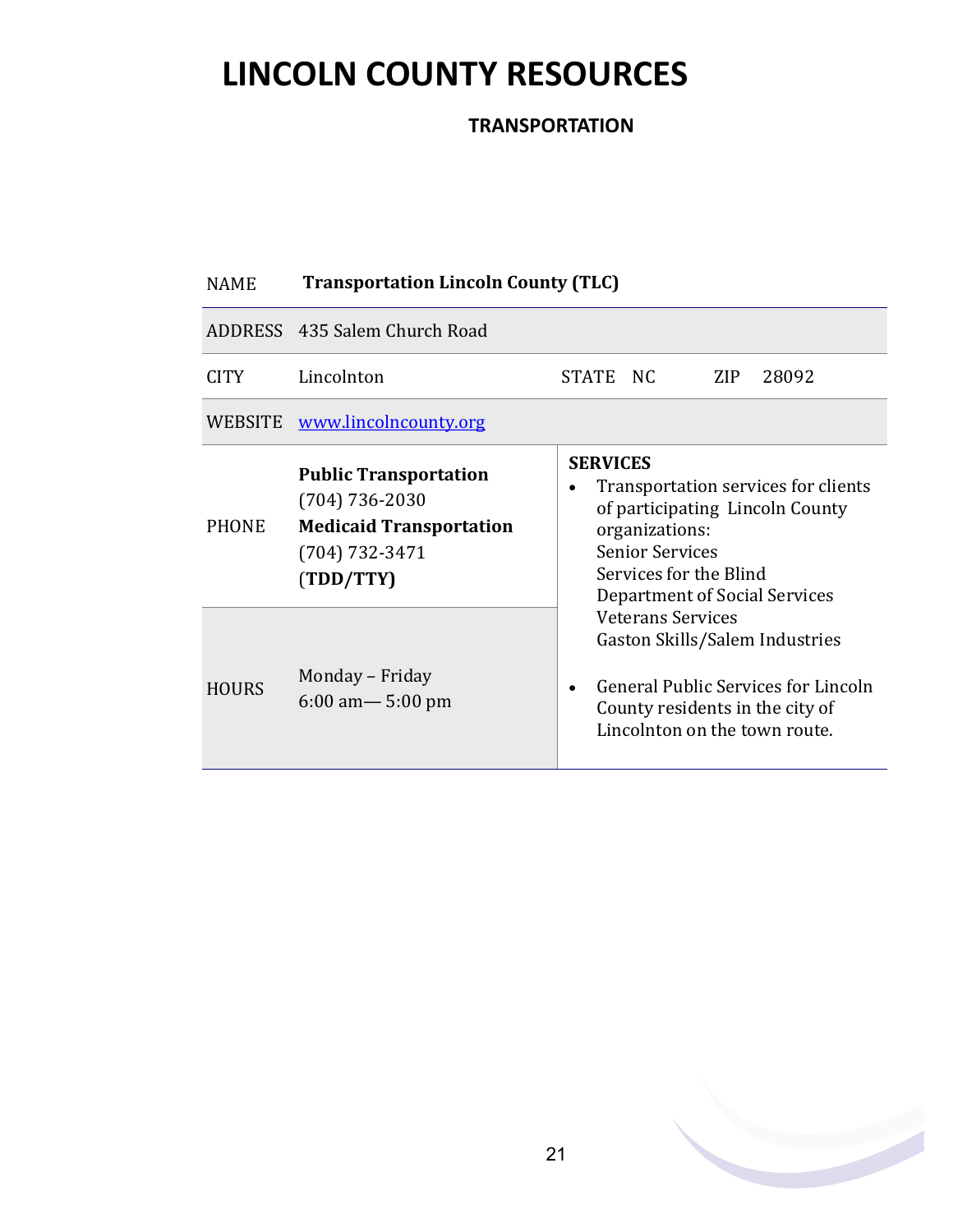# LINCOLN COUNTY RESOURCES

## TRANSPORTATION

| | | | | | | |
|---|---|---|---|---|---|---|
| NAME | **Transportation Lincoln County (TLC)** | | | | | |
| ADDRESS | 435 Salem Church Road | | | | | |
| CITY | Lincolnton | STATE | NC | ZIP | 28092 | |
| WEBSITE | [www.lincolncounty.org](http://www.lincolncounty.org) | | | | | |
| PHONE | **Public Transportation** (704) 736-2030 **Medicaid Transportation** (704) 732-3471 (**TDD/TTY**) | **SERVICES** <br>• Transportation services for clients of participating Lincoln County organizations: Senior Services, Services for the Blind, Department of Social Services, Veterans Services, Gaston Skills/Salem Industries <br>• General Public Services for Lincoln County residents in the city of Lincolnton on the town route. | | | | |
| HOURS | Monday – Friday 6:00 am— 5:00 pm | | | | | |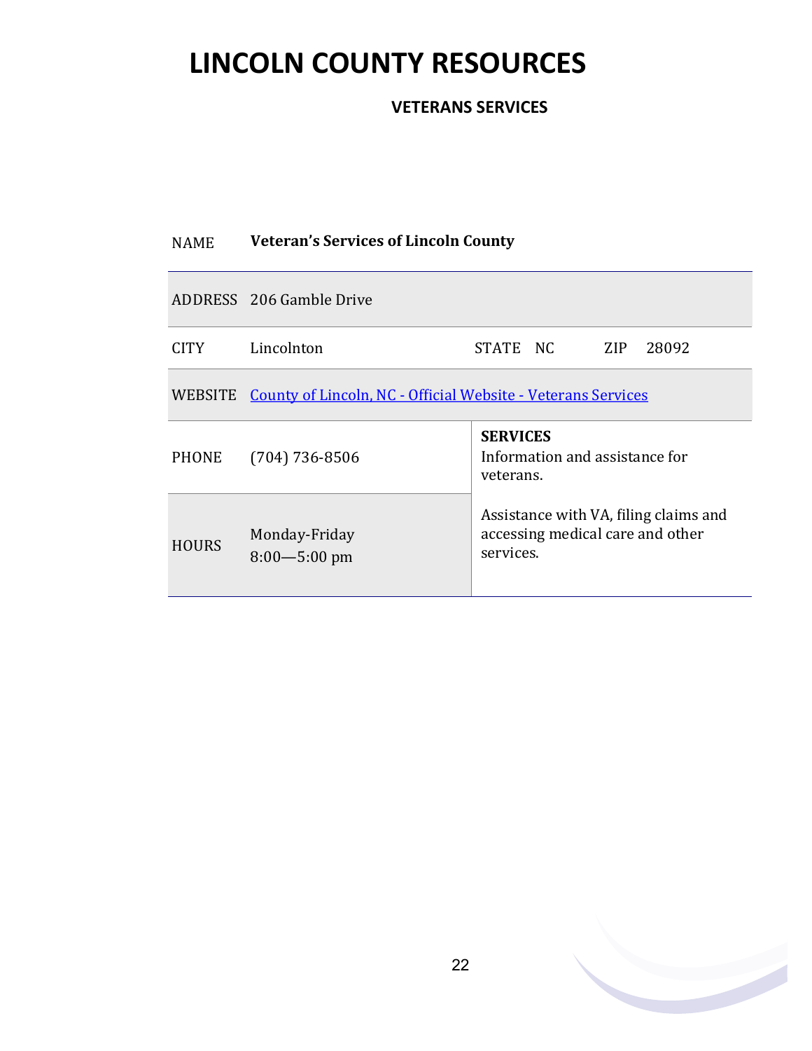# LINCOLN COUNTY RESOURCES

### VETERANS SERVICES

| NAME | **Veteran's Services of Lincoln County** | | | | |
|---|---|---|---|---|---|
| ADDRESS | 206 Gamble Drive | | | | |
| CITY | Lincolnton | STATE | NC | ZIP | 28092 |
| WEBSITE | County of Lincoln, NC - Official Website - Veterans Services | | | | |
| PHONE | (704) 736-8506 | **SERVICES**<br>Information and assistance for veterans.<br><br>Assistance with VA, filing claims and accessing medical care and other services. | | | |
| HOURS | Monday-Friday<br>8:00—5:00 pm | | | | |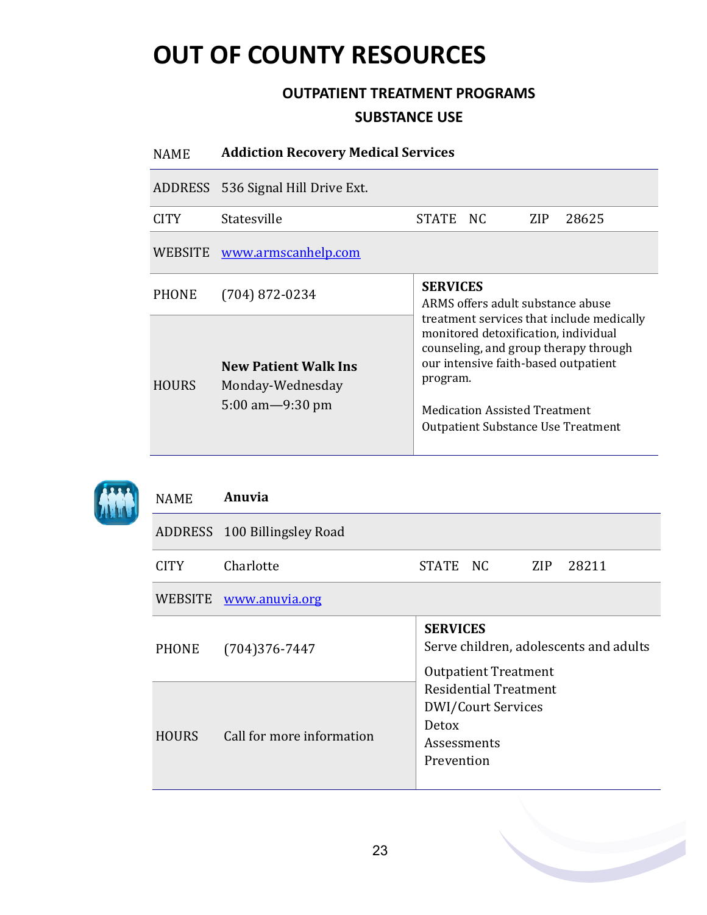# OUT OF COUNTY RESOURCES

### OUTPATIENT TREATMENT PROGRAMS

### SUBSTANCE USE

| NAME | **Addiction Recovery Medical Services** | | | | |
|---|---|---|---|---|---|
| ADDRESS | 536 Signal Hill Drive Ext. | | | | |
| CITY | Statesville | STATE | NC | ZIP | 28625 |
| WEBSITE | www.armscanhelp.com | | | | |
| PHONE | (704) 872-0234 | **SERVICES** ARMS offers adult substance abuse treatment services that include medically monitored detoxification, individual counseling, and group therapy through our intensive faith-based outpatient program. Medication Assisted Treatment Outpatient Substance Use Treatment | | | |
| HOURS | **New Patient Walk Ins** Monday-Wednesday 5:00 am—9:30 pm | | | | |

| NAME | **Anuvia** | | | | |
|---|---|---|---|---|---|
| ADDRESS | 100 Billingsley Road | | | | |
| CITY | Charlotte | STATE | NC | ZIP | 28211 |
| WEBSITE | www.anuvia.org | | | | |
| PHONE | (704)376-7447 | **SERVICES** Serve children, adolescents and adults Outpatient Treatment Residential Treatment DWI/Court Services Detox Assessments Prevention | | | |
| HOURS | Call for more information | | | | |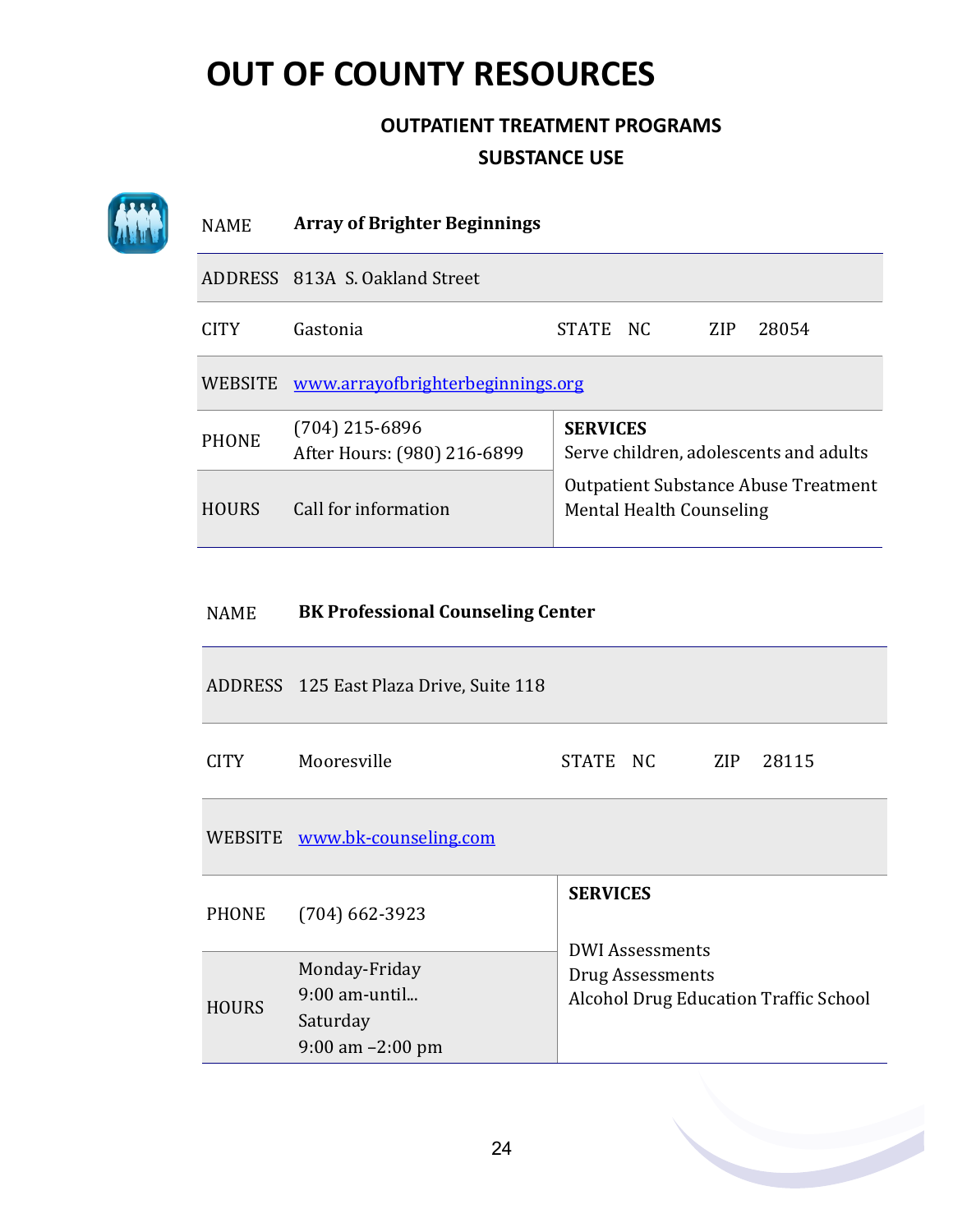# OUT OF COUNTY RESOURCES

## OUTPATIENT TREATMENT PROGRAMS

## SUBSTANCE USE

| NAME | **Array of Brighter Beginnings** | | |
|---|---|---|---|
| ADDRESS | 813A S. Oakland Street | | |
| CITY | Gastonia | STATE NC | ZIP 28054 |
| WEBSITE | www.arrayofbrighterbeginnings.org | | |
| PHONE | (704) 215-6896<br>After Hours: (980) 216-6899 | **SERVICES**<br>Serve children, adolescents and adults | |
| HOURS | Call for information | Outpatient Substance Abuse Treatment<br>Mental Health Counseling | |

| NAME | **BK Professional Counseling Center** | | |
|---|---|---|---|
| ADDRESS | 125 East Plaza Drive, Suite 118 | | |
| CITY | Mooresville | STATE NC | ZIP 28115 |
| WEBSITE | www.bk-counseling.com | | |
| PHONE | (704) 662-3923 | **SERVICES** | |
| HOURS | Monday-Friday<br>9:00 am-until...<br>Saturday<br>9:00 am –2:00 pm | DWI Assessments<br>Drug Assessments<br>Alcohol Drug Education Traffic School | |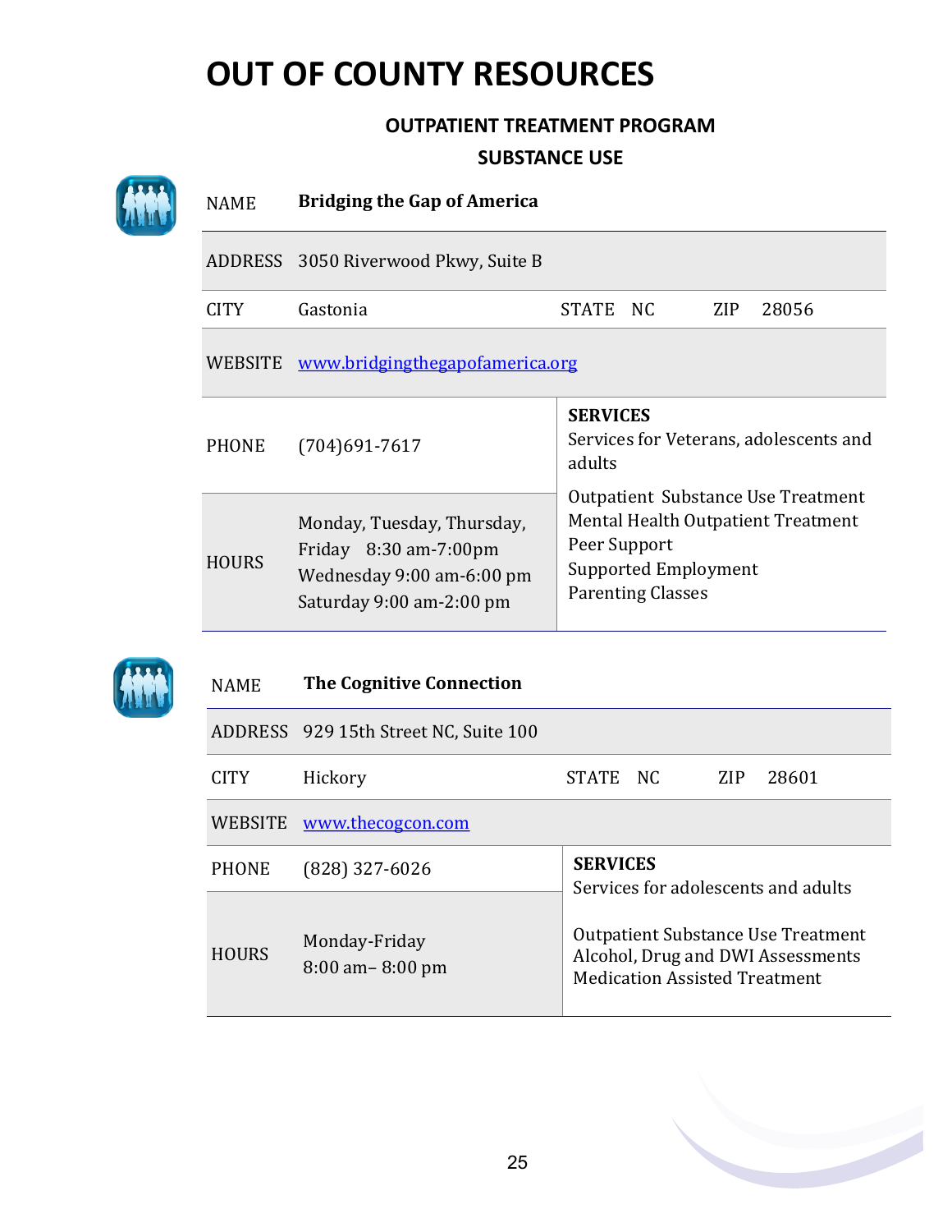# OUT OF COUNTY RESOURCES

## OUTPATIENT TREATMENT PROGRAM

## SUBSTANCE USE

| NAME | **Bridging the Gap of America** | | |
|---|---|---|---|
| ADDRESS | 3050 Riverwood Pkwy, Suite B | | |
| CITY | Gastonia | STATE NC | ZIP 28056 |
| WEBSITE | www.bridgingthegapofamerica.org | | |
| PHONE | (704)691-7617 | **SERVICES**<br>Services for Veterans, adolescents and adults<br><br>Outpatient Substance Use Treatment<br>Mental Health Outpatient Treatment<br>Peer Support<br>Supported Employment<br>Parenting Classes | |
| HOURS | Monday, Tuesday, Thursday, Friday 8:30 am-7:00pm<br>Wednesday 9:00 am-6:00 pm<br>Saturday 9:00 am-2:00 pm | | |

| NAME | **The Cognitive Connection** | | |
|---|---|---|---|
| ADDRESS | 929 15th Street NC, Suite 100 | | |
| CITY | Hickory | STATE NC | ZIP 28601 |
| WEBSITE | www.thecogcon.com | | |
| PHONE | (828) 327-6026 | **SERVICES**<br>Services for adolescents and adults<br><br>Outpatient Substance Use Treatment<br>Alcohol, Drug and DWI Assessments<br>Medication Assisted Treatment | |
| HOURS | Monday-Friday<br>8:00 am– 8:00 pm | | |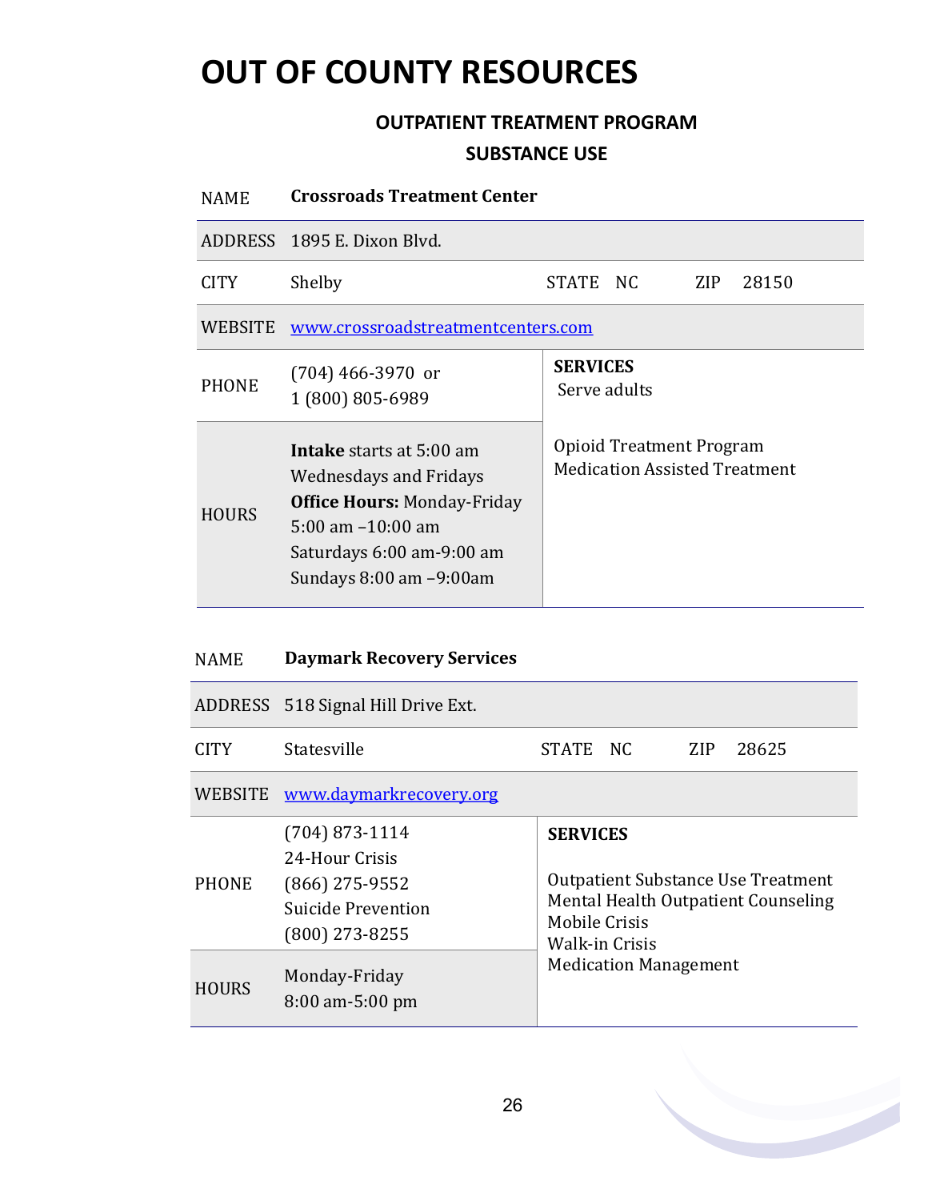# OUT OF COUNTY RESOURCES

## OUTPATIENT TREATMENT PROGRAM

## SUBSTANCE USE

| NAME | **Crossroads Treatment Center** | | |
|---|---|---|---|
| ADDRESS | 1895 E. Dixon Blvd. | | |
| CITY | Shelby | STATE NC | ZIP 28150 |
| WEBSITE | www.crossroadstreatmentcenters.com | | |
| PHONE | (704) 466-3970 or<br>1 (800) 805-6989 | **SERVICES**<br>Serve adults<br><br>Opioid Treatment Program<br>Medication Assisted Treatment | |
| HOURS | **Intake** starts at 5:00 am Wednesdays and Fridays<br>**Office Hours:** Monday-Friday 5:00 am –10:00 am<br>Saturdays 6:00 am-9:00 am<br>Sundays 8:00 am –9:00am | | |

| NAME | **Daymark Recovery Services** | | |
|---|---|---|---|
| ADDRESS | 518 Signal Hill Drive Ext. | | |
| CITY | Statesville | STATE NC | ZIP 28625 |
| WEBSITE | www.daymarkrecovery.org | | |
| PHONE | (704) 873-1114<br>24-Hour Crisis<br>(866) 275-9552<br>Suicide Prevention<br>(800) 273-8255 | **SERVICES**<br><br>Outpatient Substance Use Treatment<br>Mental Health Outpatient Counseling<br>Mobile Crisis<br>Walk-in Crisis<br>Medication Management | |
| HOURS | Monday-Friday<br>8:00 am-5:00 pm | | |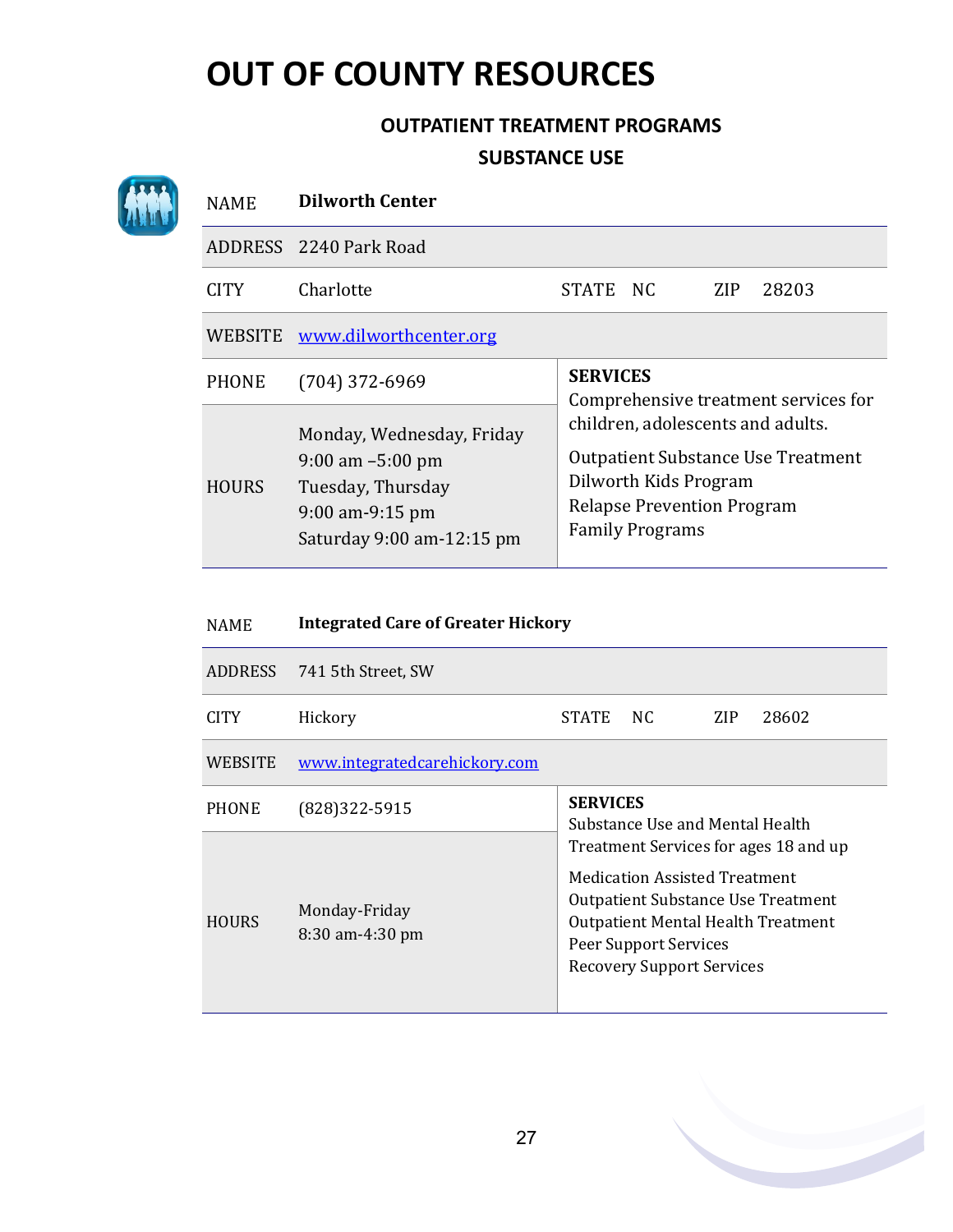# OUT OF COUNTY RESOURCES

## OUTPATIENT TREATMENT PROGRAMS

## SUBSTANCE USE

| NAME | **Dilworth Center** | | | | |
|---|---|---|---|---|---|
| ADDRESS | 2240 Park Road | | | | |
| CITY | Charlotte | STATE | NC | ZIP | 28203 |
| WEBSITE | [www.dilworthcenter.org](http://www.dilworthcenter.org) | | | | |
| PHONE | (704) 372-6969 | **SERVICES** Comprehensive treatment services for children, adolescents and adults. Outpatient Substance Use Treatment, Dilworth Kids Program, Relapse Prevention Program, Family Programs | | | |
| HOURS | Monday, Wednesday, Friday 9:00 am –5:00 pm; Tuesday, Thursday 9:00 am-9:15 pm; Saturday 9:00 am-12:15 pm | | | | |

| NAME | **Integrated Care of Greater Hickory** | | | | |
|---|---|---|---|---|---|
| ADDRESS | 741 5th Street, SW | | | | |
| CITY | Hickory | STATE | NC | ZIP | 28602 |
| WEBSITE | [www.integratedcarehickory.com](http://www.integratedcarehickory.com) | | | | |
| PHONE | (828)322-5915 | **SERVICES** Substance Use and Mental Health Treatment Services for ages 18 and up. Medication Assisted Treatment, Outpatient Substance Use Treatment, Outpatient Mental Health Treatment, Peer Support Services, Recovery Support Services | | | |
| HOURS | Monday-Friday 8:30 am-4:30 pm | | | | |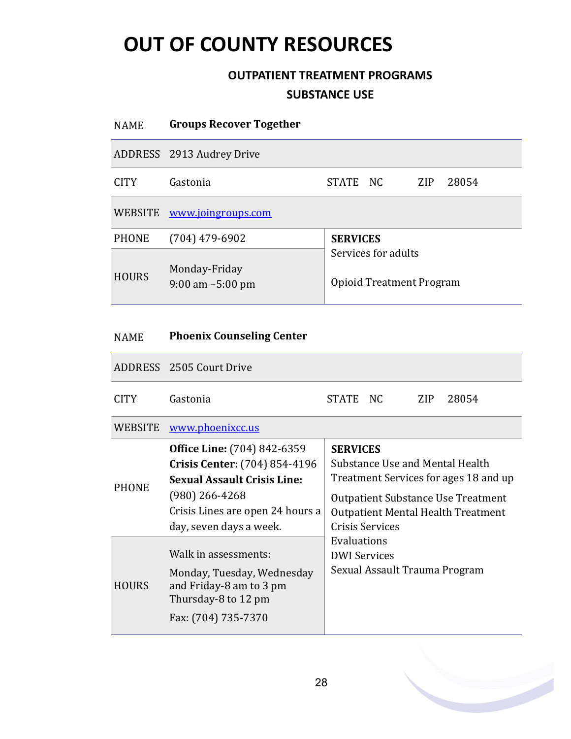# OUT OF COUNTY RESOURCES

## OUTPATIENT TREATMENT PROGRAMS

## SUBSTANCE USE

| NAME | **Groups Recover Together** | | |
|---|---|---|---|
| ADDRESS | 2913 Audrey Drive | | |
| CITY | Gastonia | STATE NC | ZIP 28054 |
| WEBSITE | www.joingroups.com | | |
| PHONE | (704) 479-6902 | **SERVICES**<br>Services for adults<br><br>Opioid Treatment Program | |
| HOURS | Monday-Friday<br>9:00 am –5:00 pm | | |

| NAME | **Phoenix Counseling Center** | | |
|---|---|---|---|
| ADDRESS | 2505 Court Drive | | |
| CITY | Gastonia | STATE NC | ZIP 28054 |
| WEBSITE | www.phoenixcc.us | | |
| PHONE | **Office Line:** (704) 842-6359<br>**Crisis Center:** (704) 854-4196<br>**Sexual Assault Crisis Line:** (980) 266-4268<br>Crisis Lines are open 24 hours a day, seven days a week. | **SERVICES**<br>Substance Use and Mental Health Treatment Services for ages 18 and up<br><br>Outpatient Substance Use Treatment<br>Outpatient Mental Health Treatment<br>Crisis Services<br>Evaluations<br>DWI Services<br>Sexual Assault Trauma Program | |
| HOURS | Walk in assessments:<br>Monday, Tuesday, Wednesday and Friday-8 am to 3 pm<br>Thursday-8 to 12 pm<br>Fax: (704) 735-7370 | | |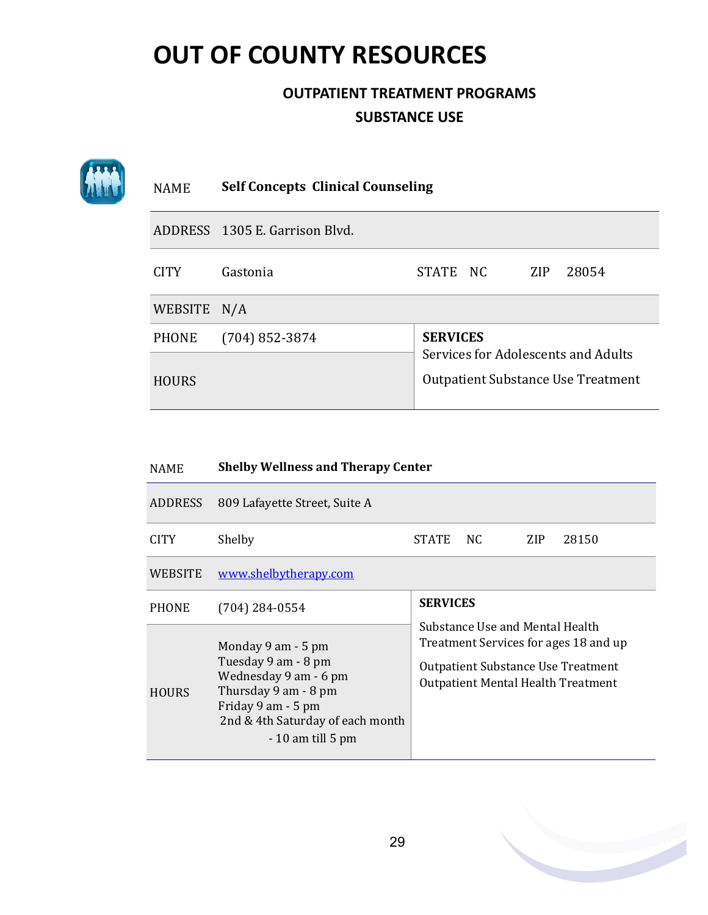# OUT OF COUNTY RESOURCES

## OUTPATIENT TREATMENT PROGRAMS

## SUBSTANCE USE

| | | | | | |
|---|---|---|---|---|---|
| NAME | **Self Concepts Clinical Counseling** | | | | |
| ADDRESS | 1305 E. Garrison Blvd. | | | | |
| CITY | Gastonia | STATE | NC | ZIP | 28054 |
| WEBSITE | N/A | | | | |
| PHONE | (704) 852-3874 | **SERVICES** Services for Adolescents and Adults<br>Outpatient Substance Use Treatment | | | |
| HOURS | | | | | |

| | | | | | |
|---|---|---|---|---|---|
| NAME | **Shelby Wellness and Therapy Center** | | | | |
| ADDRESS | 809 Lafayette Street, Suite A | | | | |
| CITY | Shelby | STATE | NC | ZIP | 28150 |
| WEBSITE | www.shelbytherapy.com | | | | |
| PHONE | (704) 284-0554 | **SERVICES**<br>Substance Use and Mental Health Treatment Services for ages 18 and up<br>Outpatient Substance Use Treatment<br>Outpatient Mental Health Treatment | | | |
| HOURS | Monday 9 am - 5 pm<br>Tuesday 9 am - 8 pm<br>Wednesday 9 am - 6 pm<br>Thursday 9 am - 8 pm<br>Friday 9 am - 5 pm<br>2nd & 4th Saturday of each month - 10 am till 5 pm | | | | |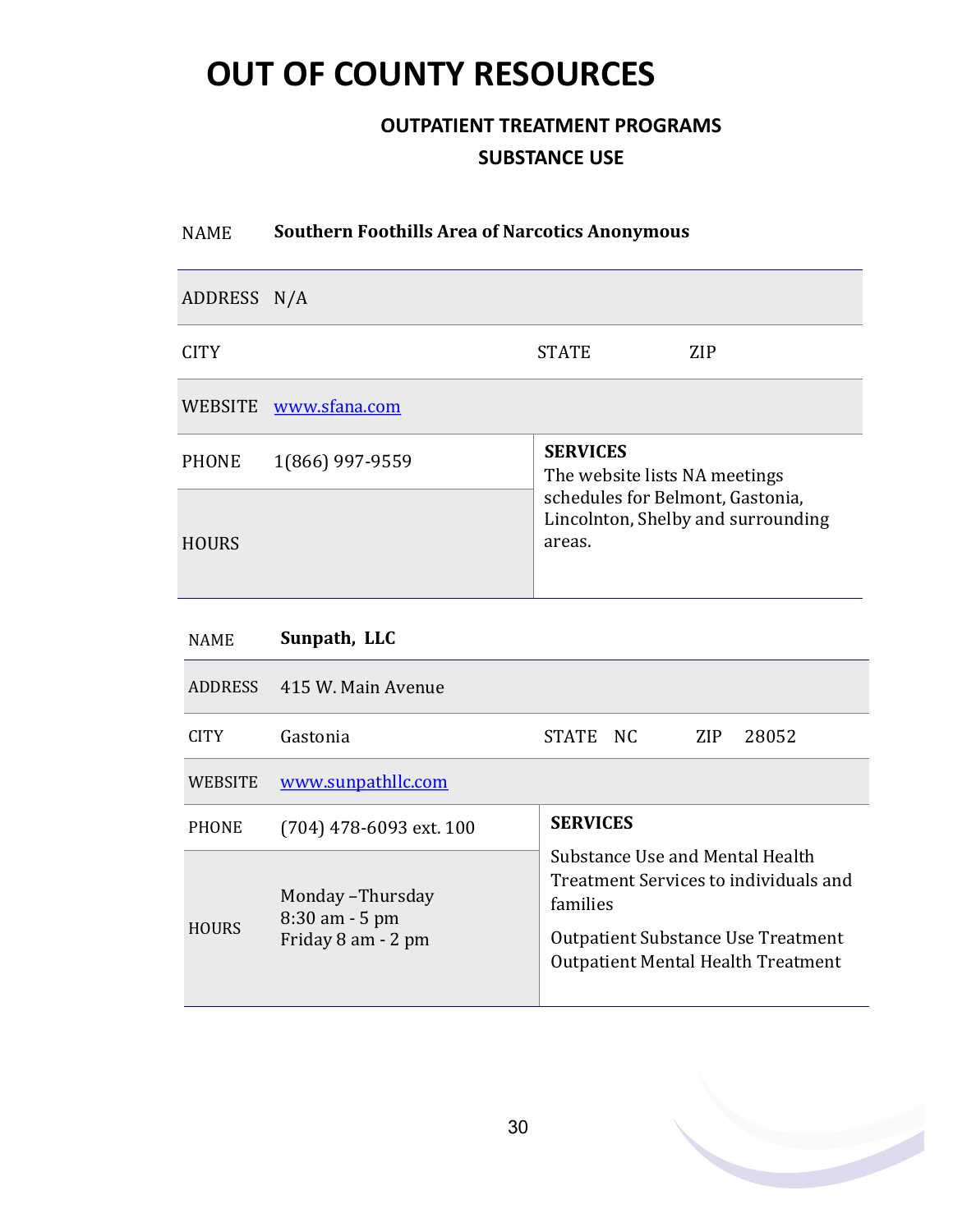# OUT OF COUNTY RESOURCES

## OUTPATIENT TREATMENT PROGRAMS

## SUBSTANCE USE

| NAME | **Southern Foothills Area of Narcotics Anonymous** | | |
|---|---|---|---|
| ADDRESS | N/A | | |
| CITY | | STATE | ZIP |
| WEBSITE | www.sfana.com | | |
| PHONE | 1(866) 997-9559 | **SERVICES** The website lists NA meetings schedules for Belmont, Gastonia, Lincolnton, Shelby and surrounding areas. | |
| HOURS | | | |

| NAME | **Sunpath, LLC** | | |
|---|---|---|---|
| ADDRESS | 415 W. Main Avenue | | |
| CITY | Gastonia | STATE NC | ZIP 28052 |
| WEBSITE | www.sunpathllc.com | | |
| PHONE | (704) 478-6093 ext. 100 | **SERVICES** Substance Use and Mental Health Treatment Services to individuals and families. Outpatient Substance Use Treatment. Outpatient Mental Health Treatment | |
| HOURS | Monday –Thursday 8:30 am - 5 pm. Friday 8 am - 2 pm | | |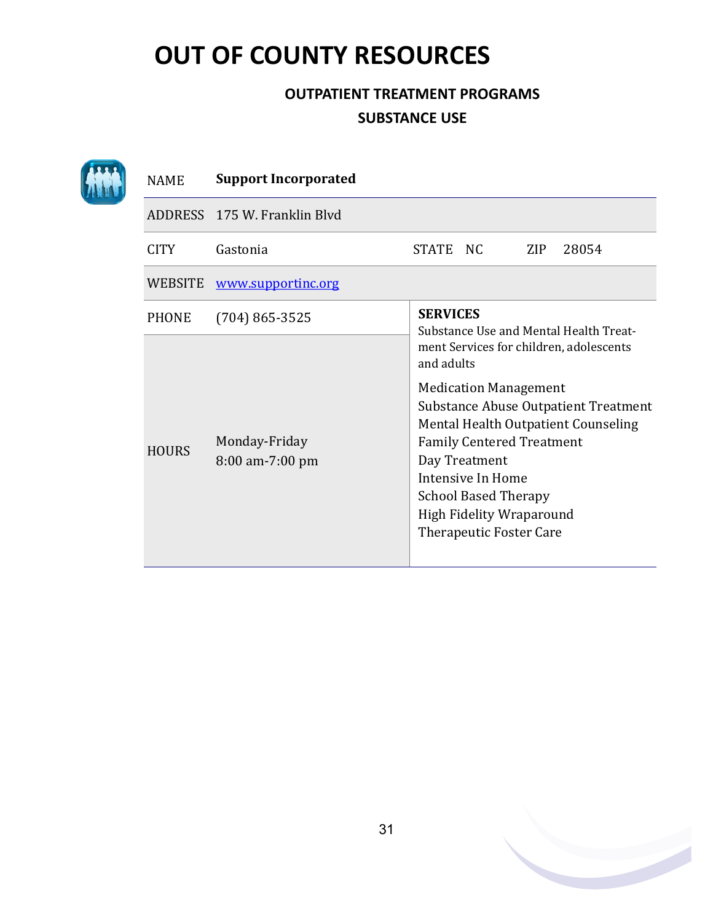# OUT OF COUNTY RESOURCES

## OUTPATIENT TREATMENT PROGRAMS

## SUBSTANCE USE

| NAME | **Support Incorporated** | | | | |
|---|---|---|---|---|---|
| ADDRESS | 175 W. Franklin Blvd | | | | |
| CITY | Gastonia | STATE | NC | ZIP | 28054 |
| WEBSITE | www.supportinc.org | | | | |
| PHONE | (704) 865-3525 | **SERVICES** | | | |
| HOURS | Monday-Friday<br>8:00 am-7:00 pm | Substance Use and Mental Health Treatment Services for children, adolescents and adults<br><br>Medication Management<br>Substance Abuse Outpatient Treatment<br>Mental Health Outpatient Counseling<br>Family Centered Treatment<br>Day Treatment<br>Intensive In Home<br>School Based Therapy<br>High Fidelity Wraparound<br>Therapeutic Foster Care | | | |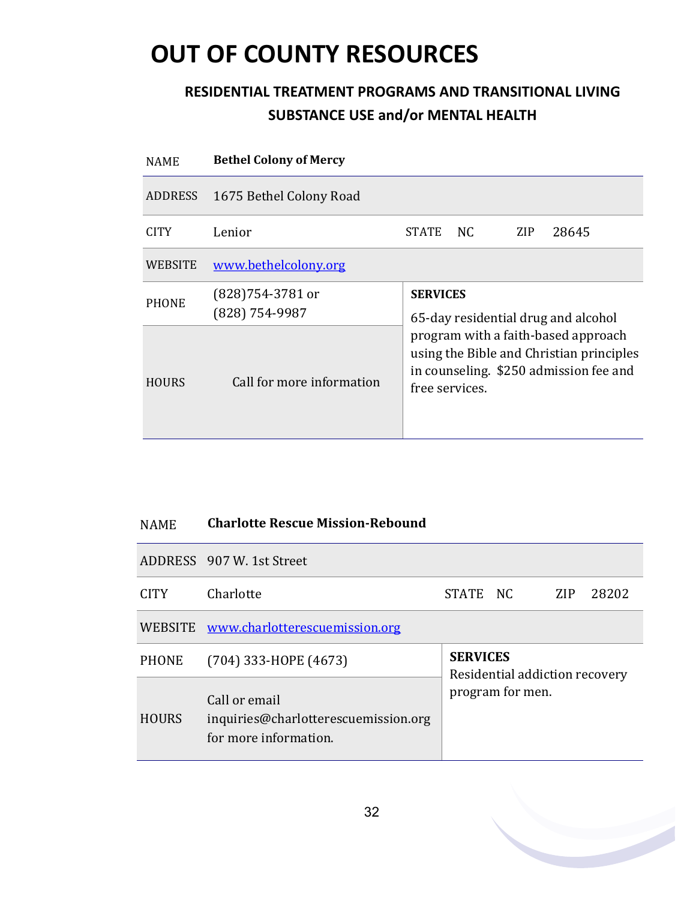# OUT OF COUNTY RESOURCES

## RESIDENTIAL TREATMENT PROGRAMS AND TRANSITIONAL LIVING SUBSTANCE USE and/or MENTAL HEALTH

| NAME | **Bethel Colony of Mercy** | | | | |
|---|---|---|---|---|---|
| ADDRESS | 1675 Bethel Colony Road | | | | |
| CITY | Lenior | STATE | NC | ZIP | 28645 |
| WEBSITE | [www.bethelcolony.org](http://www.bethelcolony.org) | | | | |
| PHONE | (828)754-3781 or (828) 754-9987 | **SERVICES** 65-day residential drug and alcohol program with a faith-based approach using the Bible and Christian principles in counseling. $250 admission fee and free services. | | | |
| HOURS | Call for more information | | | | |

| NAME | **Charlotte Rescue Mission-Rebound** | | | | |
|---|---|---|---|---|---|
| ADDRESS | 907 W. 1st Street | | | | |
| CITY | Charlotte | STATE | NC | ZIP | 28202 |
| WEBSITE | [www.charlotterescuemission.org](http://www.charlotterescuemission.org) | | | | |
| PHONE | (704) 333-HOPE (4673) | **SERVICES** Residential addiction recovery program for men. | | | |
| HOURS | Call or email inquiries@charlotterescuemission.org for more information. | | | | |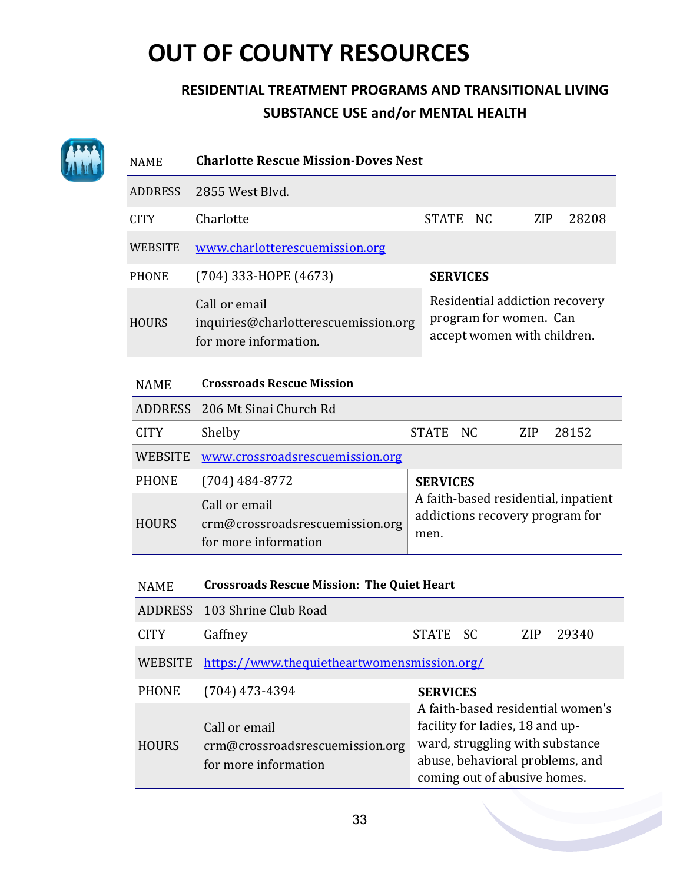# OUT OF COUNTY RESOURCES

## RESIDENTIAL TREATMENT PROGRAMS AND TRANSITIONAL LIVING SUBSTANCE USE and/or MENTAL HEALTH

| NAME | **Charlotte Rescue Mission-Doves Nest** | | |
|---|---|---|---|
| ADDRESS | 2855 West Blvd. | | |
| CITY | Charlotte | STATE NC | ZIP 28208 |
| WEBSITE | www.charlotterescuemission.org | | |
| PHONE | (704) 333-HOPE (4673) | **SERVICES** | |
| HOURS | Call or email inquiries@charlotterescuemission.org for more information. | Residential addiction recovery program for women. Can accept women with children. | |

| NAME | **Crossroads Rescue Mission** | | |
|---|---|---|---|
| ADDRESS | 206 Mt Sinai Church Rd | | |
| CITY | Shelby | STATE NC | ZIP 28152 |
| WEBSITE | www.crossroadsrescuemission.org | | |
| PHONE | (704) 484-8772 | **SERVICES** | |
| HOURS | Call or email crm@crossroadsrescuemission.org for more information | A faith-based residential, inpatient addictions recovery program for men. | |

| NAME | **Crossroads Rescue Mission: The Quiet Heart** | | |
|---|---|---|---|
| ADDRESS | 103 Shrine Club Road | | |
| CITY | Gaffney | STATE SC | ZIP 29340 |
| WEBSITE | https://www.thequietheartwomensmission.org/ | | |
| PHONE | (704) 473-4394 | **SERVICES** | |
| HOURS | Call or email crm@crossroadsrescuemission.org for more information | A faith-based residential women's facility for ladies, 18 and up-ward, struggling with substance abuse, behavioral problems, and coming out of abusive homes. | |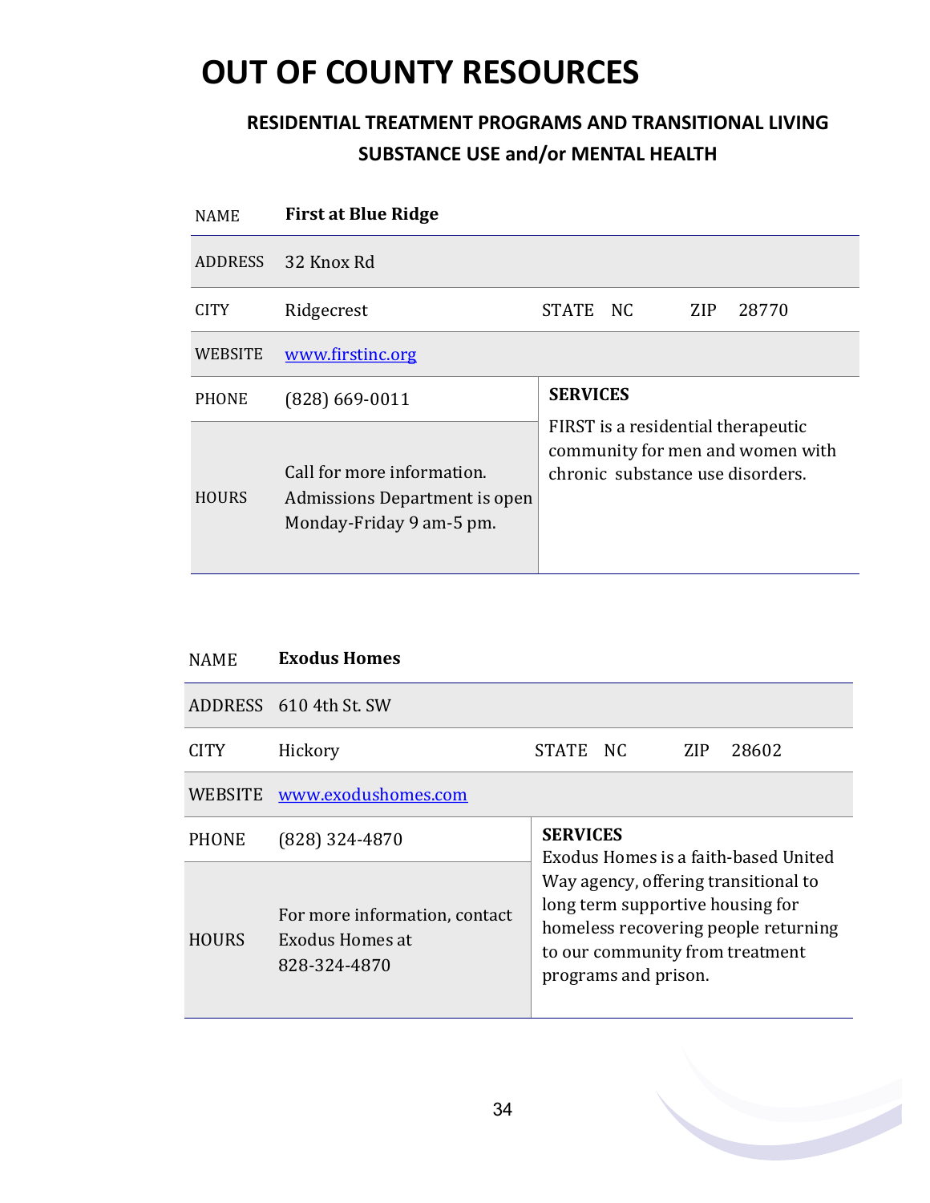# OUT OF COUNTY RESOURCES

### RESIDENTIAL TREATMENT PROGRAMS AND TRANSITIONAL LIVING SUBSTANCE USE and/or MENTAL HEALTH

| NAME | **First at Blue Ridge** | | |
|---|---|---|---|
| ADDRESS | 32 Knox Rd | | |
| CITY | Ridgecrest | STATE NC | ZIP 28770 |
| WEBSITE | www.firstinc.org | | |
| PHONE | (828) 669-0011 | **SERVICES**<br>FIRST is a residential therapeutic community for men and women with chronic substance use disorders. | |
| HOURS | Call for more information. Admissions Department is open Monday-Friday 9 am-5 pm. | | |

| NAME | **Exodus Homes** | | |
|---|---|---|---|
| ADDRESS | 610 4th St. SW | | |
| CITY | Hickory | STATE NC | ZIP 28602 |
| WEBSITE | www.exodushomes.com | | |
| PHONE | (828) 324-4870 | **SERVICES**<br>Exodus Homes is a faith-based United Way agency, offering transitional to long term supportive housing for homeless recovering people returning to our community from treatment programs and prison. | |
| HOURS | For more information, contact Exodus Homes at 828-324-4870 | | |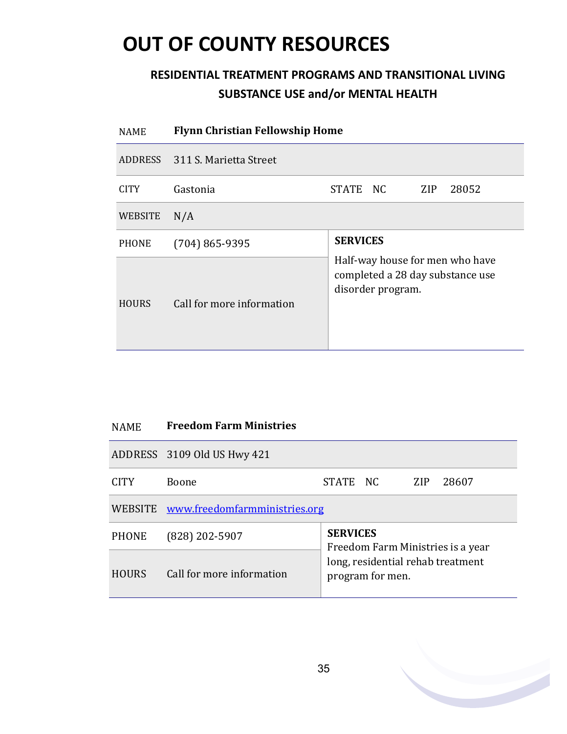# OUT OF COUNTY RESOURCES

## RESIDENTIAL TREATMENT PROGRAMS AND TRANSITIONAL LIVING SUBSTANCE USE and/or MENTAL HEALTH

| NAME | **Flynn Christian Fellowship Home** | | |
|---|---|---|---|
| ADDRESS | 311 S. Marietta Street | | |
| CITY | Gastonia | STATE NC | ZIP 28052 |
| WEBSITE | N/A | | |
| PHONE | (704) 865-9395 | **SERVICES** Half-way house for men who have completed a 28 day substance use disorder program. | |
| HOURS | Call for more information | | |

| NAME | **Freedom Farm Ministries** | | |
|---|---|---|---|
| ADDRESS | 3109 Old US Hwy 421 | | |
| CITY | Boone | STATE NC | ZIP 28607 |
| WEBSITE | www.freedomfarmministries.org | | |
| PHONE | (828) 202-5907 | **SERVICES** Freedom Farm Ministries is a year long, residential rehab treatment program for men. | |
| HOURS | Call for more information | | |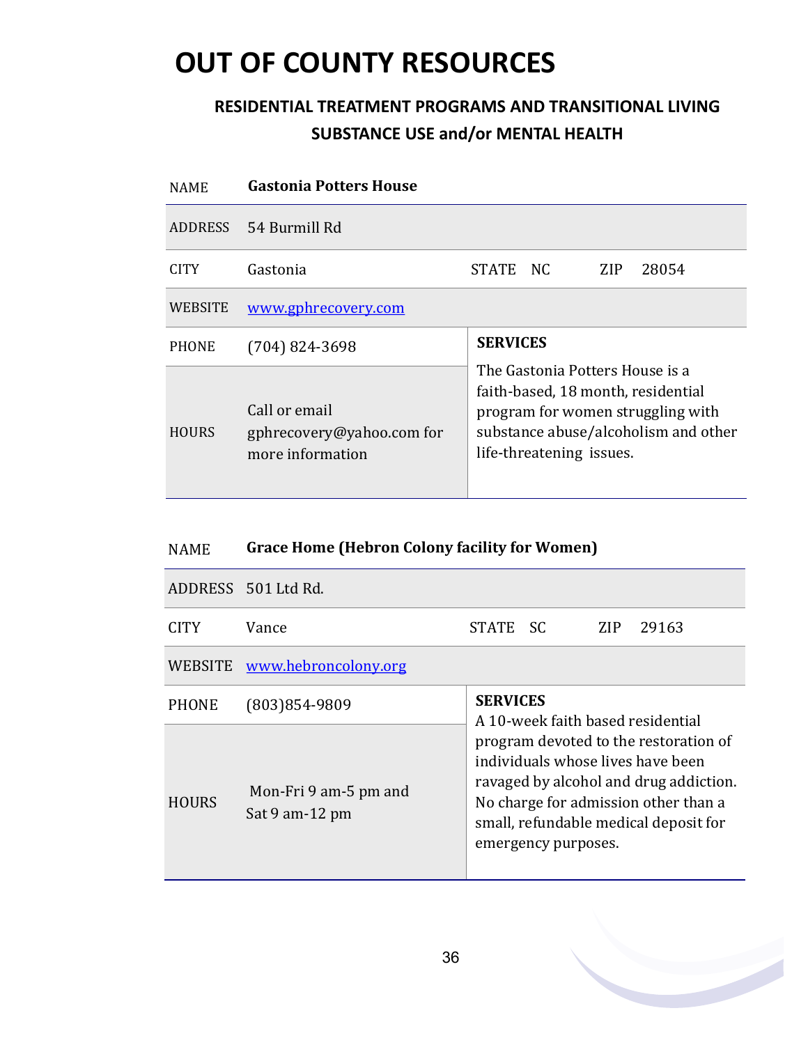# OUT OF COUNTY RESOURCES

### RESIDENTIAL TREATMENT PROGRAMS AND TRANSITIONAL LIVING SUBSTANCE USE and/or MENTAL HEALTH

| NAME | **Gastonia Potters House** | | | | |
|---|---|---|---|---|---|
| ADDRESS | 54 Burmill Rd | | | | |
| CITY | Gastonia | STATE | NC | ZIP | 28054 |
| WEBSITE | [www.gphrecovery.com](http://www.gphrecovery.com) | | | | |
| PHONE | (704) 824-3698 | **SERVICES** | | | |
| HOURS | Call or email gphrecovery@yahoo.com for more information | The Gastonia Potters House is a faith-based, 18 month, residential program for women struggling with substance abuse/alcoholism and other life-threatening issues. | | | |

| NAME | **Grace Home (Hebron Colony facility for Women)** | | | | |
|---|---|---|---|---|---|
| ADDRESS | 501 Ltd Rd. | | | | |
| CITY | Vance | STATE | SC | ZIP | 29163 |
| WEBSITE | [www.hebroncolony.org](http://www.hebroncolony.org) | | | | |
| PHONE | (803)854-9809 | **SERVICES** | | | |
| HOURS | Mon-Fri 9 am-5 pm and Sat 9 am-12 pm | A 10-week faith based residential program devoted to the restoration of individuals whose lives have been ravaged by alcohol and drug addiction. No charge for admission other than a small, refundable medical deposit for emergency purposes. | | | |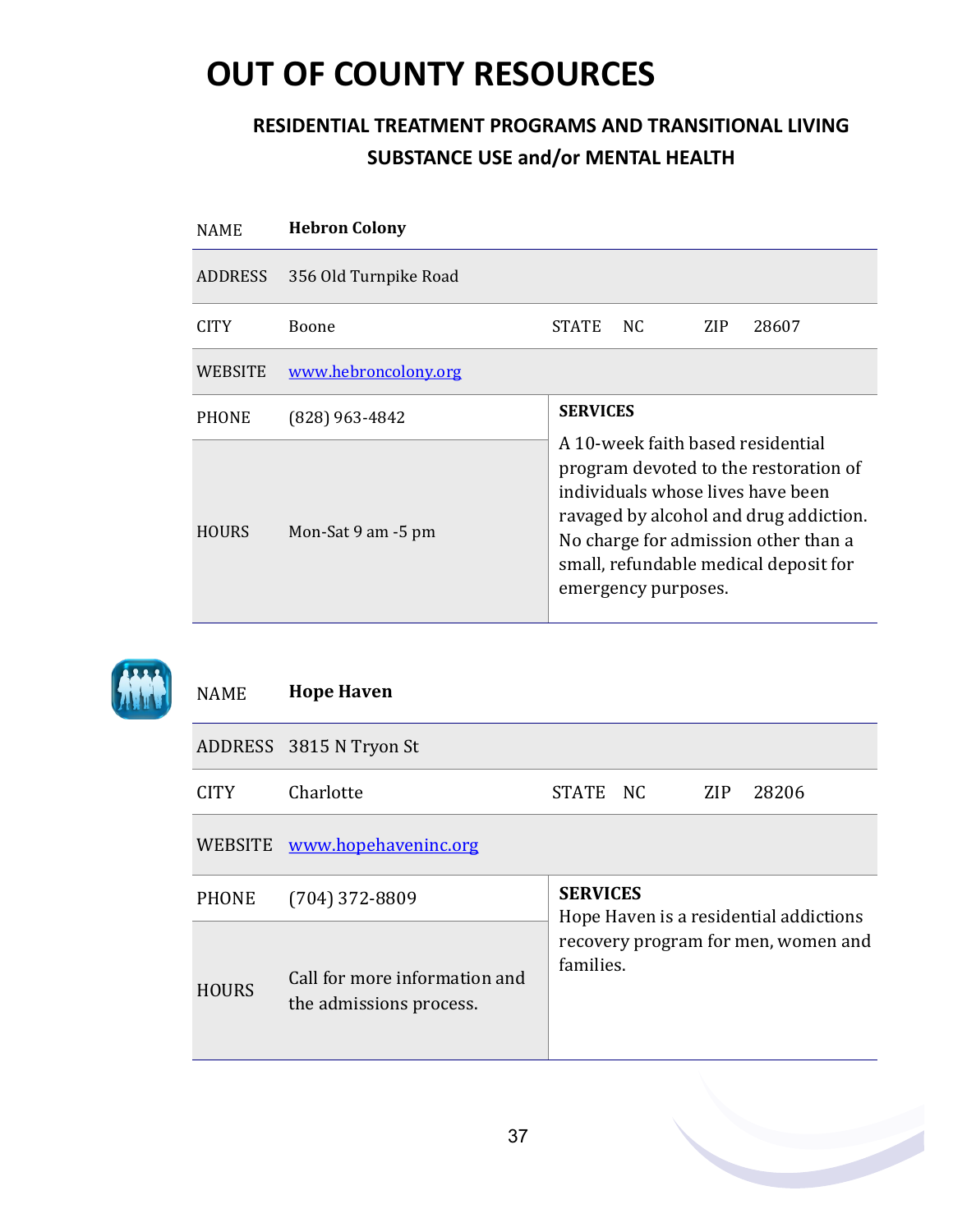# OUT OF COUNTY RESOURCES

### RESIDENTIAL TREATMENT PROGRAMS AND TRANSITIONAL LIVING
### SUBSTANCE USE and/or MENTAL HEALTH

| NAME | **Hebron Colony** | | | | |
|---|---|---|---|---|---|
| ADDRESS | 356 Old Turnpike Road | | | | |
| CITY | Boone | STATE | NC | ZIP | 28607 |
| WEBSITE | www.hebroncolony.org | | | | |
| PHONE | (828) 963-4842 | **SERVICES** | | | |
| HOURS | Mon-Sat 9 am -5 pm | A 10-week faith based residential program devoted to the restoration of individuals whose lives have been ravaged by alcohol and drug addiction. No charge for admission other than a small, refundable medical deposit for emergency purposes. | | | |

| NAME | **Hope Haven** | | | | |
|---|---|---|---|---|---|
| ADDRESS | 3815 N Tryon St | | | | |
| CITY | Charlotte | STATE | NC | ZIP | 28206 |
| WEBSITE | www.hopehaveninc.org | | | | |
| PHONE | (704) 372-8809 | **SERVICES** | | | |
| HOURS | Call for more information and the admissions process. | Hope Haven is a residential addictions recovery program for men, women and families. | | | |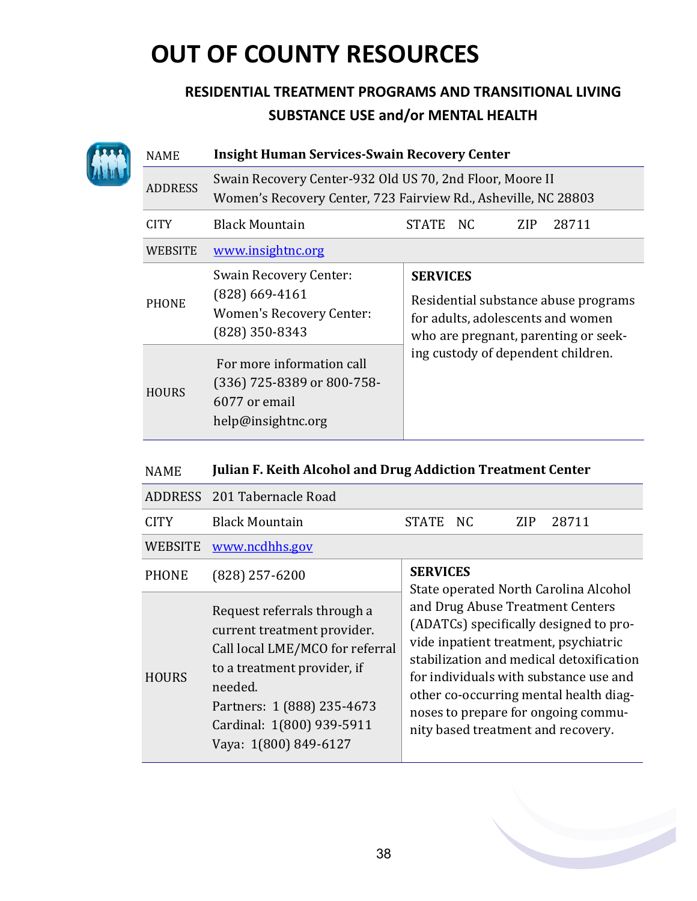# OUT OF COUNTY RESOURCES

## RESIDENTIAL TREATMENT PROGRAMS AND TRANSITIONAL LIVING SUBSTANCE USE and/or MENTAL HEALTH

| NAME | **Insight Human Services-Swain Recovery Center** | | | | |
|---|---|---|---|---|---|
| ADDRESS | Swain Recovery Center-932 Old US 70, 2nd Floor, Moore II<br>Women's Recovery Center, 723 Fairview Rd., Asheville, NC 28803 | | | | |
| CITY | Black Mountain | STATE | NC | ZIP | 28711 |
| WEBSITE | www.insightnc.org | | | | |
| PHONE | Swain Recovery Center: (828) 669-4161<br>Women's Recovery Center: (828) 350-8343 | **SERVICES**<br>Residential substance abuse programs for adults, adolescents and women who are pregnant, parenting or seeking custody of dependent children. | | | |
| HOURS | For more information call (336) 725-8389 or 800-758-6077 or email help@insightnc.org | | | | |

| NAME | **Julian F. Keith Alcohol and Drug Addiction Treatment Center** | | | | |
|---|---|---|---|---|---|
| ADDRESS | 201 Tabernacle Road | | | | |
| CITY | Black Mountain | STATE | NC | ZIP | 28711 |
| WEBSITE | www.ncdhhs.gov | | | | |
| PHONE | (828) 257-6200 | **SERVICES**<br>State operated North Carolina Alcohol and Drug Abuse Treatment Centers (ADATCs) specifically designed to provide inpatient treatment, psychiatric stabilization and medical detoxification for individuals with substance use and other co-occurring mental health diagnoses to prepare for ongoing community based treatment and recovery. | | | |
| HOURS | Request referrals through a current treatment provider. Call local LME/MCO for referral to a treatment provider, if needed.<br>Partners: 1 (888) 235-4673<br>Cardinal: 1(800) 939-5911<br>Vaya: 1(800) 849-6127 | | | | |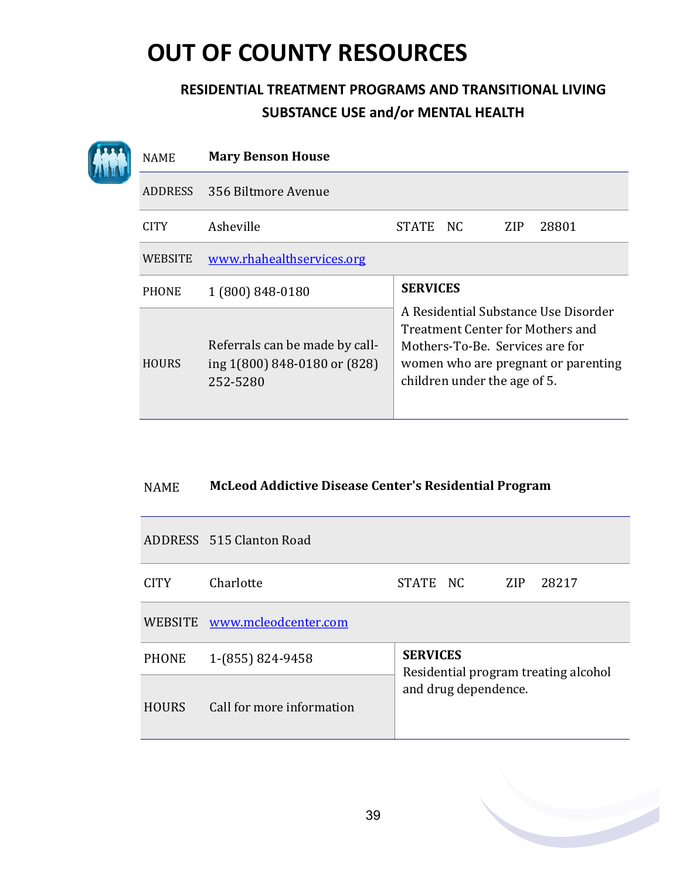# OUT OF COUNTY RESOURCES

### RESIDENTIAL TREATMENT PROGRAMS AND TRANSITIONAL LIVING SUBSTANCE USE and/or MENTAL HEALTH

| NAME | **Mary Benson House** | | | | |
|---|---|---|---|---|---|
| ADDRESS | 356 Biltmore Avenue | | | | |
| CITY | Asheville | STATE | NC | ZIP | 28801 |
| WEBSITE | www.rhahealthservices.org | | | | |
| PHONE | 1 (800) 848-0180 | **SERVICES** A Residential Substance Use Disorder Treatment Center for Mothers and Mothers-To-Be. Services are for women who are pregnant or parenting children under the age of 5. | | | |
| HOURS | Referrals can be made by calling 1(800) 848-0180 or (828) 252-5280 | | | | |

| NAME | **McLeod Addictive Disease Center's Residential Program** | | | | |
|---|---|---|---|---|---|
| ADDRESS | 515 Clanton Road | | | | |
| CITY | Charlotte | STATE | NC | ZIP | 28217 |
| WEBSITE | www.mcleodcenter.com | | | | |
| PHONE | 1-(855) 824-9458 | **SERVICES** Residential program treating alcohol and drug dependence. | | | |
| HOURS | Call for more information | | | | |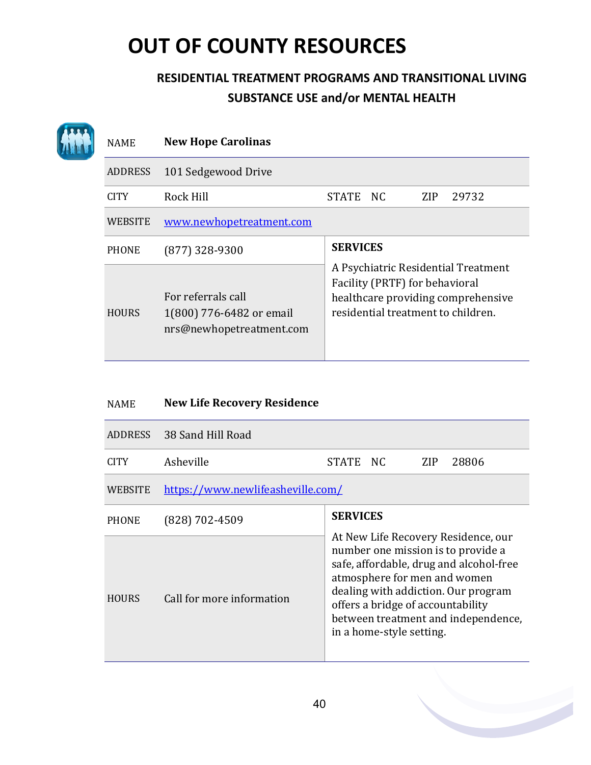# OUT OF COUNTY RESOURCES

## RESIDENTIAL TREATMENT PROGRAMS AND TRANSITIONAL LIVING SUBSTANCE USE and/or MENTAL HEALTH

| NAME | **New Hope Carolinas** | | |
|---|---|---|---|
| ADDRESS | 101 Sedgewood Drive | | |
| CITY | Rock Hill | STATE NC | ZIP 29732 |
| WEBSITE | www.newhopetreatment.com | | |
| PHONE | (877) 328-9300 | **SERVICES** A Psychiatric Residential Treatment Facility (PRTF) for behavioral healthcare providing comprehensive residential treatment to children. | |
| HOURS | For referrals call 1(800) 776-6482 or email nrs@newhopetreatment.com | | |

| NAME | **New Life Recovery Residence** | | |
|---|---|---|---|
| ADDRESS | 38 Sand Hill Road | | |
| CITY | Asheville | STATE NC | ZIP 28806 |
| WEBSITE | https://www.newlifeasheville.com/ | | |
| PHONE | (828) 702-4509 | **SERVICES** At New Life Recovery Residence, our number one mission is to provide a safe, affordable, drug and alcohol-free atmosphere for men and women dealing with addiction. Our program offers a bridge of accountability between treatment and independence, in a home-style setting. | |
| HOURS | Call for more information | | |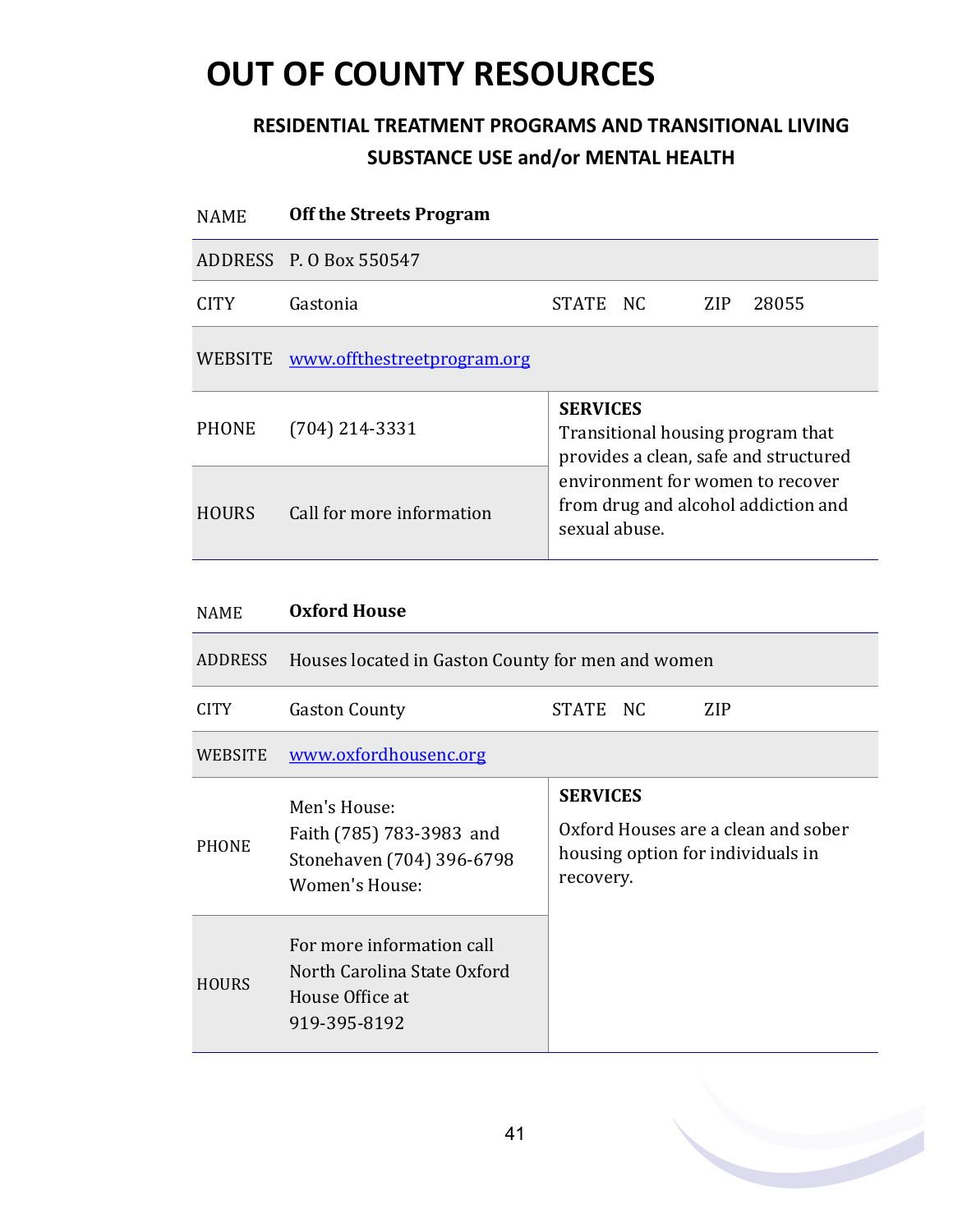# OUT OF COUNTY RESOURCES

### RESIDENTIAL TREATMENT PROGRAMS AND TRANSITIONAL LIVING SUBSTANCE USE and/or MENTAL HEALTH

| NAME | **Off the Streets Program** | | |
|---|---|---|---|
| ADDRESS | P. O Box 550547 | | |
| CITY | Gastonia | STATE NC | ZIP 28055 |
| WEBSITE | www.offthestreetprogram.org | | |
| PHONE | (704) 214-3331 | **SERVICES** Transitional housing program that provides a clean, safe and structured environment for women to recover from drug and alcohol addiction and sexual abuse. | |
| HOURS | Call for more information | | |

| NAME | **Oxford House** | | |
|---|---|---|---|
| ADDRESS | Houses located in Gaston County for men and women | | |
| CITY | Gaston County | STATE NC | ZIP |
| WEBSITE | www.oxfordhousenc.org | | |
| PHONE | Men's House: Faith (785) 783-3983 and Stonehaven (704) 396-6798 Women's House: | **SERVICES** Oxford Houses are a clean and sober housing option for individuals in recovery. | |
| HOURS | For more information call North Carolina State Oxford House Office at 919-395-8192 | | |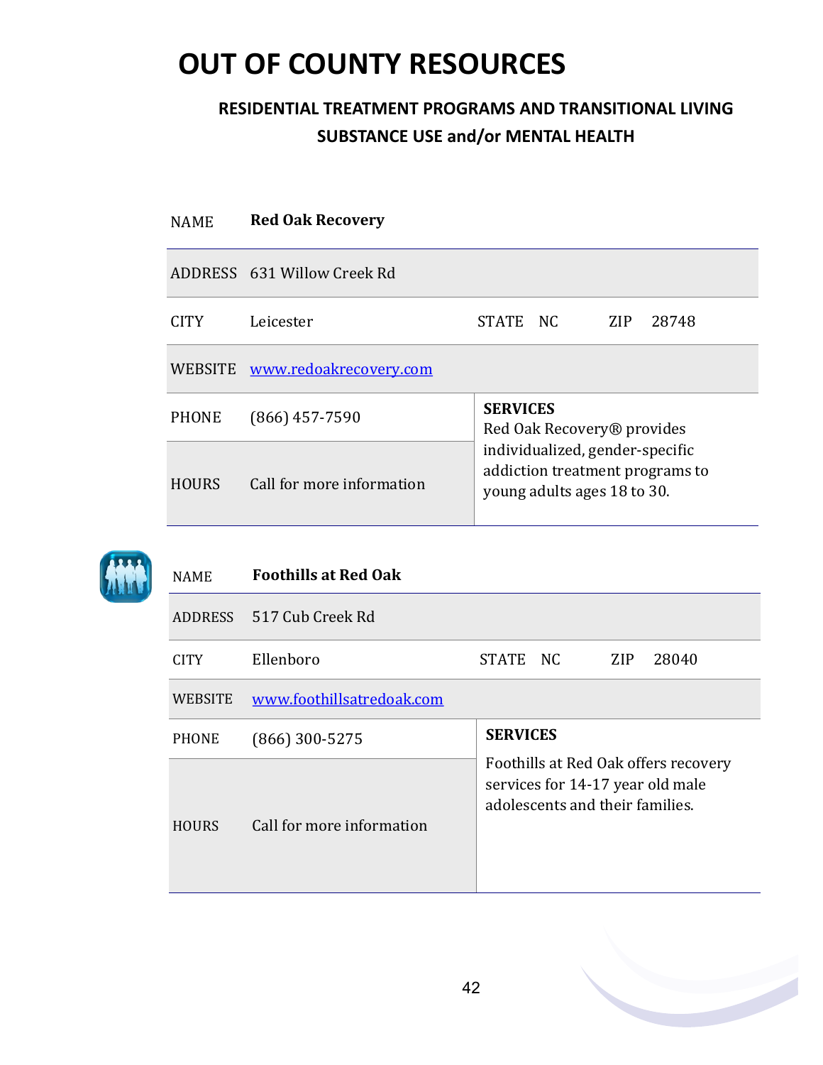# OUT OF COUNTY RESOURCES

### RESIDENTIAL TREATMENT PROGRAMS AND TRANSITIONAL LIVING SUBSTANCE USE and/or MENTAL HEALTH

| NAME | **Red Oak Recovery** | | | | |
|---|---|---|---|---|---|
| ADDRESS | 631 Willow Creek Rd | | | | |
| CITY | Leicester | STATE | NC | ZIP | 28748 |
| WEBSITE | www.redoakrecovery.com | | | | |
| PHONE | (866) 457-7590 | **SERVICES** Red Oak Recovery® provides individualized, gender-specific addiction treatment programs to young adults ages 18 to 30. | | | |
| HOURS | Call for more information | | | | |

| NAME | **Foothills at Red Oak** | | | | |
|---|---|---|---|---|---|
| ADDRESS | 517 Cub Creek Rd | | | | |
| CITY | Ellenboro | STATE | NC | ZIP | 28040 |
| WEBSITE | www.foothillsatredoak.com | | | | |
| PHONE | (866) 300-5275 | **SERVICES** Foothills at Red Oak offers recovery services for 14-17 year old male adolescents and their families. | | | |
| HOURS | Call for more information | | | | |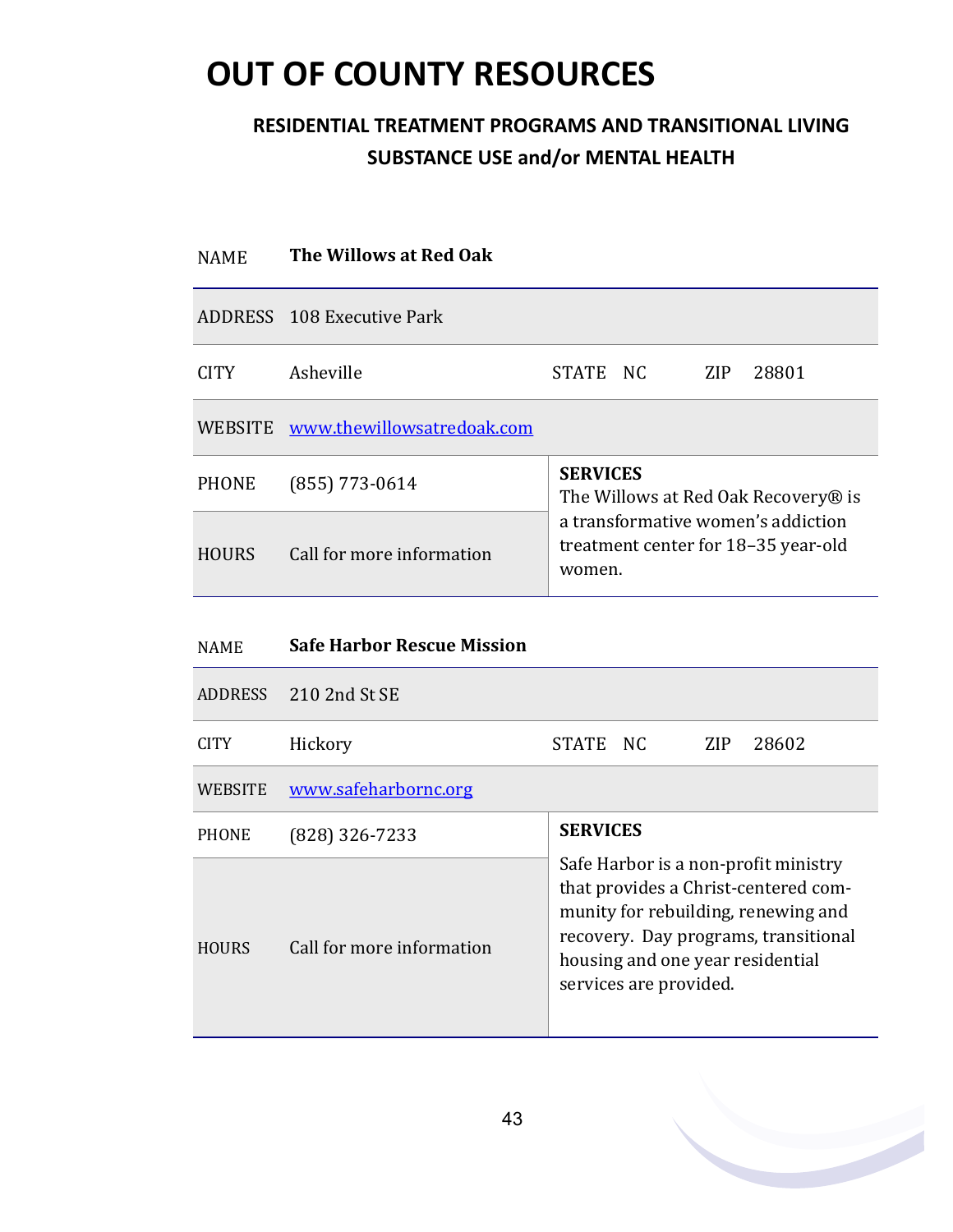# OUT OF COUNTY RESOURCES

## RESIDENTIAL TREATMENT PROGRAMS AND TRANSITIONAL LIVING SUBSTANCE USE and/or MENTAL HEALTH

| NAME | **The Willows at Red Oak** | | | | |
|---|---|---|---|---|---|
| ADDRESS | 108 Executive Park | | | | |
| CITY | Asheville | STATE | NC | ZIP | 28801 |
| WEBSITE | www.thewillowsatredoak.com | | | | |
| PHONE | (855) 773-0614 | **SERVICES** The Willows at Red Oak Recovery® is a transformative women's addiction treatment center for 18–35 year-old women. | | | |
| HOURS | Call for more information | | | | |

| NAME | **Safe Harbor Rescue Mission** | | | | |
|---|---|---|---|---|---|
| ADDRESS | 210 2nd St SE | | | | |
| CITY | Hickory | STATE | NC | ZIP | 28602 |
| WEBSITE | www.safeharbornc.org | | | | |
| PHONE | (828) 326-7233 | **SERVICES** Safe Harbor is a non-profit ministry that provides a Christ-centered community for rebuilding, renewing and recovery. Day programs, transitional housing and one year residential services are provided. | | | |
| HOURS | Call for more information | | | | |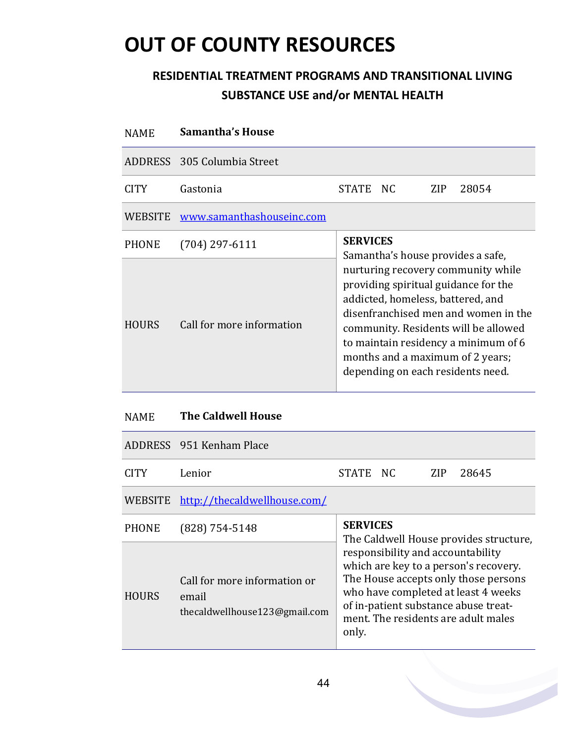# OUT OF COUNTY RESOURCES

## RESIDENTIAL TREATMENT PROGRAMS AND TRANSITIONAL LIVING SUBSTANCE USE and/or MENTAL HEALTH

| NAME | **Samantha's House** | | | | |
|---|---|---|---|---|---|
| ADDRESS | 305 Columbia Street | | | | |
| CITY | Gastonia | STATE | NC | ZIP | 28054 |
| WEBSITE | [www.samanthashouseinc.com](http://www.samanthashouseinc.com) | | | | |
| PHONE | (704) 297-6111 | **SERVICES** Samantha's house provides a safe, nurturing recovery community while providing spiritual guidance for the addicted, homeless, battered, and disenfranchised men and women in the community. Residents will be allowed to maintain residency a minimum of 6 months and a maximum of 2 years; depending on each residents need. | | | |
| HOURS | Call for more information | | | | |

| NAME | **The Caldwell House** | | | | |
|---|---|---|---|---|---|
| ADDRESS | 951 Kenham Place | | | | |
| CITY | Lenior | STATE | NC | ZIP | 28645 |
| WEBSITE | [http://thecaldwellhouse.com/](http://thecaldwellhouse.com/) | | | | |
| PHONE | (828) 754-5148 | **SERVICES** The Caldwell House provides structure, responsibility and accountability which are key to a person's recovery. The House accepts only those persons who have completed at least 4 weeks of in-patient substance abuse treatment. The residents are adult males only. | | | |
| HOURS | Call for more information or email thecaldwellhouse123@gmail.com | | | | |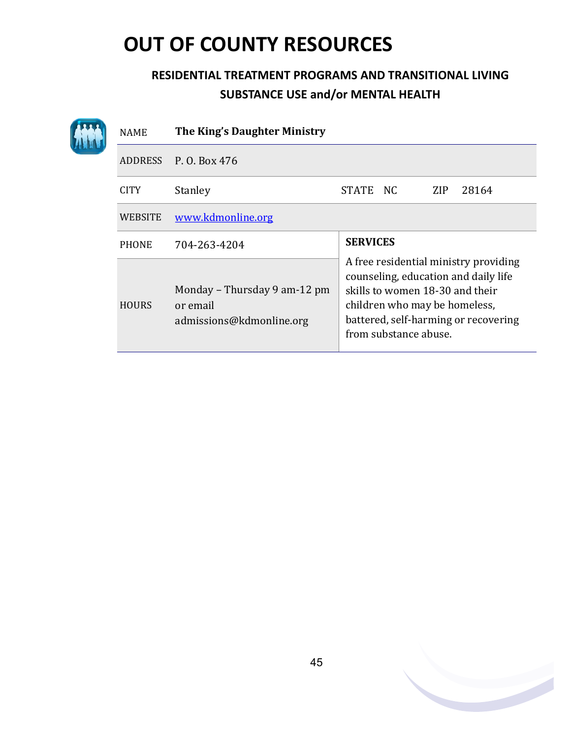# OUT OF COUNTY RESOURCES

## RESIDENTIAL TREATMENT PROGRAMS AND TRANSITIONAL LIVING
## SUBSTANCE USE and/or MENTAL HEALTH

| NAME | **The King's Daughter Ministry** | | | | |
|---|---|---|---|---|---|
| ADDRESS | P. O. Box 476 | | | | |
| CITY | Stanley | STATE | NC | ZIP | 28164 |
| WEBSITE | www.kdmonline.org | | | | |
| PHONE | 704-263-4204 | **SERVICES** | | | |
| HOURS | Monday – Thursday 9 am-12 pm or email admissions@kdmonline.org | A free residential ministry providing counseling, education and daily life skills to women 18-30 and their children who may be homeless, battered, self-harming or recovering from substance abuse. | | | |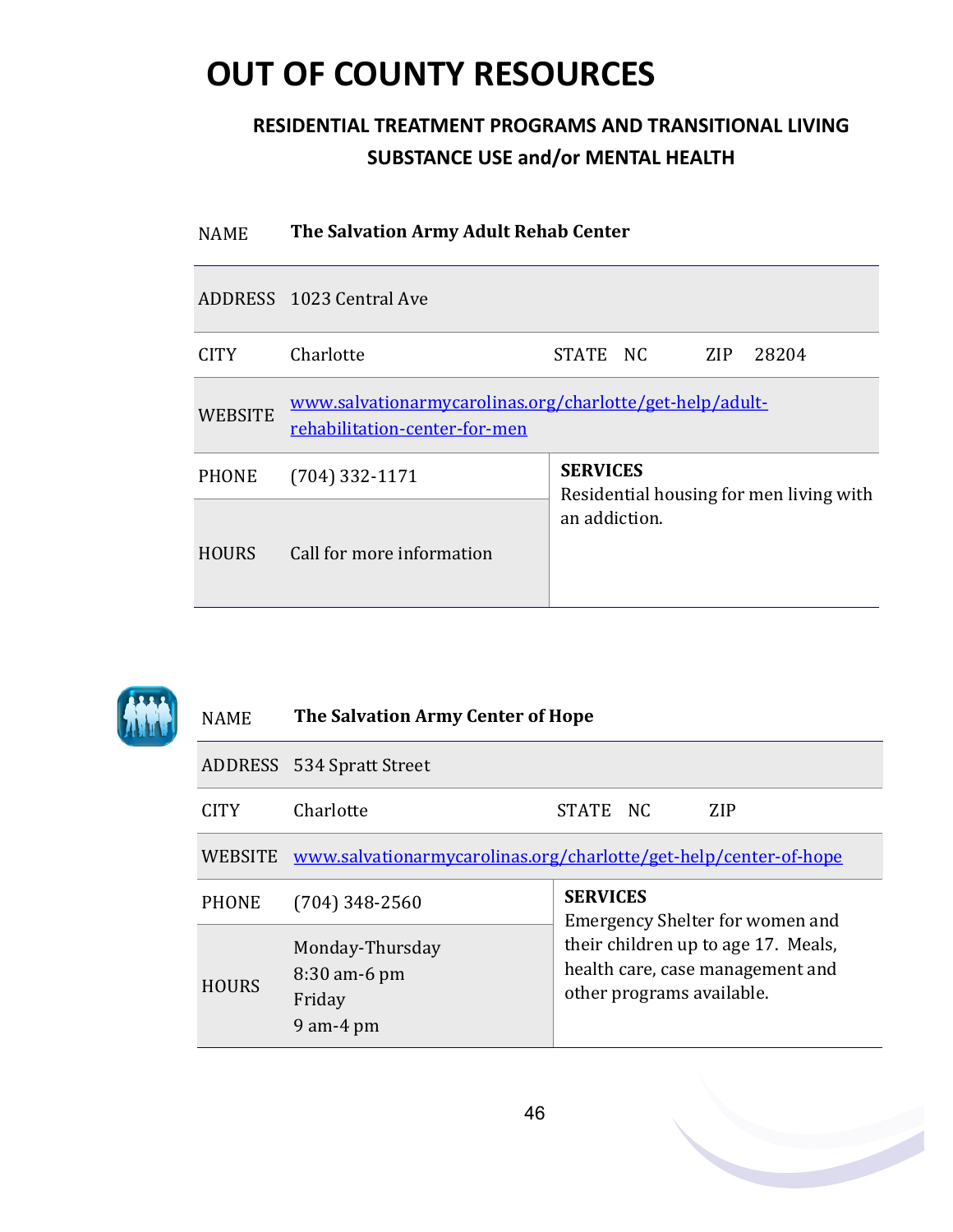# OUT OF COUNTY RESOURCES

## RESIDENTIAL TREATMENT PROGRAMS AND TRANSITIONAL LIVING SUBSTANCE USE and/or MENTAL HEALTH

| NAME | **The Salvation Army Adult Rehab Center** | | |
|---|---|---|---|
| ADDRESS | 1023 Central Ave | | |
| CITY | Charlotte | STATE NC | ZIP 28204 |
| WEBSITE | www.salvationarmycarolinas.org/charlotte/get-help/adult-rehabilitation-center-for-men | | |
| PHONE | (704) 332-1171 | **SERVICES** Residential housing for men living with an addiction. | |
| HOURS | Call for more information | | |

| NAME | **The Salvation Army Center of Hope** | | |
|---|---|---|---|
| ADDRESS | 534 Spratt Street | | |
| CITY | Charlotte | STATE NC | ZIP |
| WEBSITE | www.salvationarmycarolinas.org/charlotte/get-help/center-of-hope | | |
| PHONE | (704) 348-2560 | **SERVICES** Emergency Shelter for women and their children up to age 17. Meals, health care, case management and other programs available. | |
| HOURS | Monday-Thursday 8:30 am-6 pm Friday 9 am-4 pm | | |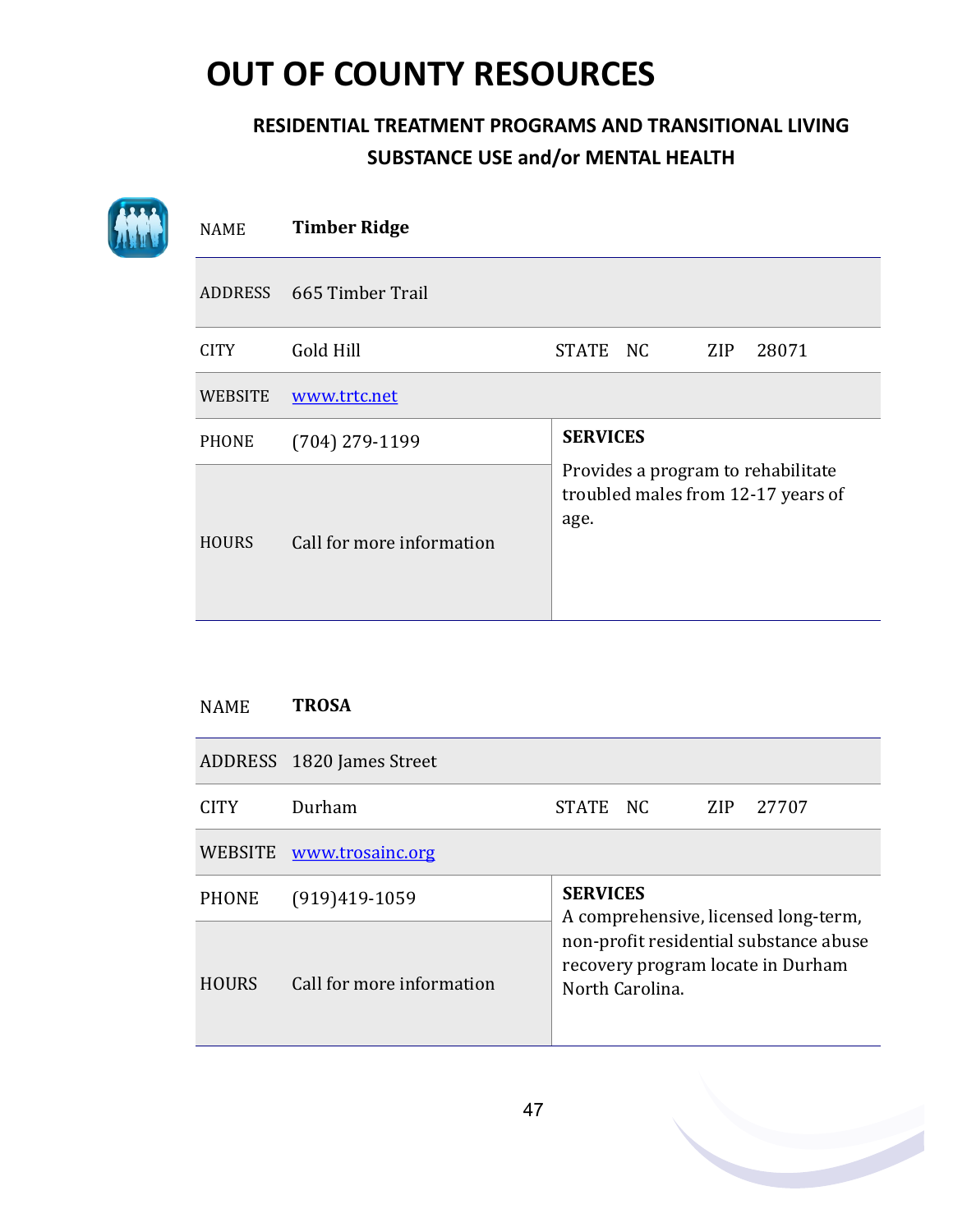# OUT OF COUNTY RESOURCES

## RESIDENTIAL TREATMENT PROGRAMS AND TRANSITIONAL LIVING SUBSTANCE USE and/or MENTAL HEALTH

| NAME | **Timber Ridge** | | |
|---|---|---|---|
| ADDRESS | 665 Timber Trail | | |
| CITY | Gold Hill | STATE NC | ZIP 28071 |
| WEBSITE | www.trtc.net | | |
| PHONE | (704) 279-1199 | **SERVICES** Provides a program to rehabilitate troubled males from 12-17 years of age. | |
| HOURS | Call for more information | | |

| NAME | **TROSA** | | |
|---|---|---|---|
| ADDRESS | 1820 James Street | | |
| CITY | Durham | STATE NC | ZIP 27707 |
| WEBSITE | www.trosainc.org | | |
| PHONE | (919)419-1059 | **SERVICES** A comprehensive, licensed long-term, non-profit residential substance abuse recovery program locate in Durham North Carolina. | |
| HOURS | Call for more information | | |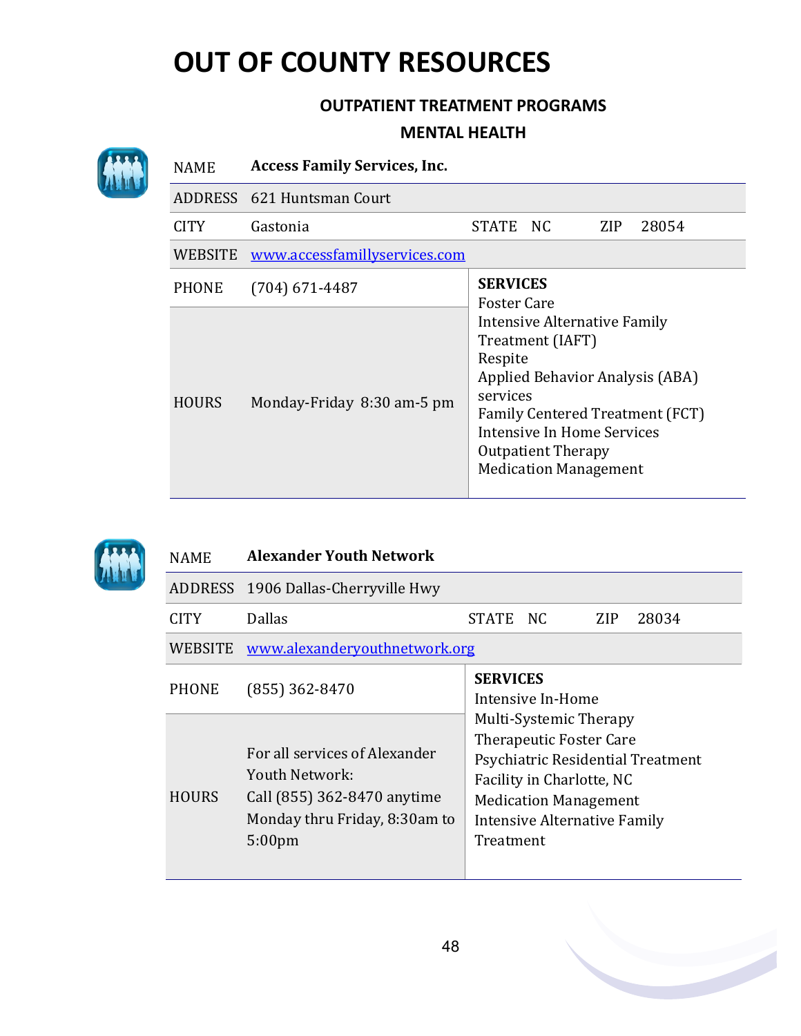# OUT OF COUNTY RESOURCES

### OUTPATIENT TREATMENT PROGRAMS

### MENTAL HEALTH

| NAME | **Access Family Services, Inc.** | | |
|---|---|---|---|
| ADDRESS | 621 Huntsman Court | | |
| CITY | Gastonia | STATE NC | ZIP 28054 |
| WEBSITE | www.accessfamillyservices.com | | |
| PHONE | (704) 671-4487 | **SERVICES**<br>Foster Care<br>Intensive Alternative Family Treatment (IAFT)<br>Respite<br>Applied Behavior Analysis (ABA) services<br>Family Centered Treatment (FCT)<br>Intensive In Home Services<br>Outpatient Therapy<br>Medication Management | |
| HOURS | Monday-Friday 8:30 am-5 pm | | |

| NAME | **Alexander Youth Network** | | |
|---|---|---|---|
| ADDRESS | 1906 Dallas-Cherryville Hwy | | |
| CITY | Dallas | STATE NC | ZIP 28034 |
| WEBSITE | www.alexanderyouthnetwork.org | | |
| PHONE | (855) 362-8470 | **SERVICES**<br>Intensive In-Home<br>Multi-Systemic Therapy<br>Therapeutic Foster Care<br>Psychiatric Residential Treatment Facility in Charlotte, NC<br>Medication Management<br>Intensive Alternative Family Treatment | |
| HOURS | For all services of Alexander Youth Network:<br>Call (855) 362-8470 anytime<br>Monday thru Friday, 8:30am to 5:00pm | | |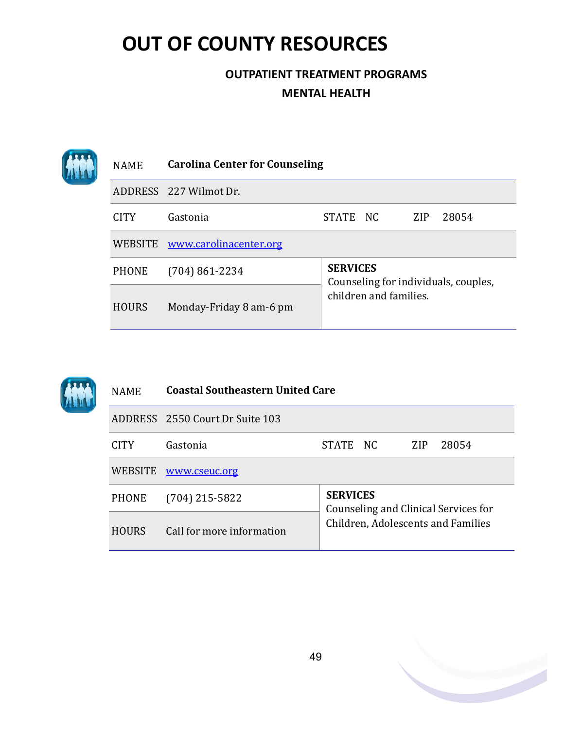# OUT OF COUNTY RESOURCES

## OUTPATIENT TREATMENT PROGRAMS

## MENTAL HEALTH

| NAME | **Carolina Center for Counseling** | | | | |
|---|---|---|---|---|---|
| ADDRESS | 227 Wilmot Dr. | | | | |
| CITY | Gastonia | STATE | NC | ZIP | 28054 |
| WEBSITE | www.carolinacenter.org | | | | |
| PHONE | (704) 861-2234 | **SERVICES** Counseling for individuals, couples, children and families. | | | |
| HOURS | Monday-Friday 8 am-6 pm | | | | |

| NAME | **Coastal Southeastern United Care** | | | | |
|---|---|---|---|---|---|
| ADDRESS | 2550 Court Dr Suite 103 | | | | |
| CITY | Gastonia | STATE | NC | ZIP | 28054 |
| WEBSITE | www.cseuc.org | | | | |
| PHONE | (704) 215-5822 | **SERVICES** Counseling and Clinical Services for Children, Adolescents and Families | | | |
| HOURS | Call for more information | | | | |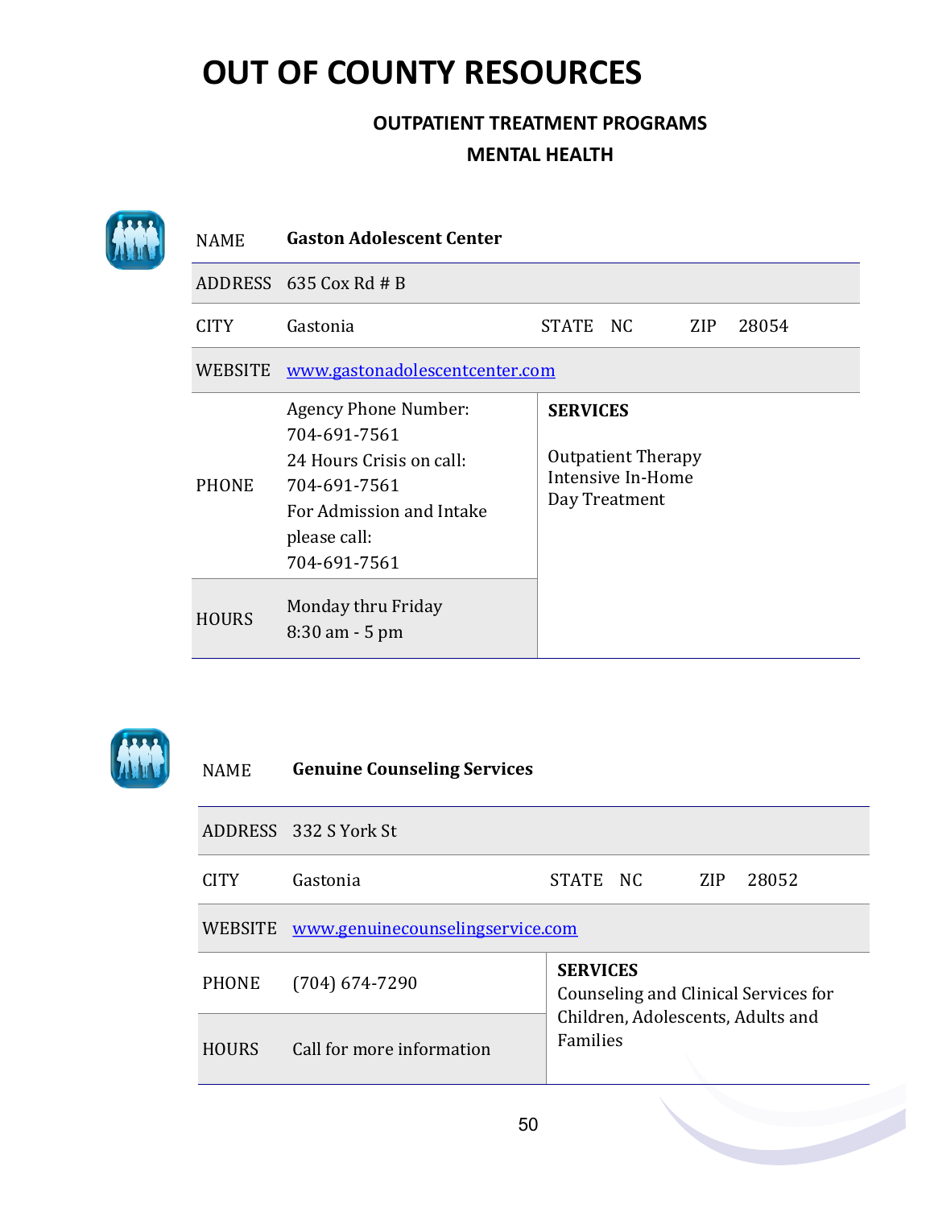# OUT OF COUNTY RESOURCES

## OUTPATIENT TREATMENT PROGRAMS

## MENTAL HEALTH

| NAME | **Gaston Adolescent Center** | | | | |
|---|---|---|---|---|---|
| ADDRESS | 635 Cox Rd # B | | | | |
| CITY | Gastonia | STATE | NC | ZIP | 28054 |
| WEBSITE | www.gastonadolescentcenter.com | | | | |
| PHONE | Agency Phone Number: 704-691-7561<br>24 Hours Crisis on call: 704-691-7561<br>For Admission and Intake please call: 704-691-7561 | **SERVICES**<br><br>Outpatient Therapy<br>Intensive In-Home<br>Day Treatment | | | |
| HOURS | Monday thru Friday<br>8:30 am - 5 pm | | | | |

| NAME | **Genuine Counseling Services** | | | | |
|---|---|---|---|---|---|
| ADDRESS | 332 S York St | | | | |
| CITY | Gastonia | STATE | NC | ZIP | 28052 |
| WEBSITE | www.genuinecounselingservice.com | | | | |
| PHONE | (704) 674-7290 | **SERVICES**<br>Counseling and Clinical Services for Children, Adolescents, Adults and Families | | | |
| HOURS | Call for more information | | | | |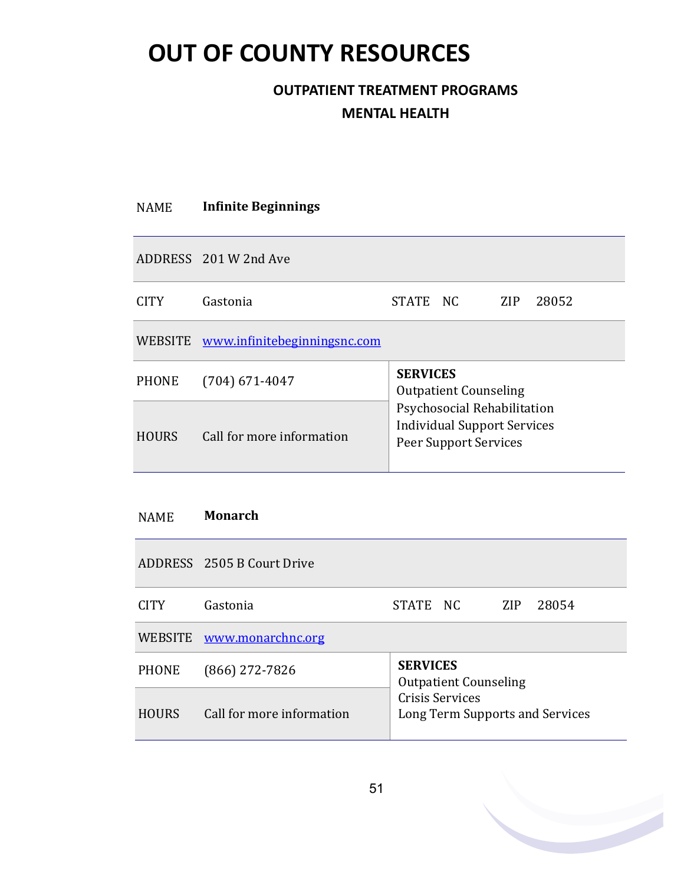# OUT OF COUNTY RESOURCES

## OUTPATIENT TREATMENT PROGRAMS

### MENTAL HEALTH

| NAME | **Infinite Beginnings** | | | | |
|---|---|---|---|---|---|
| ADDRESS | 201 W 2nd Ave | | | | |
| CITY | Gastonia | STATE | NC | ZIP | 28052 |
| WEBSITE | www.infinitebeginningsnc.com | | | | |
| PHONE | (704) 671-4047 | **SERVICES**<br>Outpatient Counseling<br>Psychosocial Rehabilitation<br>Individual Support Services<br>Peer Support Services | | | |
| HOURS | Call for more information | | | | |

| NAME | **Monarch** | | | | |
|---|---|---|---|---|---|
| ADDRESS | 2505 B Court Drive | | | | |
| CITY | Gastonia | STATE | NC | ZIP | 28054 |
| WEBSITE | www.monarchnc.org | | | | |
| PHONE | (866) 272-7826 | **SERVICES**<br>Outpatient Counseling<br>Crisis Services<br>Long Term Supports and Services | | | |
| HOURS | Call for more information | | | | |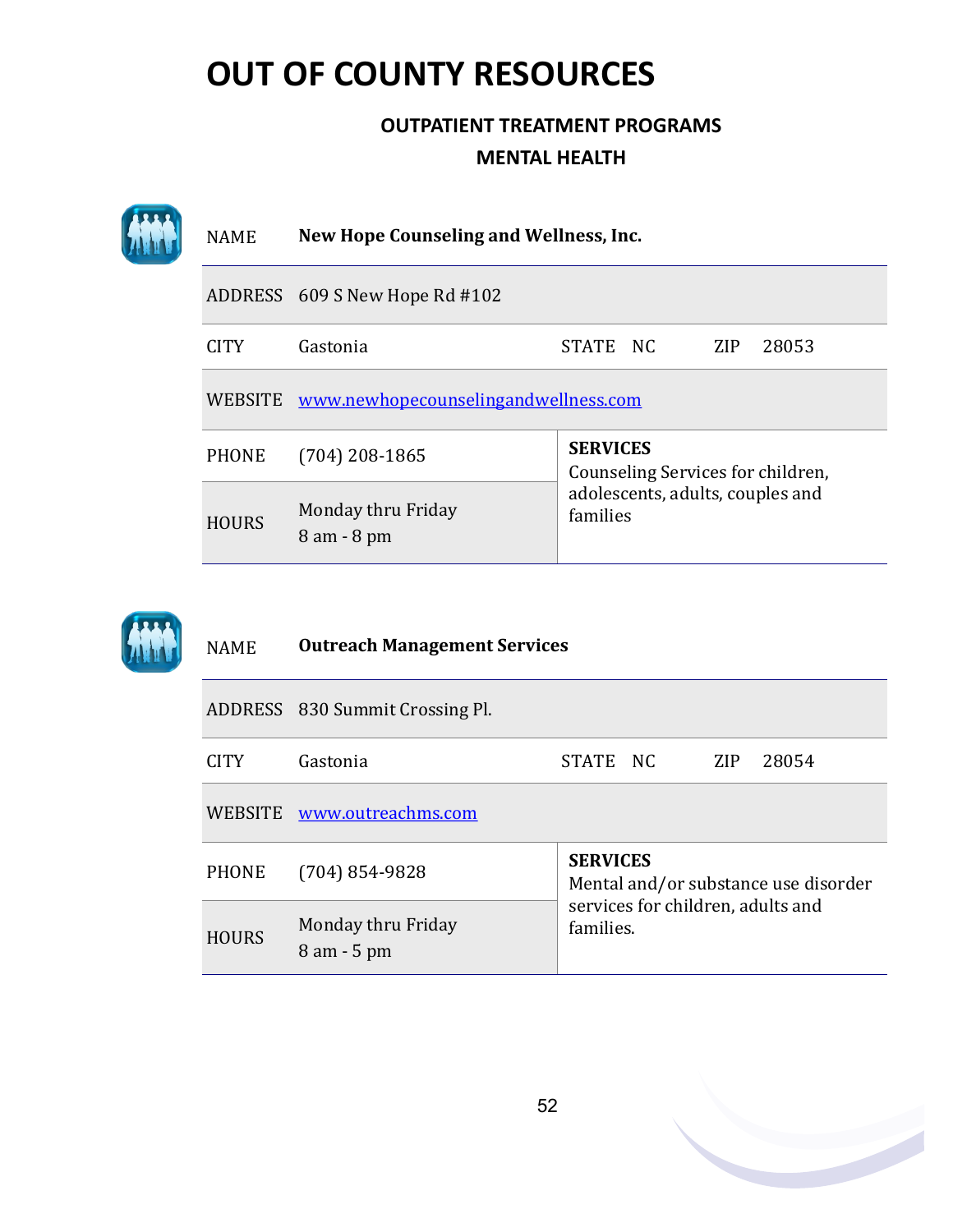# OUT OF COUNTY RESOURCES

### OUTPATIENT TREATMENT PROGRAMS

### MENTAL HEALTH

| NAME | **New Hope Counseling and Wellness, Inc.** | | | | |
|---|---|---|---|---|---|
| ADDRESS | 609 S New Hope Rd #102 | | | | |
| CITY | Gastonia | STATE | NC | ZIP | 28053 |
| WEBSITE | www.newhopecounselingandwellness.com | | | | |
| PHONE | (704) 208-1865 | **SERVICES** Counseling Services for children, adolescents, adults, couples and families | | | |
| HOURS | Monday thru Friday 8 am - 8 pm | | | | |

| NAME | **Outreach Management Services** | | | | |
|---|---|---|---|---|---|
| ADDRESS | 830 Summit Crossing Pl. | | | | |
| CITY | Gastonia | STATE | NC | ZIP | 28054 |
| WEBSITE | www.outreachms.com | | | | |
| PHONE | (704) 854-9828 | **SERVICES** Mental and/or substance use disorder services for children, adults and families. | | | |
| HOURS | Monday thru Friday 8 am - 5 pm | | | | |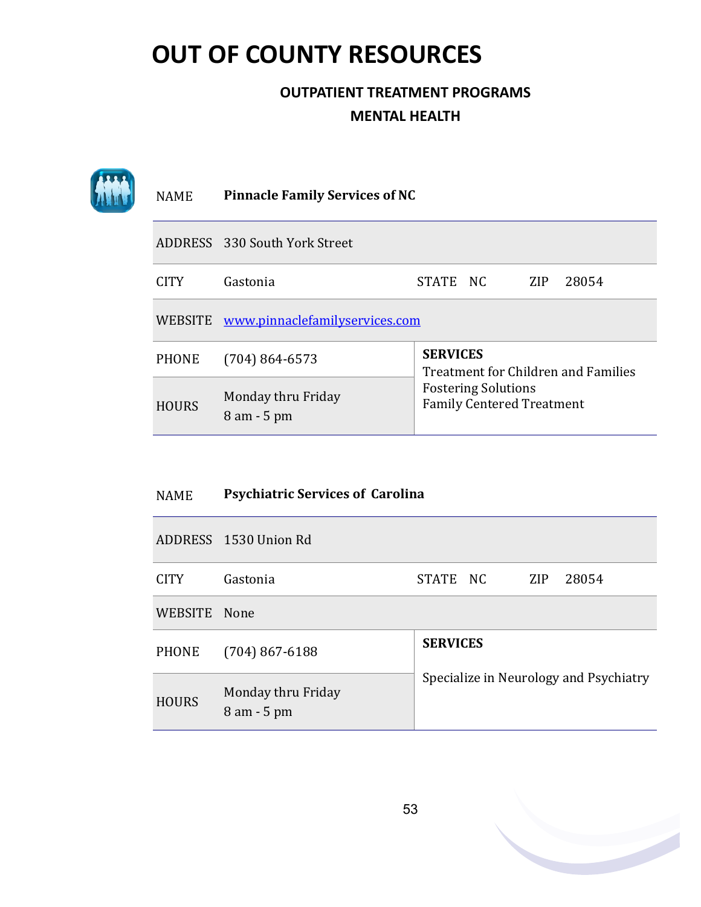# OUT OF COUNTY RESOURCES

### OUTPATIENT TREATMENT PROGRAMS

### MENTAL HEALTH

| NAME | **Pinnacle Family Services of NC** | | | | |
|---|---|---|---|---|---|
| ADDRESS | 330 South York Street | | | | |
| CITY | Gastonia | STATE | NC | ZIP | 28054 |
| WEBSITE | www.pinnaclefamilyservices.com | | | | |
| PHONE | (704) 864-6573 | **SERVICES**<br>Treatment for Children and Families<br>Fostering Solutions<br>Family Centered Treatment | | | |
| HOURS | Monday thru Friday<br>8 am - 5 pm | | | | |

| NAME | **Psychiatric Services of Carolina** | | | | |
|---|---|---|---|---|---|
| ADDRESS | 1530 Union Rd | | | | |
| CITY | Gastonia | STATE | NC | ZIP | 28054 |
| WEBSITE | None | | | | |
| PHONE | (704) 867-6188 | **SERVICES**<br>Specialize in Neurology and Psychiatry | | | |
| HOURS | Monday thru Friday<br>8 am - 5 pm | | | | |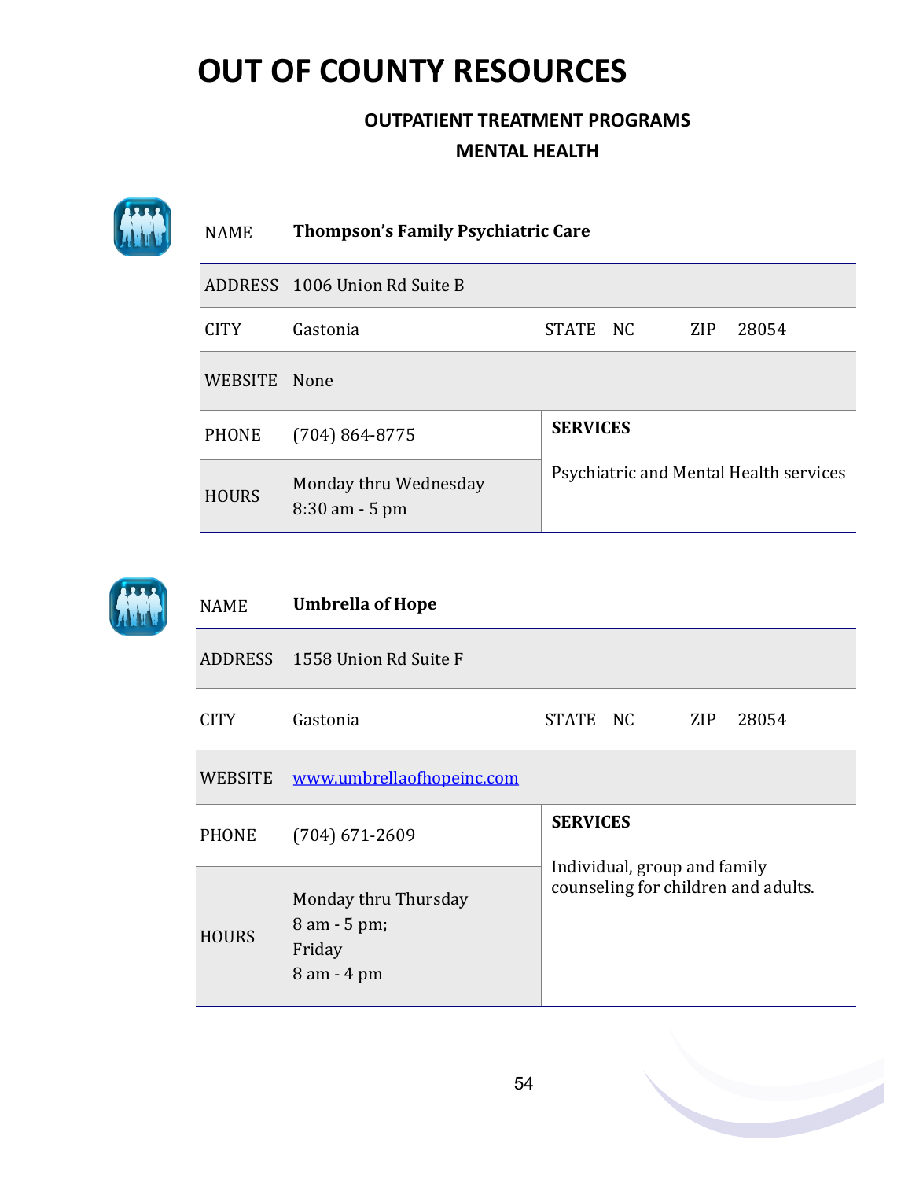# OUT OF COUNTY RESOURCES

### OUTPATIENT TREATMENT PROGRAMS

### MENTAL HEALTH

| NAME | **Thompson's Family Psychiatric Care** | | | | |
|---|---|---|---|---|---|
| ADDRESS | 1006 Union Rd Suite B | | | | |
| CITY | Gastonia | STATE | NC | ZIP | 28054 |
| WEBSITE | None | | | | |
| PHONE | (704) 864-8775 | **SERVICES** | | | |
| HOURS | Monday thru Wednesday<br>8:30 am - 5 pm | Psychiatric and Mental Health services | | | |

| NAME | **Umbrella of Hope** | | | | |
|---|---|---|---|---|---|
| ADDRESS | 1558 Union Rd Suite F | | | | |
| CITY | Gastonia | STATE | NC | ZIP | 28054 |
| WEBSITE | www.umbrellaofhopeinc.com | | | | |
| PHONE | (704) 671-2609 | **SERVICES** | | | |
| HOURS | Monday thru Thursday<br>8 am - 5 pm;<br>Friday<br>8 am - 4 pm | Individual, group and family counseling for children and adults. | | | |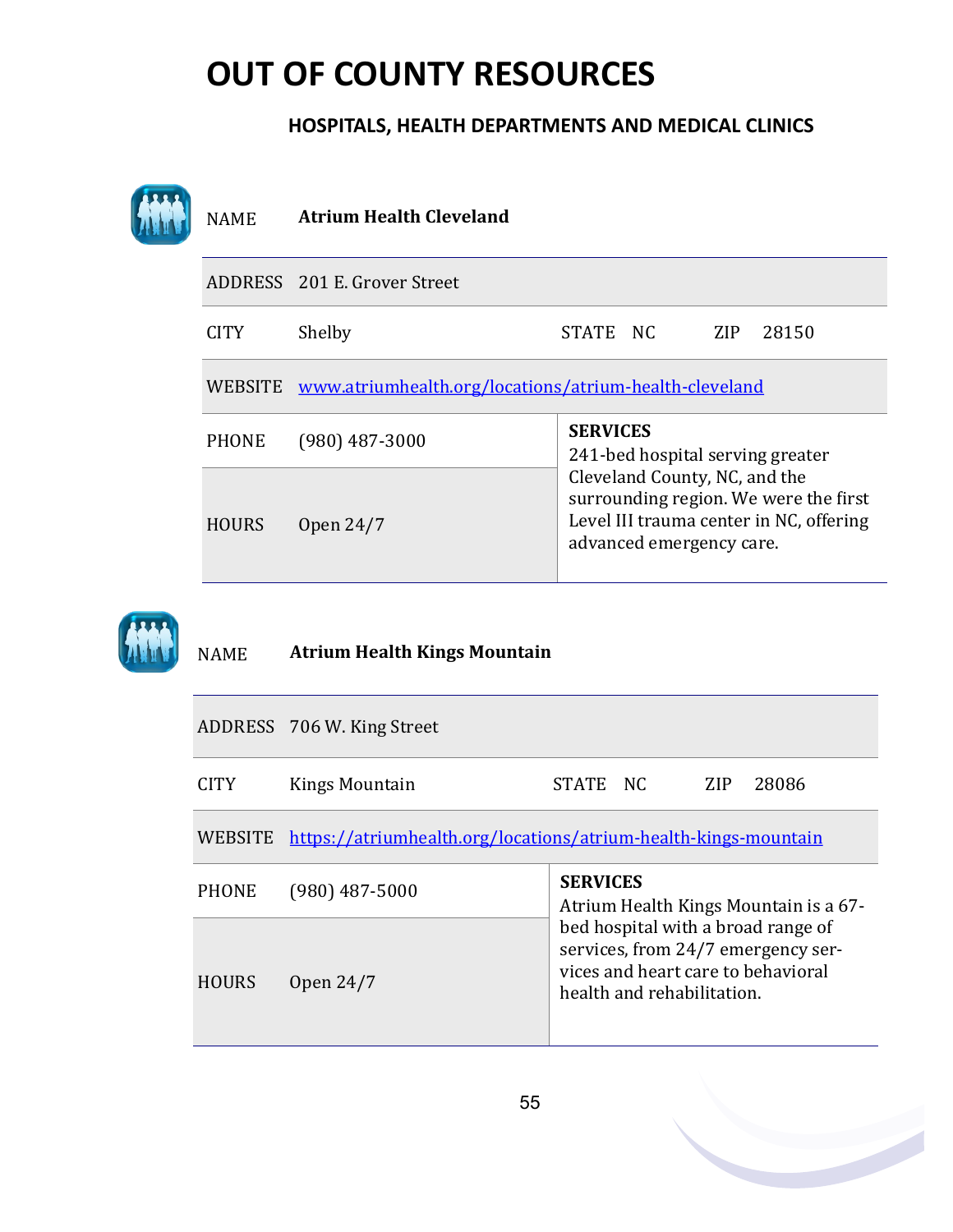# OUT OF COUNTY RESOURCES

### HOSPITALS, HEALTH DEPARTMENTS AND MEDICAL CLINICS

| NAME | **Atrium Health Cleveland** | | | | |
|---|---|---|---|---|---|
| ADDRESS | 201 E. Grover Street | | | | |
| CITY | Shelby | STATE | NC | ZIP | 28150 |
| WEBSITE | www.atriumhealth.org/locations/atrium-health-cleveland | | | | |
| PHONE | (980) 487-3000 | **SERVICES** 241-bed hospital serving greater Cleveland County, NC, and the surrounding region. We were the first Level III trauma center in NC, offering advanced emergency care. | | | |
| HOURS | Open 24/7 | | | | |

| NAME | **Atrium Health Kings Mountain** | | | | |
|---|---|---|---|---|---|
| ADDRESS | 706 W. King Street | | | | |
| CITY | Kings Mountain | STATE | NC | ZIP | 28086 |
| WEBSITE | https://atriumhealth.org/locations/atrium-health-kings-mountain | | | | |
| PHONE | (980) 487-5000 | **SERVICES** Atrium Health Kings Mountain is a 67-bed hospital with a broad range of services, from 24/7 emergency services and heart care to behavioral health and rehabilitation. | | | |
| HOURS | Open 24/7 | | | | |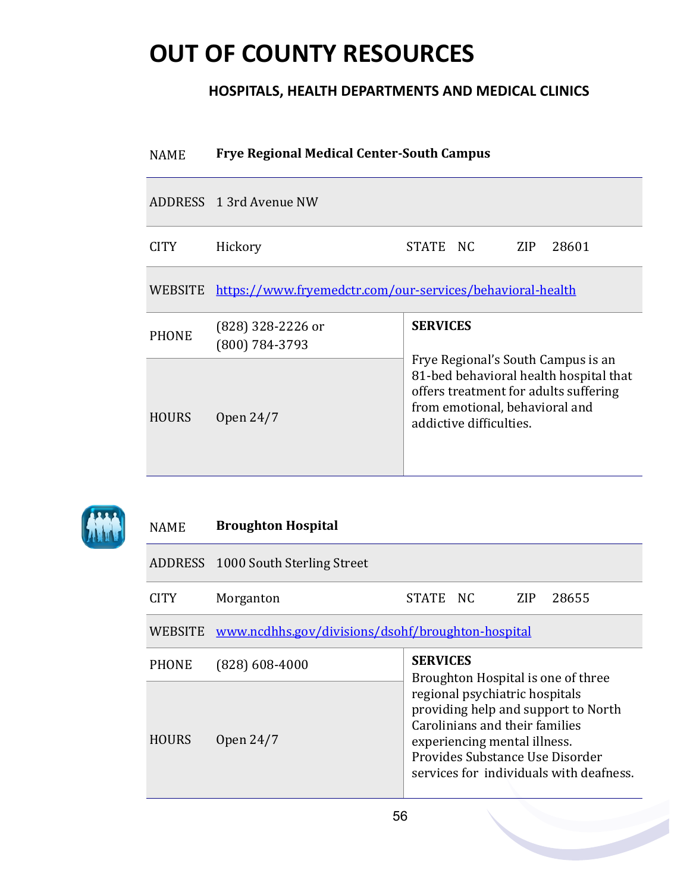# OUT OF COUNTY RESOURCES

### HOSPITALS, HEALTH DEPARTMENTS AND MEDICAL CLINICS

| NAME | **Frye Regional Medical Center-South Campus** | | | | |
|---|---|---|---|---|---|
| ADDRESS | 1 3rd Avenue NW | | | | |
| CITY | Hickory | STATE | NC | ZIP | 28601 |
| WEBSITE | https://www.fryemedctr.com/our-services/behavioral-health | | | | |
| PHONE | (828) 328-2226 or (800) 784-3793 | **SERVICES** Frye Regional's South Campus is an 81-bed behavioral health hospital that offers treatment for adults suffering from emotional, behavioral and addictive difficulties. | | | |
| HOURS | Open 24/7 | | | | |

| NAME | **Broughton Hospital** | | | | |
|---|---|---|---|---|---|
| ADDRESS | 1000 South Sterling Street | | | | |
| CITY | Morganton | STATE | NC | ZIP | 28655 |
| WEBSITE | www.ncdhhs.gov/divisions/dsohf/broughton-hospital | | | | |
| PHONE | (828) 608-4000 | **SERVICES** Broughton Hospital is one of three regional psychiatric hospitals providing help and support to North Carolinians and their families experiencing mental illness. Provides Substance Use Disorder services for individuals with deafness. | | | |
| HOURS | Open 24/7 | | | | |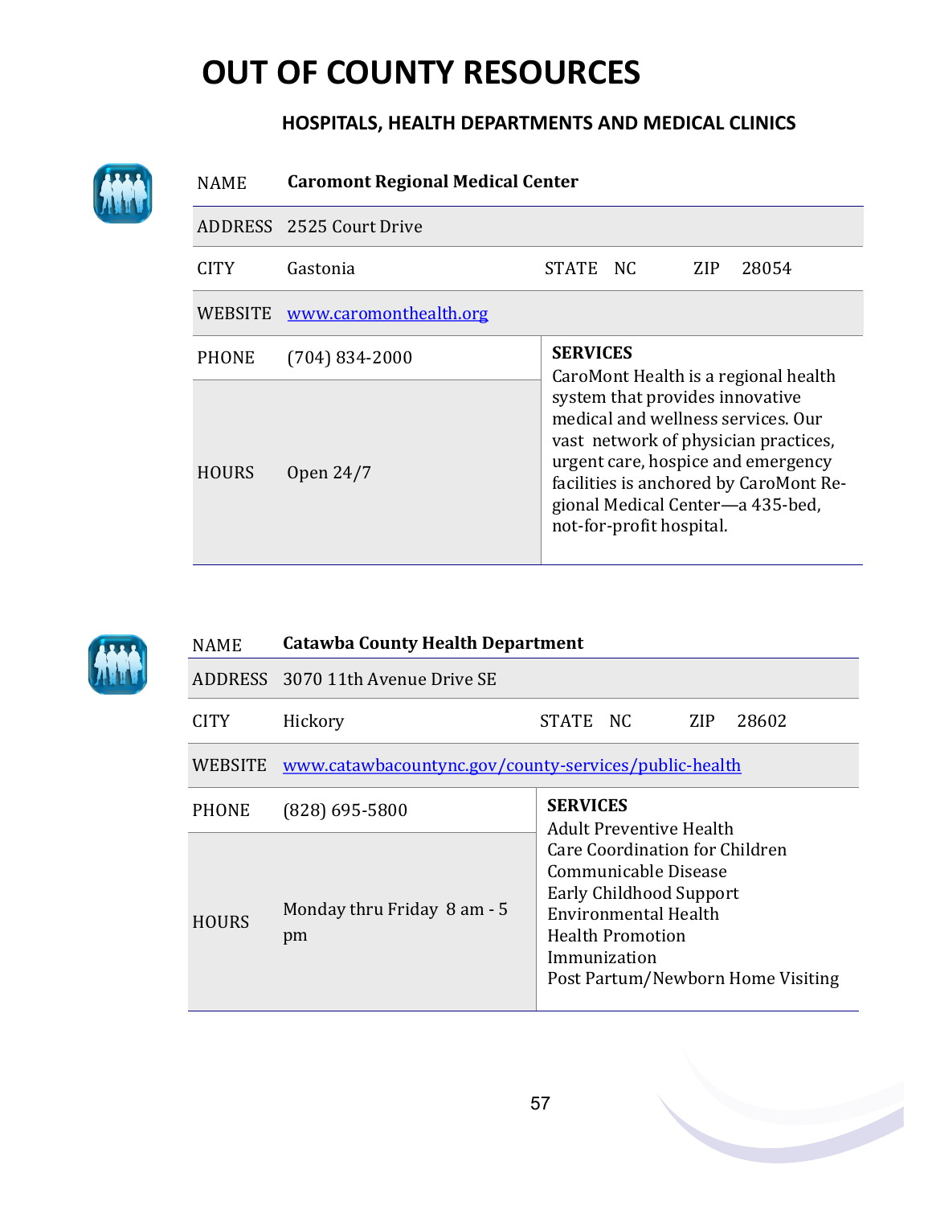# OUT OF COUNTY RESOURCES

## HOSPITALS, HEALTH DEPARTMENTS AND MEDICAL CLINICS

| NAME | **Caromont Regional Medical Center** | | |
|---|---|---|---|
| ADDRESS | 2525 Court Drive | | |
| CITY | Gastonia | STATE NC | ZIP 28054 |
| WEBSITE | www.caromonthealth.org | | |
| PHONE | (704) 834-2000 | **SERVICES** CaroMont Health is a regional health system that provides innovative medical and wellness services. Our vast network of physician practices, urgent care, hospice and emergency facilities is anchored by CaroMont Regional Medical Center—a 435-bed, not-for-profit hospital. | |
| HOURS | Open 24/7 | | |

| NAME | **Catawba County Health Department** | | |
|---|---|---|---|
| ADDRESS | 3070 11th Avenue Drive SE | | |
| CITY | Hickory | STATE NC | ZIP 28602 |
| WEBSITE | www.catawbacountync.gov/county-services/public-health | | |
| PHONE | (828) 695-5800 | **SERVICES** Adult Preventive Health, Care Coordination for Children, Communicable Disease, Early Childhood Support, Environmental Health, Health Promotion, Immunization, Post Partum/Newborn Home Visiting | |
| HOURS | Monday thru Friday 8 am - 5 pm | | |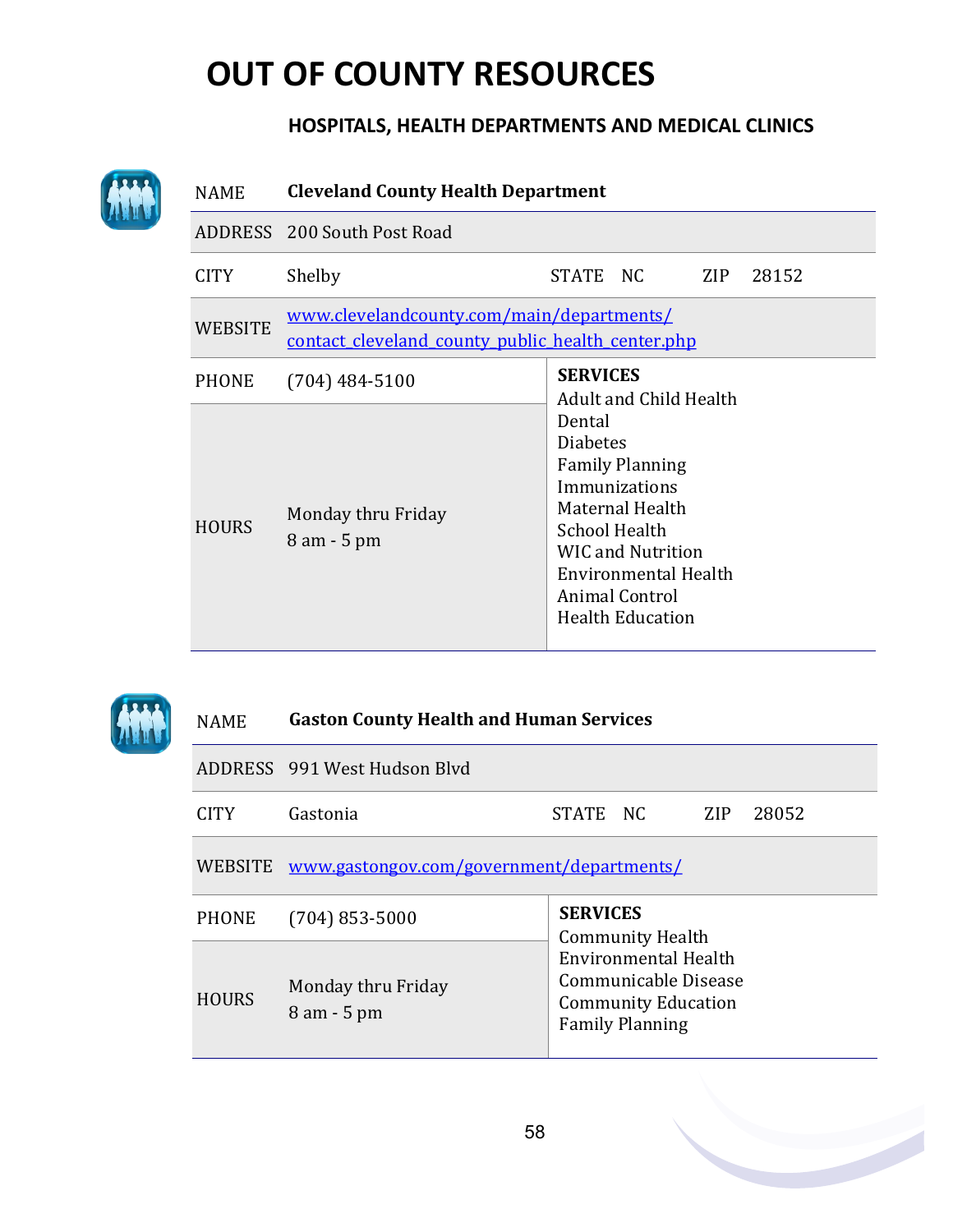# OUT OF COUNTY RESOURCES

### HOSPITALS, HEALTH DEPARTMENTS AND MEDICAL CLINICS

| NAME | **Cleveland County Health Department** | | |
|---|---|---|---|
| ADDRESS | 200 South Post Road | | |
| CITY | Shelby | STATE NC | ZIP 28152 |
| WEBSITE | www.clevelandcounty.com/main/departments/contact_cleveland_county_public_health_center.php | | |
| PHONE | (704) 484-5100 | **SERVICES**<br>Adult and Child Health<br>Dental<br>Diabetes<br>Family Planning<br>Immunizations<br>Maternal Health<br>School Health<br>WIC and Nutrition<br>Environmental Health<br>Animal Control<br>Health Education | |
| HOURS | Monday thru Friday<br>8 am - 5 pm | | |

| NAME | **Gaston County Health and Human Services** | | |
|---|---|---|---|
| ADDRESS | 991 West Hudson Blvd | | |
| CITY | Gastonia | STATE NC | ZIP 28052 |
| WEBSITE | www.gastongov.com/government/departments/ | | |
| PHONE | (704) 853-5000 | **SERVICES**<br>Community Health<br>Environmental Health<br>Communicable Disease<br>Community Education<br>Family Planning | |
| HOURS | Monday thru Friday<br>8 am - 5 pm | | |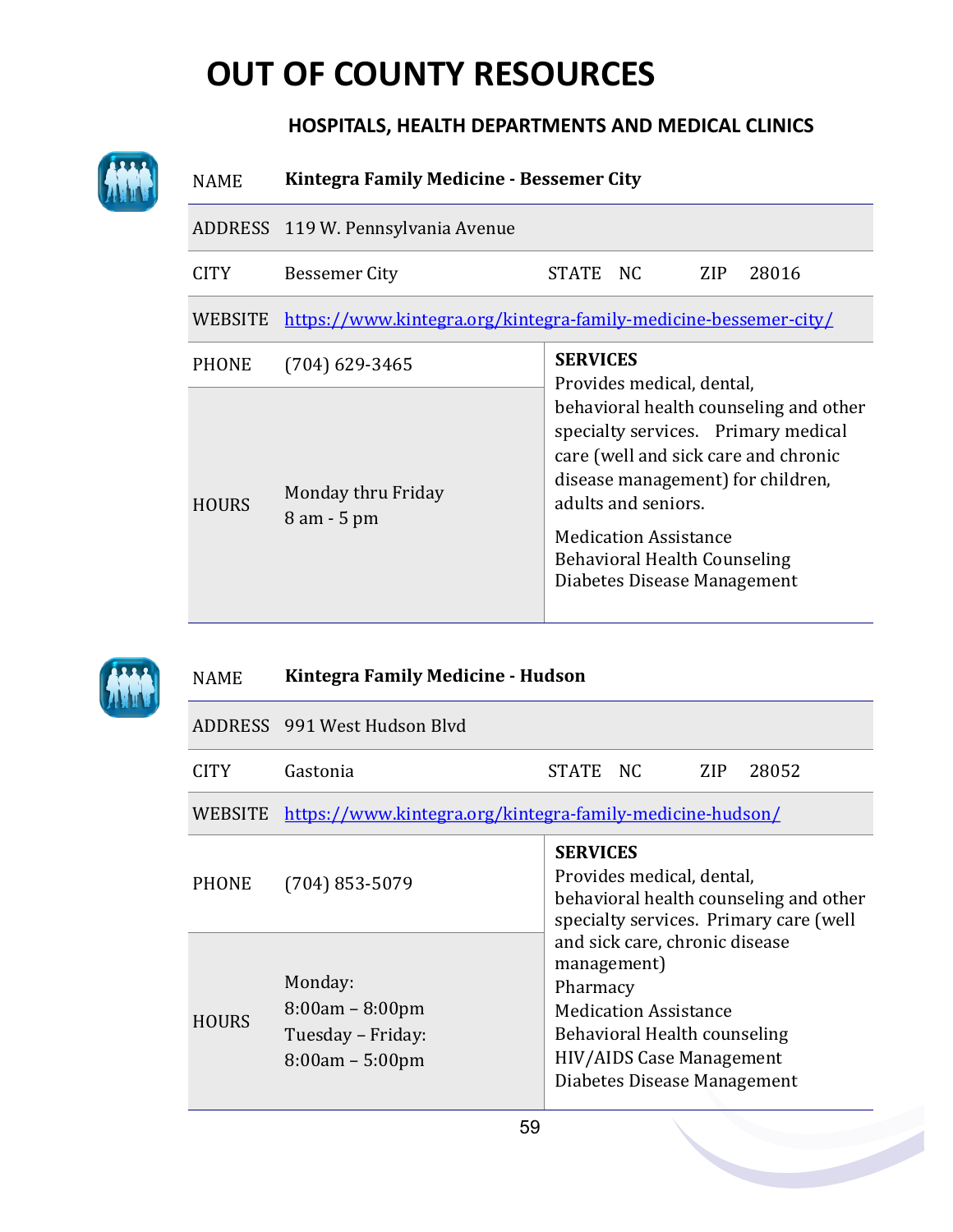# OUT OF COUNTY RESOURCES

## HOSPITALS, HEALTH DEPARTMENTS AND MEDICAL CLINICS

| NAME | **Kintegra Family Medicine - Bessemer City** | | | | |
|---|---|---|---|---|---|
| ADDRESS | 119 W. Pennsylvania Avenue | | | | |
| CITY | Bessemer City | STATE | NC | ZIP | 28016 |
| WEBSITE | https://www.kintegra.org/kintegra-family-medicine-bessemer-city/ | | | | |
| PHONE | (704) 629-3465 | **SERVICES** Provides medical, dental, behavioral health counseling and other specialty services. Primary medical care (well and sick care and chronic disease management) for children, adults and seniors. Medication Assistance, Behavioral Health Counseling, Diabetes Disease Management | | | |
| HOURS | Monday thru Friday 8 am - 5 pm | | | | |

| NAME | **Kintegra Family Medicine - Hudson** | | | | |
|---|---|---|---|---|---|
| ADDRESS | 991 West Hudson Blvd | | | | |
| CITY | Gastonia | STATE | NC | ZIP | 28052 |
| WEBSITE | https://www.kintegra.org/kintegra-family-medicine-hudson/ | | | | |
| PHONE | (704) 853-5079 | **SERVICES** Provides medical, dental, behavioral health counseling and other specialty services. Primary care (well and sick care, chronic disease management), Pharmacy, Medication Assistance, Behavioral Health counseling, HIV/AIDS Case Management, Diabetes Disease Management | | | |
| HOURS | Monday: 8:00am – 8:00pm; Tuesday – Friday: 8:00am – 5:00pm | | | | |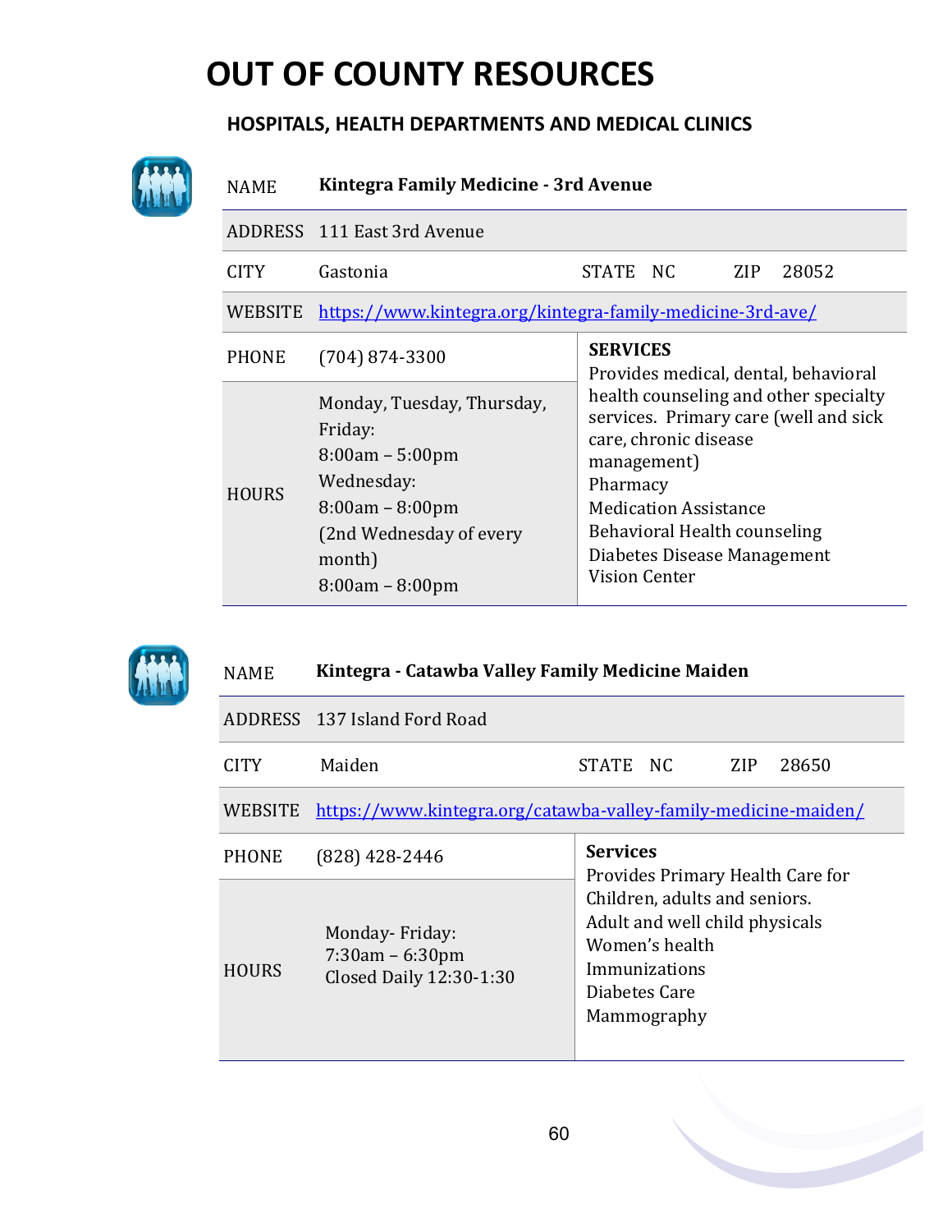# OUT OF COUNTY RESOURCES

## HOSPITALS, HEALTH DEPARTMENTS AND MEDICAL CLINICS

| NAME | **Kintegra Family Medicine - 3rd Avenue** | | |
|---|---|---|---|
| ADDRESS | 111 East 3rd Avenue | | |
| CITY | Gastonia | STATE NC | ZIP 28052 |
| WEBSITE | [https://www.kintegra.org/kintegra-family-medicine-3rd-ave/](https://www.kintegra.org/kintegra-family-medicine-3rd-ave/) | | |
| PHONE | (704) 874-3300 | **SERVICES**<br>Provides medical, dental, behavioral health counseling and other specialty services. Primary care (well and sick care, chronic disease management)<br>Pharmacy<br>Medication Assistance<br>Behavioral Health counseling<br>Diabetes Disease Management<br>Vision Center | |
| HOURS | Monday, Tuesday, Thursday, Friday:<br>8:00am – 5:00pm<br>Wednesday:<br>8:00am – 8:00pm<br>(2nd Wednesday of every month)<br>8:00am – 8:00pm | | |

| NAME | **Kintegra - Catawba Valley Family Medicine Maiden** | | |
|---|---|---|---|
| ADDRESS | 137 Island Ford Road | | |
| CITY | Maiden | STATE NC | ZIP 28650 |
| WEBSITE | [https://www.kintegra.org/catawba-valley-family-medicine-maiden/](https://www.kintegra.org/catawba-valley-family-medicine-maiden/) | | |
| PHONE | (828) 428-2446 | **Services**<br>Provides Primary Health Care for Children, adults and seniors.<br>Adult and well child physicals<br>Women's health<br>Immunizations<br>Diabetes Care<br>Mammography | |
| HOURS | Monday- Friday:<br>7:30am – 6:30pm<br>Closed Daily 12:30-1:30 | | |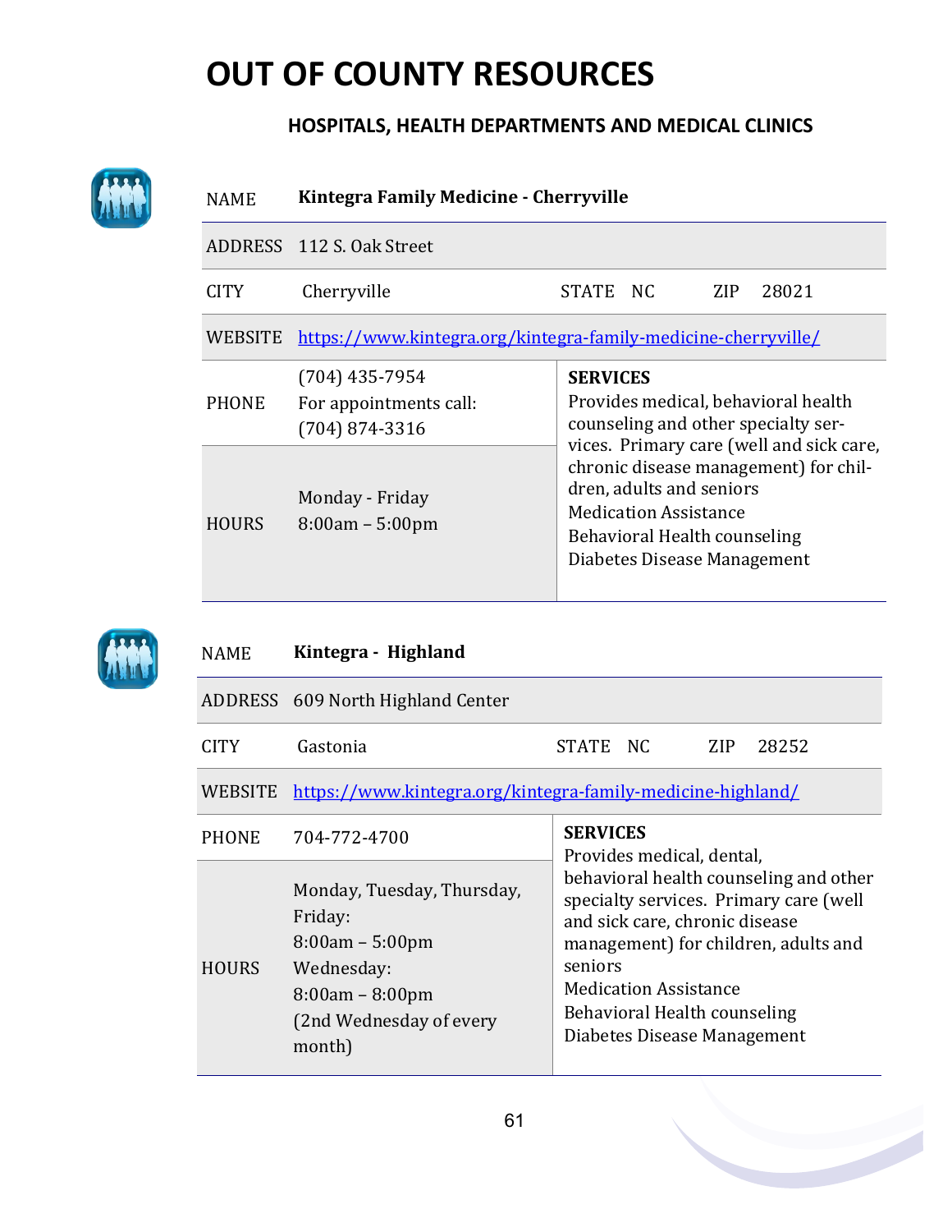# OUT OF COUNTY RESOURCES

## HOSPITALS, HEALTH DEPARTMENTS AND MEDICAL CLINICS

| NAME | **Kintegra Family Medicine - Cherryville** |
|---|---|
| ADDRESS | 112 S. Oak Street |
| CITY | Cherryville STATE NC ZIP 28021 |
| WEBSITE | https://www.kintegra.org/kintegra-family-medicine-cherryville/ |
| PHONE | (704) 435-7954<br>For appointments call:<br>(704) 874-3316 |
| HOURS | Monday - Friday<br>8:00am – 5:00pm |
| SERVICES | Provides medical, behavioral health counseling and other specialty services. Primary care (well and sick care, chronic disease management) for children, adults and seniors<br>Medication Assistance<br>Behavioral Health counseling<br>Diabetes Disease Management |

| NAME | **Kintegra - Highland** |
|---|---|
| ADDRESS | 609 North Highland Center |
| CITY | Gastonia STATE NC ZIP 28252 |
| WEBSITE | https://www.kintegra.org/kintegra-family-medicine-highland/ |
| PHONE | 704-772-4700 |
| HOURS | Monday, Tuesday, Thursday, Friday:<br>8:00am – 5:00pm<br>Wednesday:<br>8:00am – 8:00pm<br>(2nd Wednesday of every month) |
| SERVICES | Provides medical, dental, behavioral health counseling and other specialty services. Primary care (well and sick care, chronic disease management) for children, adults and seniors<br>Medication Assistance<br>Behavioral Health counseling<br>Diabetes Disease Management |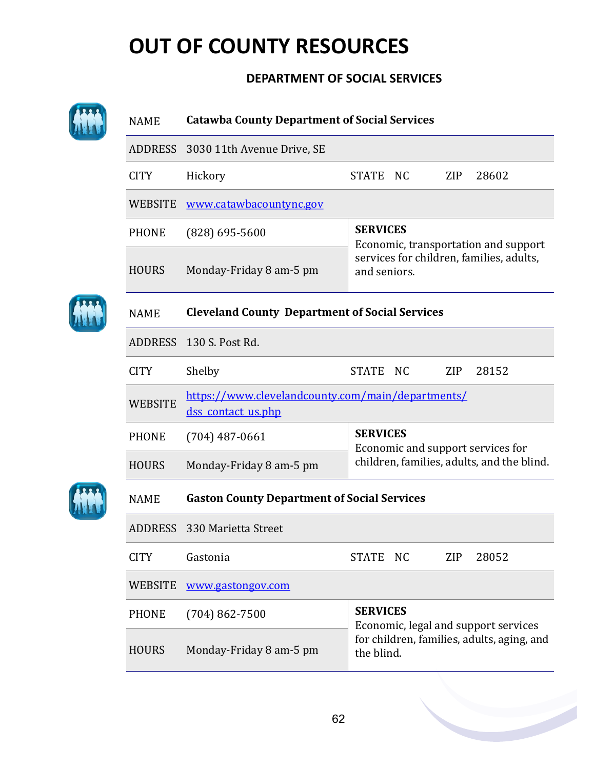# OUT OF COUNTY RESOURCES

## DEPARTMENT OF SOCIAL SERVICES

| | | | | | |
|---|---|---|---|---|---|
| NAME | **Catawba County Department of Social Services** | | | | |
| ADDRESS | 3030 11th Avenue Drive, SE | | | | |
| CITY | Hickory | STATE | NC | ZIP | 28602 |
| WEBSITE | www.catawbacountync.gov | | | | |
| PHONE | (828) 695-5600 | **SERVICES** Economic, transportation and support services for children, families, adults, and seniors. | | | |
| HOURS | Monday-Friday 8 am-5 pm | | | | |

| | | | | | |
|---|---|---|---|---|---|
| NAME | **Cleveland County Department of Social Services** | | | | |
| ADDRESS | 130 S. Post Rd. | | | | |
| CITY | Shelby | STATE | NC | ZIP | 28152 |
| WEBSITE | https://www.clevelandcounty.com/main/departments/dss_contact_us.php | | | | |
| PHONE | (704) 487-0661 | **SERVICES** Economic and support services for children, families, adults, and the blind. | | | |
| HOURS | Monday-Friday 8 am-5 pm | | | | |

| | | | | | |
|---|---|---|---|---|---|
| NAME | **Gaston County Department of Social Services** | | | | |
| ADDRESS | 330 Marietta Street | | | | |
| CITY | Gastonia | STATE | NC | ZIP | 28052 |
| WEBSITE | www.gastongov.com | | | | |
| PHONE | (704) 862-7500 | **SERVICES** Economic, legal and support services for children, families, adults, aging, and the blind. | | | |
| HOURS | Monday-Friday 8 am-5 pm | | | | |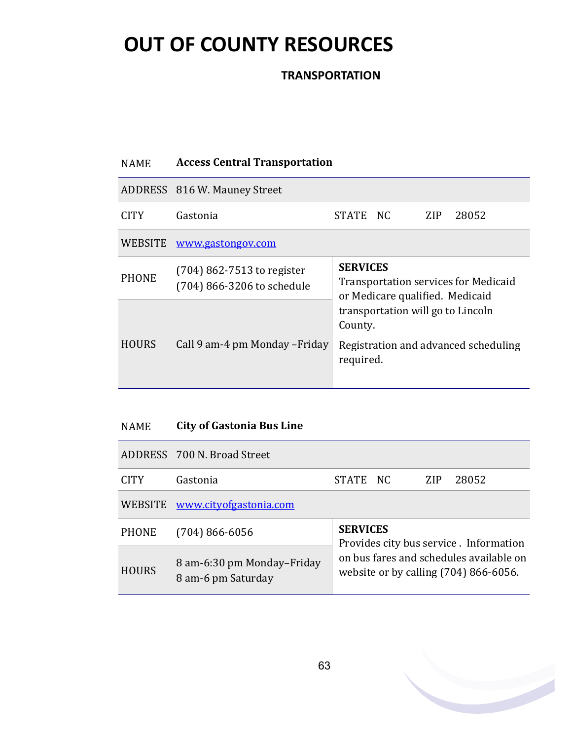# OUT OF COUNTY RESOURCES

## TRANSPORTATION

| NAME | **Access Central Transportation** | | |
|---|---|---|---|
| ADDRESS | 816 W. Mauney Street | | |
| CITY | Gastonia | STATE NC | ZIP 28052 |
| WEBSITE | www.gastongov.com | | |
| PHONE | (704) 862-7513 to register<br>(704) 866-3206 to schedule | **SERVICES**<br>Transportation services for Medicaid or Medicare qualified. Medicaid transportation will go to Lincoln County.<br>Registration and advanced scheduling required. | |
| HOURS | Call 9 am-4 pm Monday –Friday | | |

| NAME | **City of Gastonia Bus Line** | | |
|---|---|---|---|
| ADDRESS | 700 N. Broad Street | | |
| CITY | Gastonia | STATE NC | ZIP 28052 |
| WEBSITE | www.cityofgastonia.com | | |
| PHONE | (704) 866-6056 | **SERVICES**<br>Provides city bus service . Information on bus fares and schedules available on website or by calling (704) 866-6056. | |
| HOURS | 8 am-6:30 pm Monday–Friday<br>8 am-6 pm Saturday | | |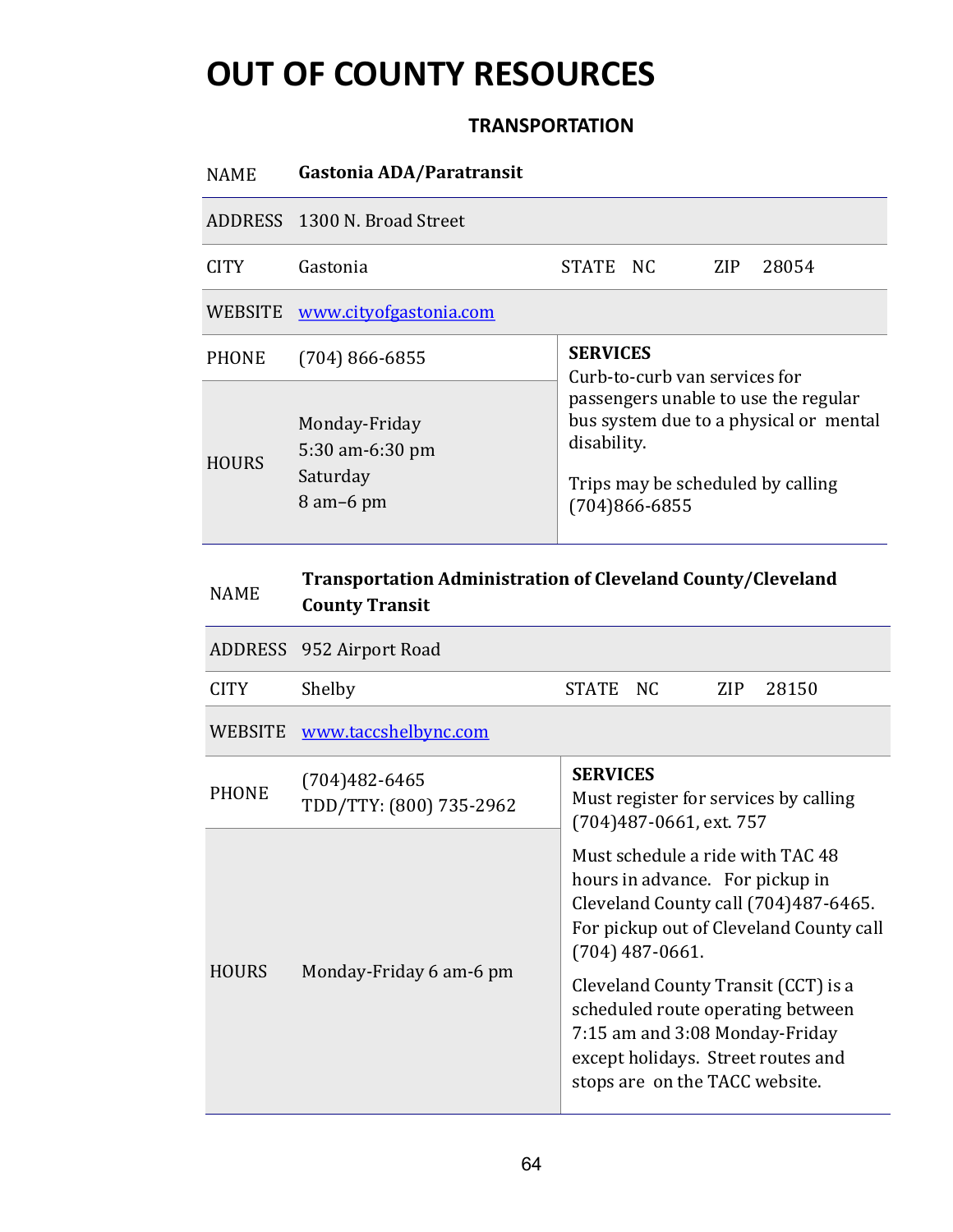# OUT OF COUNTY RESOURCES

## TRANSPORTATION

| NAME | **Gastonia ADA/Paratransit** | | |
|---|---|---|---|
| ADDRESS | 1300 N. Broad Street | | |
| CITY | Gastonia | STATE NC | ZIP 28054 |
| WEBSITE | www.cityofgastonia.com | | |
| PHONE | (704) 866-6855 | **SERVICES** Curb-to-curb van services for passengers unable to use the regular bus system due to a physical or mental disability.<br><br>Trips may be scheduled by calling (704)866-6855 | |
| HOURS | Monday-Friday<br>5:30 am-6:30 pm<br>Saturday<br>8 am–6 pm | | |

| NAME | **Transportation Administration of Cleveland County/Cleveland County Transit** | | |
|---|---|---|---|
| ADDRESS | 952 Airport Road | | |
| CITY | Shelby | STATE NC | ZIP 28150 |
| WEBSITE | www.taccshelbync.com | | |
| PHONE | (704)482-6465<br>TDD/TTY: (800) 735-2962 | **SERVICES** Must register for services by calling (704)487-0661, ext. 757<br><br>Must schedule a ride with TAC 48 hours in advance. For pickup in Cleveland County call (704)487-6465. For pickup out of Cleveland County call (704) 487-0661.<br><br>Cleveland County Transit (CCT) is a scheduled route operating between 7:15 am and 3:08 Monday-Friday except holidays. Street routes and stops are on the TACC website. | |
| HOURS | Monday-Friday 6 am-6 pm | | |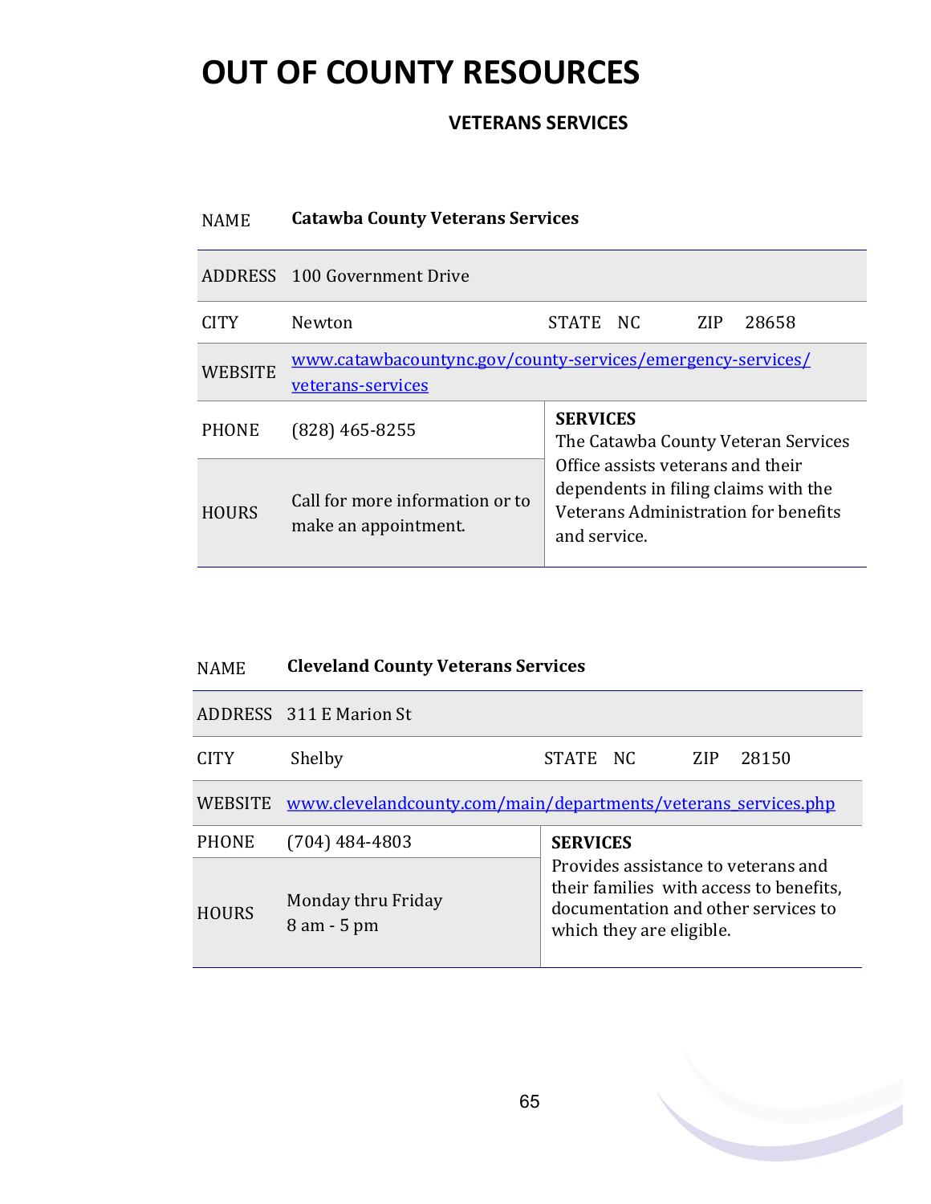# OUT OF COUNTY RESOURCES

### VETERANS SERVICES

| NAME | **Catawba County Veterans Services** | | |
|---|---|---|---|
| ADDRESS | 100 Government Drive | | |
| CITY | Newton | STATE NC | ZIP 28658 |
| WEBSITE | www.catawbacountync.gov/county-services/emergency-services/veterans-services | | |
| PHONE | (828) 465-8255 | **SERVICES** The Catawba County Veteran Services Office assists veterans and their dependents in filing claims with the Veterans Administration for benefits and service. | |
| HOURS | Call for more information or to make an appointment. | | |

| NAME | **Cleveland County Veterans Services** | | |
|---|---|---|---|
| ADDRESS | 311 E Marion St | | |
| CITY | Shelby | STATE NC | ZIP 28150 |
| WEBSITE | www.clevelandcounty.com/main/departments/veterans_services.php | | |
| PHONE | (704) 484-4803 | **SERVICES** Provides assistance to veterans and their families with access to benefits, documentation and other services to which they are eligible. | |
| HOURS | Monday thru Friday 8 am - 5 pm | | |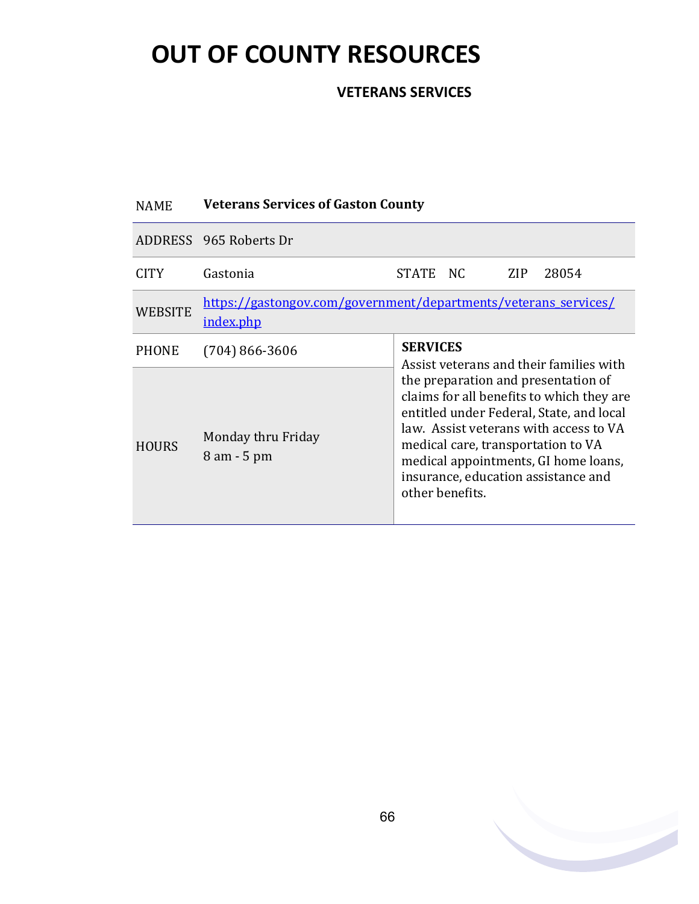# OUT OF COUNTY RESOURCES

### VETERANS SERVICES

| | | | | | |
|---|---|---|---|---|---|
| NAME | **Veterans Services of Gaston County** | | | | |
| ADDRESS | 965 Roberts Dr | | | | |
| CITY | Gastonia | STATE | NC | ZIP | 28054 |
| WEBSITE | https://gastongov.com/government/departments/veterans_services/index.php | | | | |
| PHONE | (704) 866-3606 | **SERVICES** Assist veterans and their families with the preparation and presentation of claims for all benefits to which they are entitled under Federal, State, and local law. Assist veterans with access to VA medical care, transportation to VA medical appointments, GI home loans, insurance, education assistance and other benefits. | | | |
| HOURS | Monday thru Friday 8 am - 5 pm | | | | |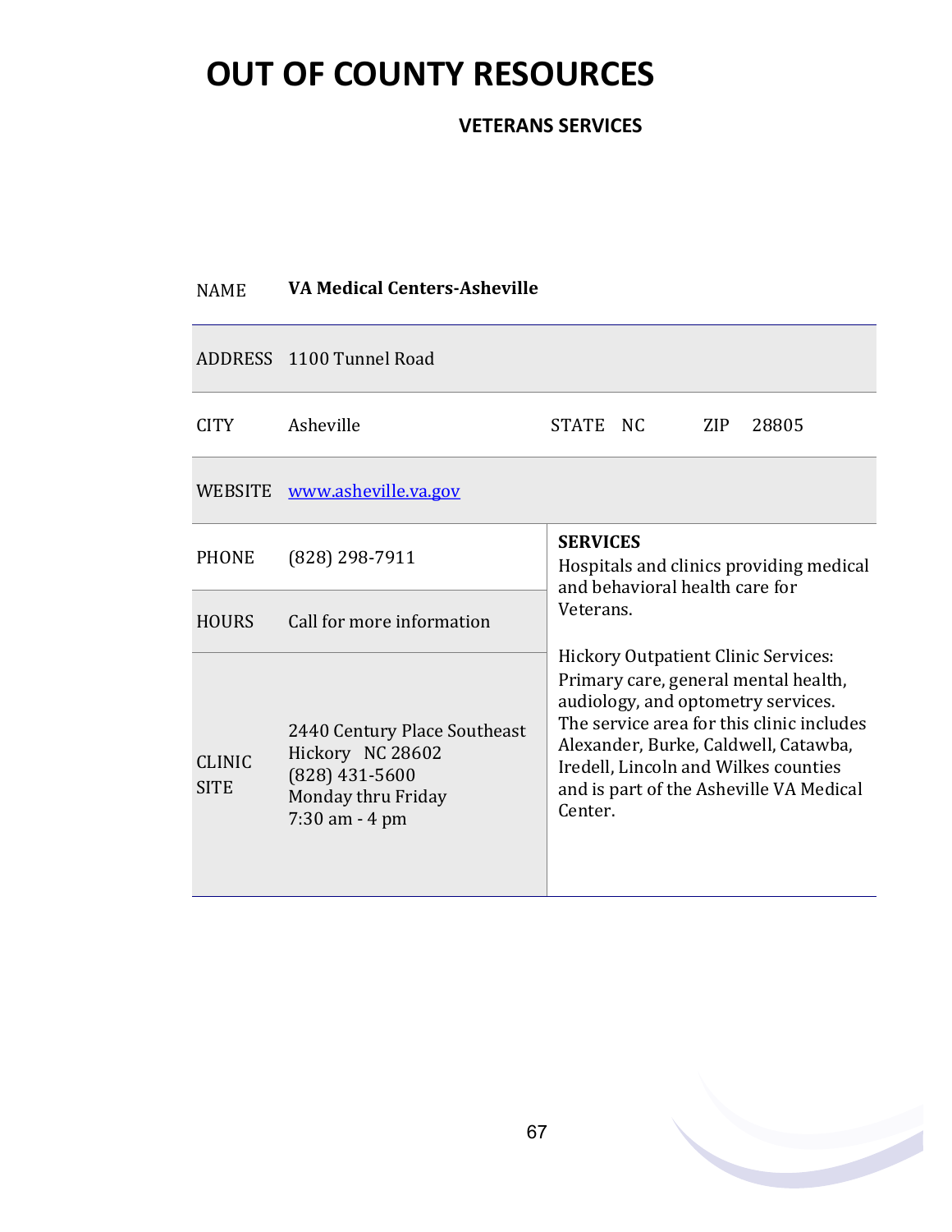# OUT OF COUNTY RESOURCES

## VETERANS SERVICES

| | | | |
|---|---|---|---|
| NAME | **VA Medical Centers-Asheville** | | |
| ADDRESS | 1100 Tunnel Road | | |
| CITY | Asheville | STATE NC | ZIP 28805 |
| WEBSITE | [www.asheville.va.gov](http://www.asheville.va.gov) | | |
| PHONE | (828) 298-7911 | **SERVICES**<br>Hospitals and clinics providing medical and behavioral health care for Veterans.<br><br>Hickory Outpatient Clinic Services: Primary care, general mental health, audiology, and optometry services. The service area for this clinic includes Alexander, Burke, Caldwell, Catawba, Iredell, Lincoln and Wilkes counties and is part of the Asheville VA Medical Center. | |
| HOURS | Call for more information | | |
| CLINIC SITE | 2440 Century Place Southeast<br>Hickory NC 28602<br>(828) 431-5600<br>Monday thru Friday<br>7:30 am - 4 pm | | |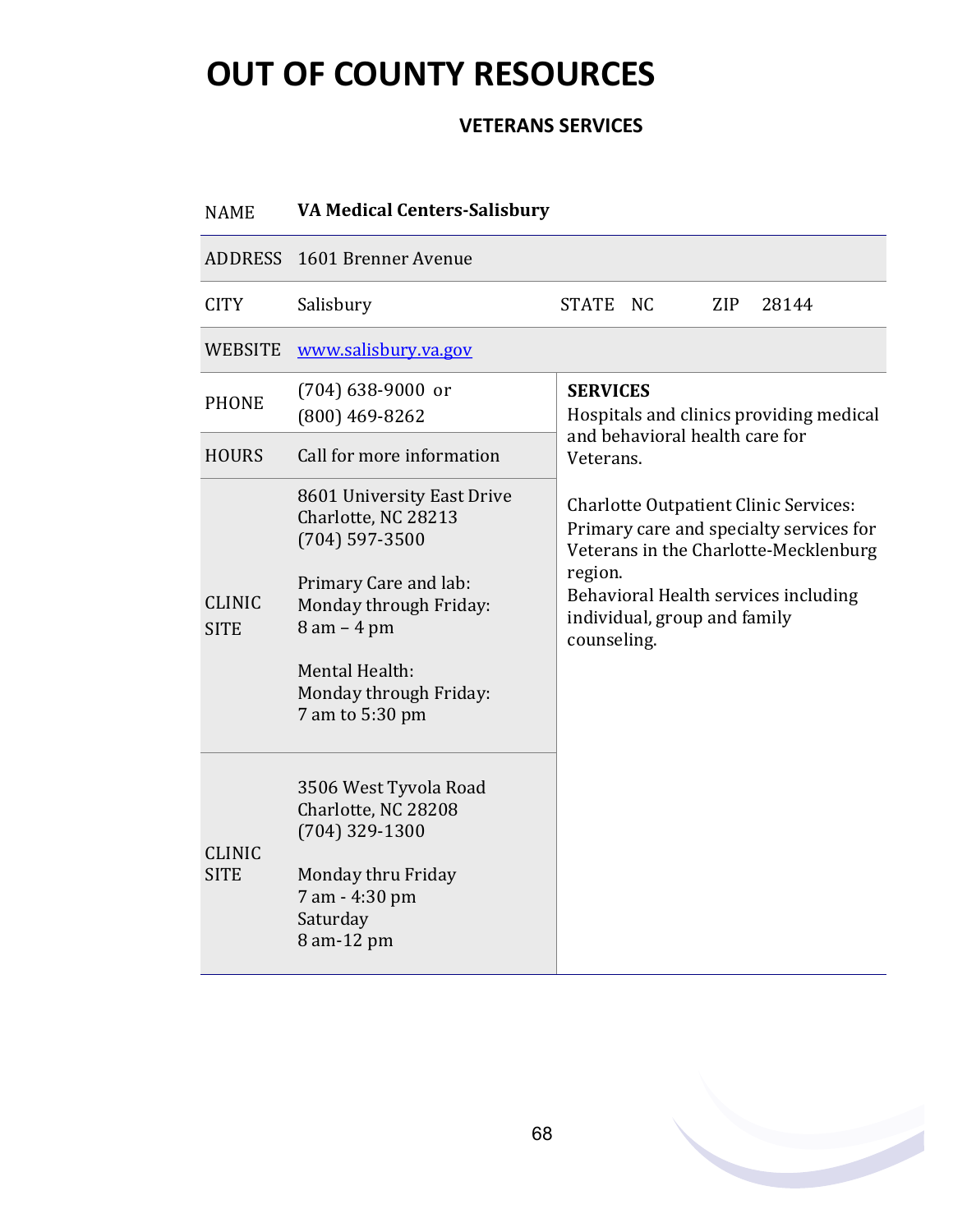# OUT OF COUNTY RESOURCES

### VETERANS SERVICES

| | | | |
|---|---|---|---|
| NAME | **VA Medical Centers-Salisbury** | | |
| ADDRESS | 1601 Brenner Avenue | | |
| CITY | Salisbury | STATE NC | ZIP 28144 |
| WEBSITE | www.salisbury.va.gov | | |
| PHONE | (704) 638-9000 or (800) 469-8262 | **SERVICES** Hospitals and clinics providing medical and behavioral health care for Veterans. Charlotte Outpatient Clinic Services: Primary care and specialty services for Veterans in the Charlotte-Mecklenburg region. Behavioral Health services including individual, group and family counseling. | |
| HOURS | Call for more information | | |
| CLINIC SITE | 8601 University East Drive Charlotte, NC 28213 (704) 597-3500<br><br>Primary Care and lab: Monday through Friday: 8 am – 4 pm<br><br>Mental Health: Monday through Friday: 7 am to 5:30 pm | | |
| CLINIC SITE | 3506 West Tyvola Road Charlotte, NC 28208 (704) 329-1300<br><br>Monday thru Friday 7 am - 4:30 pm Saturday 8 am-12 pm | | |